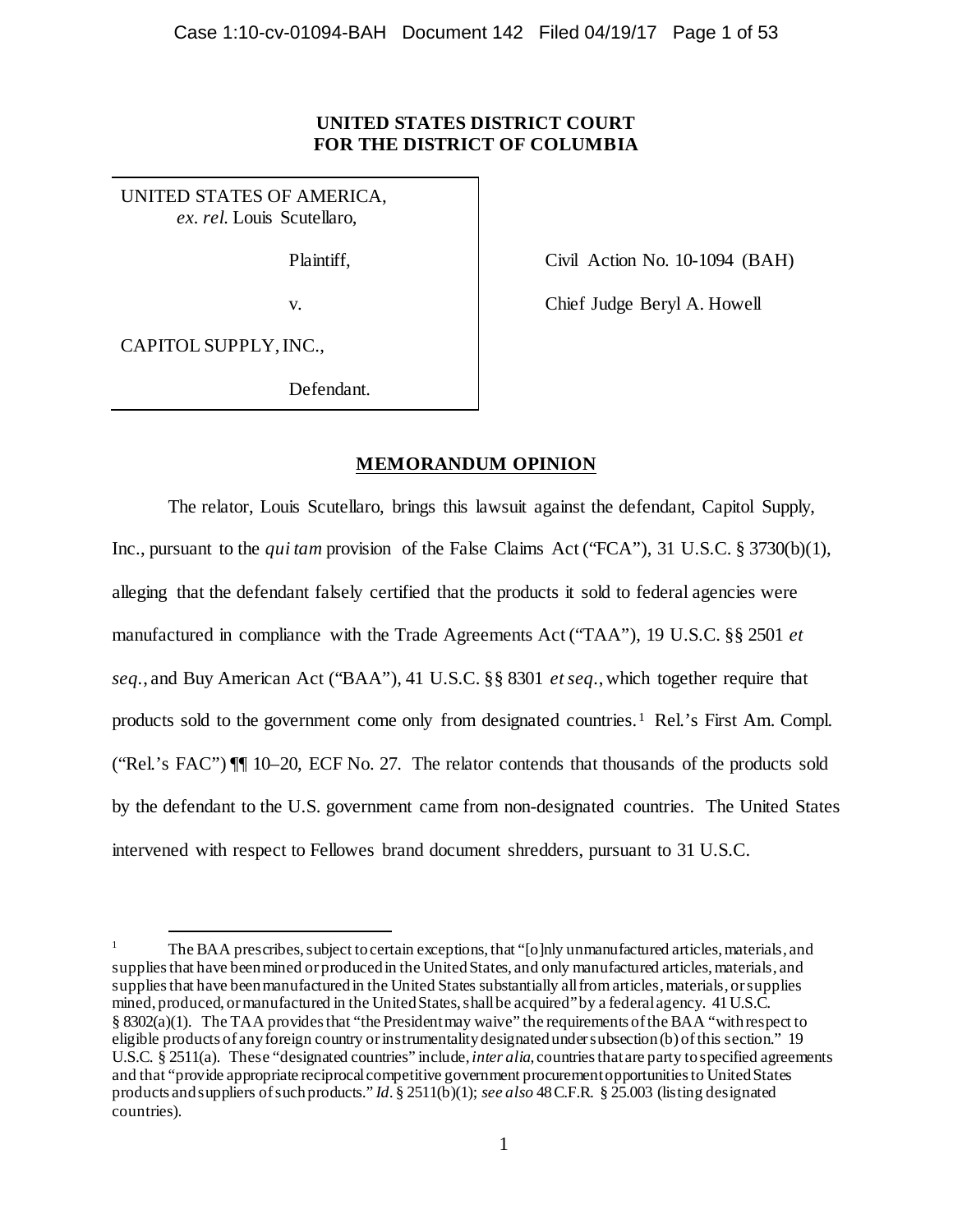**UNITED STATES DISTRICT COURT**
**FOR THE DISTRICT OF COLUMBIA**

| | |
|---|---|
| UNITED STATES OF AMERICA, *ex. rel.* Louis Scutellaro, Plaintiff, | Civil Action No. 10-1094 (BAH) |
| v. | Chief Judge Beryl A. Howell |
| CAPITOL SUPPLY, INC., Defendant. | |

## MEMORANDUM OPINION

The relator, Louis Scutellaro, brings this lawsuit against the defendant, Capitol Supply, Inc., pursuant to the *qui tam* provision of the False Claims Act ("FCA"), 31 U.S.C. § 3730(b)(1), alleging that the defendant falsely certified that the products it sold to federal agencies were manufactured in compliance with the Trade Agreements Act ("TAA"), 19 U.S.C. §§ 2501 *et seq.*, and Buy American Act ("BAA"), 41 U.S.C. §§ 8301 *et seq.*, which together require that products sold to the government come only from designated countries.[1] Rel.'s First Am. Compl. ("Rel.'s FAC") ¶¶ 10–20, ECF No. 27. The relator contends that thousands of the products sold by the defendant to the U.S. government came from non-designated countries. The United States intervened with respect to Fellowes brand document shredders, pursuant to 31 U.S.C.

---

[1] The BAA prescribes, subject to certain exceptions, that "[o]nly unmanufactured articles, materials, and supplies that have been mined or produced in the United States, and only manufactured articles, materials, and supplies that have been manufactured in the United States substantially all from articles, materials, or supplies mined, produced, or manufactured in the United States, shall be acquired" by a federal agency. 41 U.S.C. § 8302(a)(1). The TAA provides that "the President may waive" the requirements of the BAA "with respect to eligible products of any foreign country or instrumentality designated under subsection (b) of this section." 19 U.S.C. § 2511(a). These "designated countries" include, *inter alia*, countries that are party to specified agreements and that "provide appropriate reciprocal competitive government procurement opportunities to United States products and suppliers of such products." *Id*. § 2511(b)(1); *see also* 48 C.F.R. § 25.003 (listing designated countries).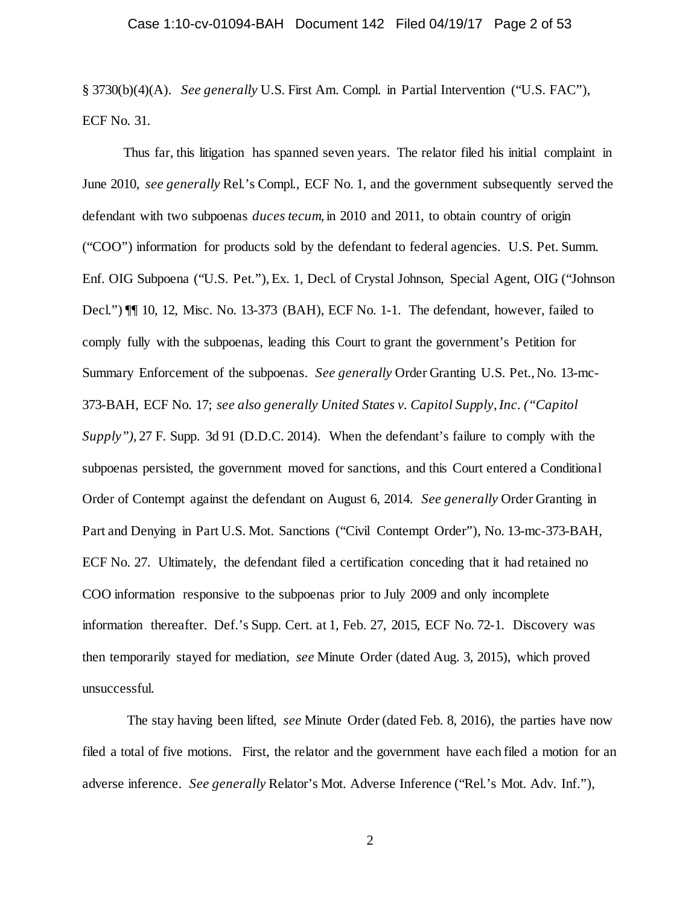§ 3730(b)(4)(A). *See generally* U.S. First Am. Compl. in Partial Intervention ("U.S. FAC"), ECF No. 31.

Thus far, this litigation has spanned seven years. The relator filed his initial complaint in June 2010, *see generally* Rel.'s Compl., ECF No. 1, and the government subsequently served the defendant with two subpoenas *duces tecum*, in 2010 and 2011, to obtain country of origin ("COO") information for products sold by the defendant to federal agencies. U.S. Pet. Summ. Enf. OIG Subpoena ("U.S. Pet."), Ex. 1, Decl. of Crystal Johnson, Special Agent, OIG ("Johnson Decl.") ¶¶ 10, 12, Misc. No. 13-373 (BAH), ECF No. 1-1. The defendant, however, failed to comply fully with the subpoenas, leading this Court to grant the government's Petition for Summary Enforcement of the subpoenas. *See generally* Order Granting U.S. Pet., No. 13-mc-373-BAH, ECF No. 17; *see also generally United States v. Capitol Supply, Inc. ("Capitol Supply")*, 27 F. Supp. 3d 91 (D.D.C. 2014). When the defendant's failure to comply with the subpoenas persisted, the government moved for sanctions, and this Court entered a Conditional Order of Contempt against the defendant on August 6, 2014. *See generally* Order Granting in Part and Denying in Part U.S. Mot. Sanctions ("Civil Contempt Order"), No. 13-mc-373-BAH, ECF No. 27. Ultimately, the defendant filed a certification conceding that it had retained no COO information responsive to the subpoenas prior to July 2009 and only incomplete information thereafter. Def.'s Supp. Cert. at 1, Feb. 27, 2015, ECF No. 72-1. Discovery was then temporarily stayed for mediation, *see* Minute Order (dated Aug. 3, 2015), which proved unsuccessful.

The stay having been lifted, *see* Minute Order (dated Feb. 8, 2016), the parties have now filed a total of five motions. First, the relator and the government have each filed a motion for an adverse inference. *See generally* Relator's Mot. Adverse Inference ("Rel.'s Mot. Adv. Inf."),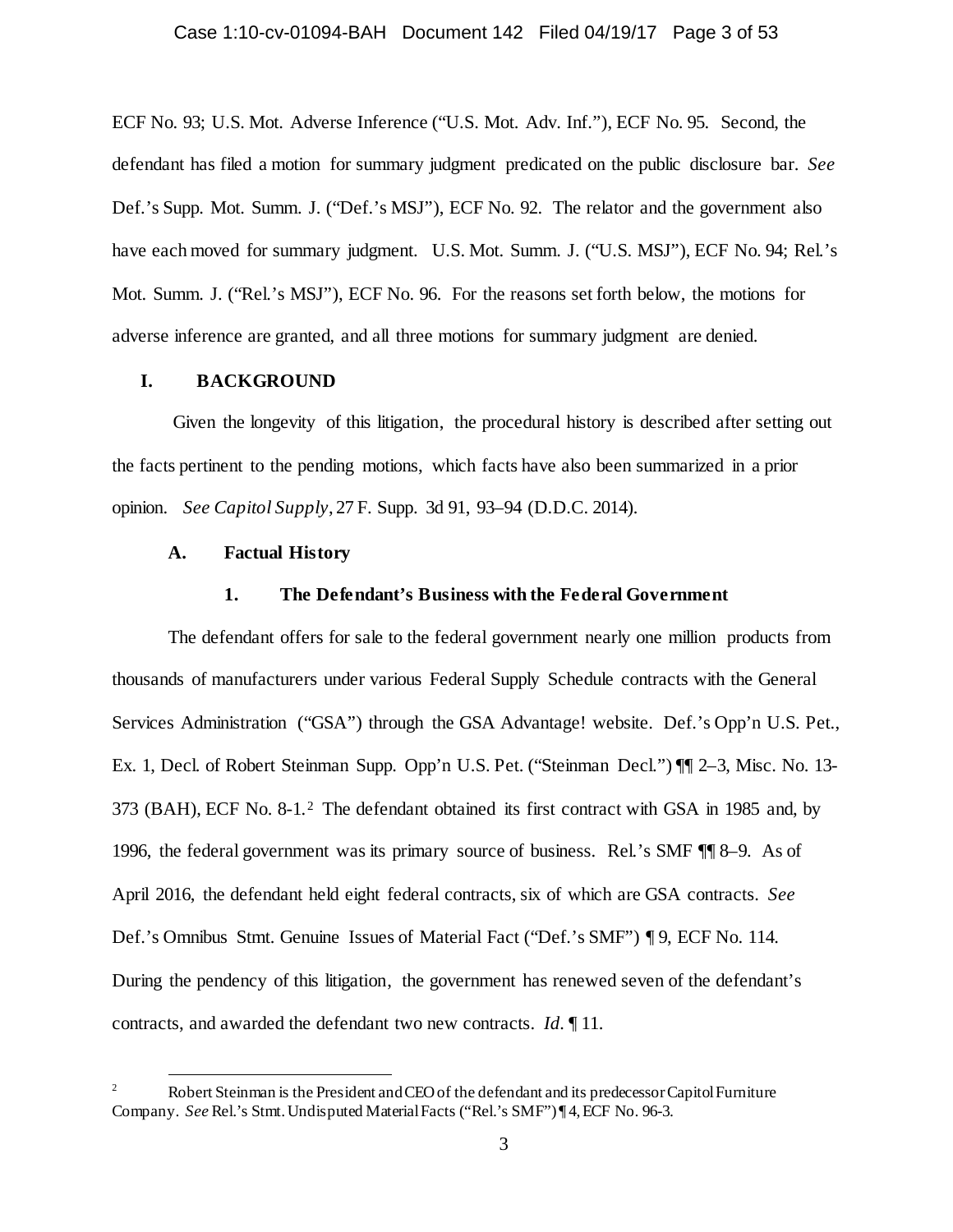ECF No. 93; U.S. Mot. Adverse Inference ("U.S. Mot. Adv. Inf."), ECF No. 95. Second, the defendant has filed a motion for summary judgment predicated on the public disclosure bar. *See* Def.'s Supp. Mot. Summ. J. ("Def.'s MSJ"), ECF No. 92. The relator and the government also have each moved for summary judgment. U.S. Mot. Summ. J. ("U.S. MSJ"), ECF No. 94; Rel.'s Mot. Summ. J. ("Rel.'s MSJ"), ECF No. 96. For the reasons set forth below, the motions for adverse inference are granted, and all three motions for summary judgment are denied.

## I. BACKGROUND

Given the longevity of this litigation, the procedural history is described after setting out the facts pertinent to the pending motions, which facts have also been summarized in a prior opinion. *See Capitol Supply*, 27 F. Supp. 3d 91, 93–94 (D.D.C. 2014).

### A. Factual History

#### 1. The Defendant's Business with the Federal Government

The defendant offers for sale to the federal government nearly one million products from thousands of manufacturers under various Federal Supply Schedule contracts with the General Services Administration ("GSA") through the GSA Advantage! website. Def.'s Opp'n U.S. Pet., Ex. 1, Decl. of Robert Steinman Supp. Opp'n U.S. Pet. ("Steinman Decl.") ¶¶ 2–3, Misc. No. 13-373 (BAH), ECF No. 8-1.[2] The defendant obtained its first contract with GSA in 1985 and, by 1996, the federal government was its primary source of business. Rel.'s SMF ¶¶ 8–9. As of April 2016, the defendant held eight federal contracts, six of which are GSA contracts. *See* Def.'s Omnibus Stmt. Genuine Issues of Material Fact ("Def.'s SMF") ¶ 9, ECF No. 114. During the pendency of this litigation, the government has renewed seven of the defendant's contracts, and awarded the defendant two new contracts. *Id.* ¶ 11.

[2] Robert Steinman is the President and CEO of the defendant and its predecessor Capitol Furniture Company. *See* Rel.'s Stmt. Undisputed Material Facts ("Rel.'s SMF") ¶ 4, ECF No. 96-3.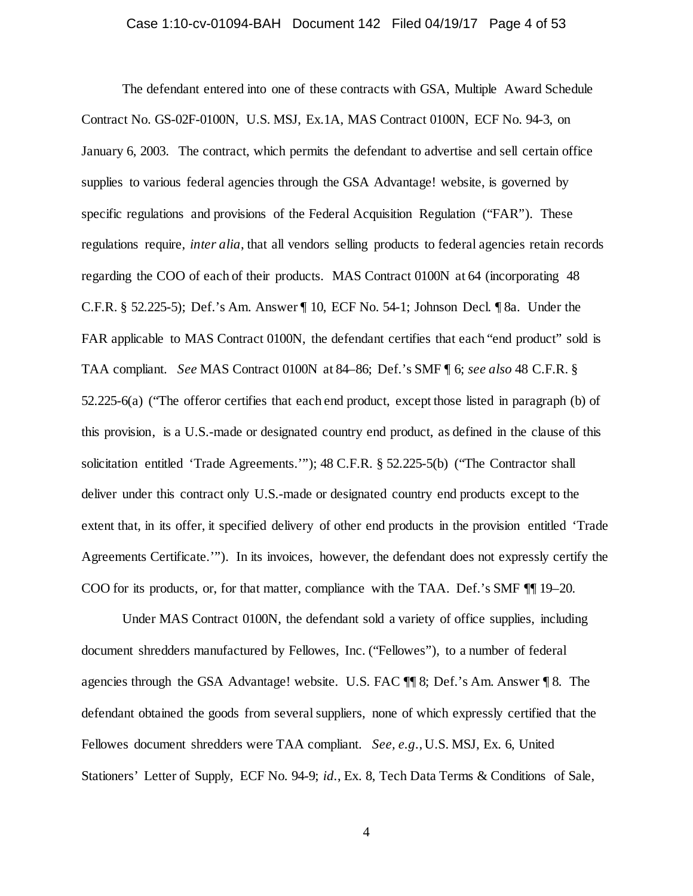The defendant entered into one of these contracts with GSA, Multiple Award Schedule Contract No. GS-02F-0100N, U.S. MSJ, Ex.1A, MAS Contract 0100N, ECF No. 94-3, on January 6, 2003. The contract, which permits the defendant to advertise and sell certain office supplies to various federal agencies through the GSA Advantage! website, is governed by specific regulations and provisions of the Federal Acquisition Regulation ("FAR"). These regulations require, *inter alia*, that all vendors selling products to federal agencies retain records regarding the COO of each of their products. MAS Contract 0100N at 64 (incorporating 48 C.F.R. § 52.225-5); Def.'s Am. Answer ¶ 10, ECF No. 54-1; Johnson Decl. ¶ 8a. Under the FAR applicable to MAS Contract 0100N, the defendant certifies that each "end product" sold is TAA compliant. *See* MAS Contract 0100N at 84–86; Def.'s SMF ¶ 6; *see also* 48 C.F.R. § 52.225-6(a) ("The offeror certifies that each end product, except those listed in paragraph (b) of this provision, is a U.S.-made or designated country end product, as defined in the clause of this solicitation entitled 'Trade Agreements.'"); 48 C.F.R. § 52.225-5(b) ("The Contractor shall deliver under this contract only U.S.-made or designated country end products except to the extent that, in its offer, it specified delivery of other end products in the provision entitled 'Trade Agreements Certificate.'"). In its invoices, however, the defendant does not expressly certify the COO for its products, or, for that matter, compliance with the TAA. Def.'s SMF ¶¶ 19–20.

Under MAS Contract 0100N, the defendant sold a variety of office supplies, including document shredders manufactured by Fellowes, Inc. ("Fellowes"), to a number of federal agencies through the GSA Advantage! website. U.S. FAC ¶¶ 8; Def.'s Am. Answer ¶ 8. The defendant obtained the goods from several suppliers, none of which expressly certified that the Fellowes document shredders were TAA compliant. *See, e.g.*, U.S. MSJ, Ex. 6, United Stationers' Letter of Supply, ECF No. 94-9; *id.*, Ex. 8, Tech Data Terms & Conditions of Sale,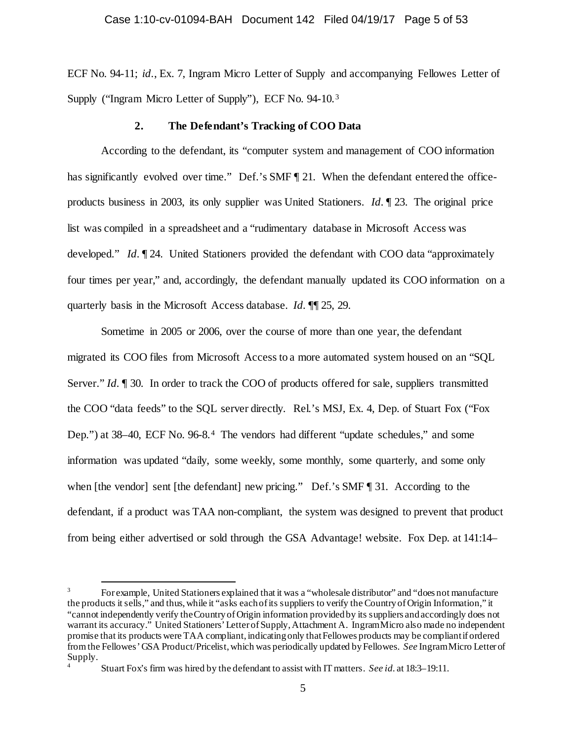ECF No. 94-11; *id.*, Ex. 7, Ingram Micro Letter of Supply and accompanying Fellowes Letter of Supply ("Ingram Micro Letter of Supply"), ECF No. 94-10.[3]

### 2. The Defendant's Tracking of COO Data

According to the defendant, its "computer system and management of COO information has significantly evolved over time." Def.'s SMF ¶ 21. When the defendant entered the office-products business in 2003, its only supplier was United Stationers. *Id.* ¶ 23. The original price list was compiled in a spreadsheet and a "rudimentary database in Microsoft Access was developed." *Id.* ¶ 24. United Stationers provided the defendant with COO data "approximately four times per year," and, accordingly, the defendant manually updated its COO information on a quarterly basis in the Microsoft Access database. *Id.* ¶¶ 25, 29.

Sometime in 2005 or 2006, over the course of more than one year, the defendant migrated its COO files from Microsoft Access to a more automated system housed on an "SQL Server." *Id.* ¶ 30. In order to track the COO of products offered for sale, suppliers transmitted the COO "data feeds" to the SQL server directly. Rel.'s MSJ, Ex. 4, Dep. of Stuart Fox ("Fox Dep.") at 38–40, ECF No. 96-8.[4] The vendors had different "update schedules," and some information was updated "daily, some weekly, some monthly, some quarterly, and some only when [the vendor] sent [the defendant] new pricing." Def.'s SMF ¶ 31. According to the defendant, if a product was TAA non-compliant, the system was designed to prevent that product from being either advertised or sold through the GSA Advantage! website. Fox Dep. at 141:14–

---

[3] For example, United Stationers explained that it was a "wholesale distributor" and "does not manufacture the products it sells," and thus, while it "asks each of its suppliers to verify the Country of Origin Information," it "cannot independently verify the Country of Origin information provided by its suppliers and accordingly does not warrant its accuracy." United Stationers' Letter of Supply, Attachment A. Ingram Micro also made no independent promise that its products were TAA compliant, indicating only that Fellowes products may be compliant if ordered from the Fellowes' GSA Product/Pricelist, which was periodically updated by Fellowes. *See* Ingram Micro Letter of Supply.

[4] Stuart Fox's firm was hired by the defendant to assist with IT matters. *See id.* at 18:3–19:11.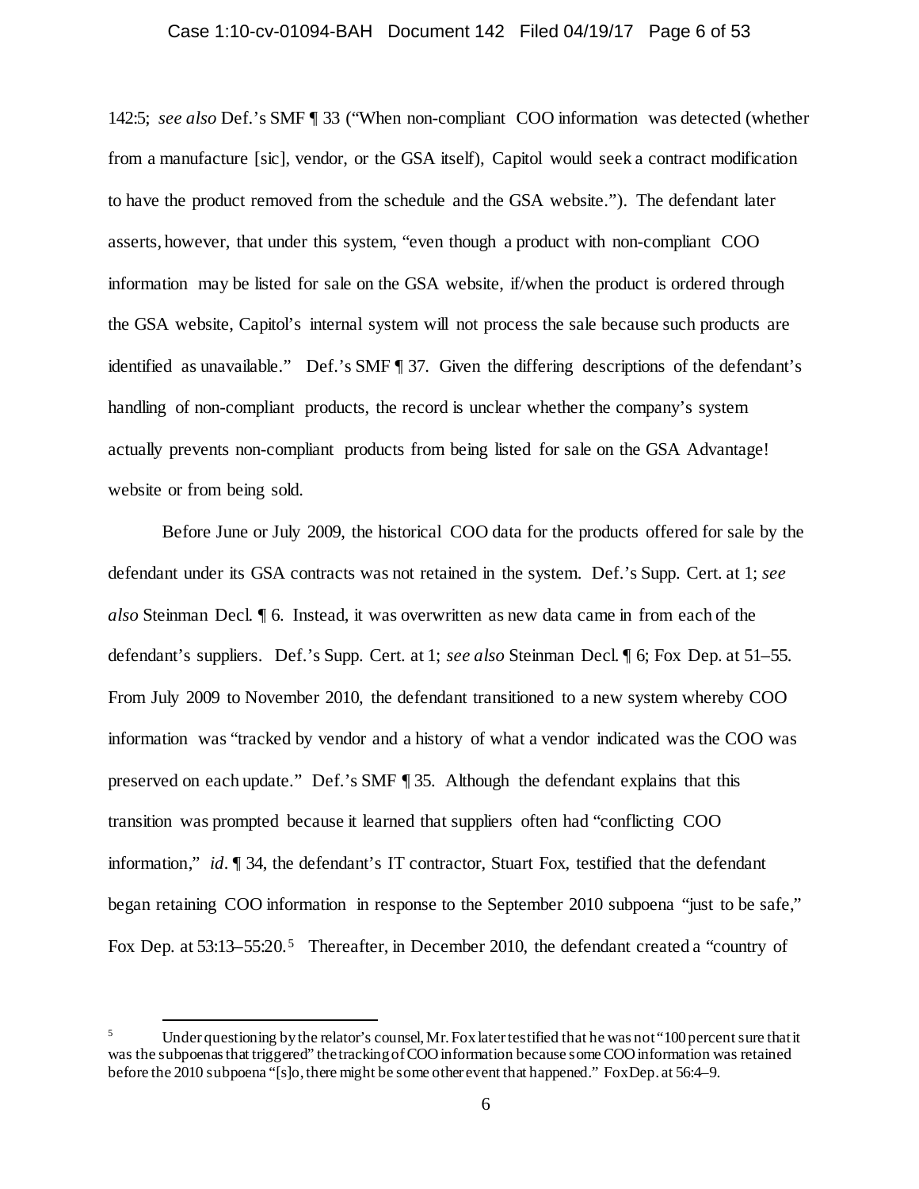142:5; *see also* Def.'s SMF ¶ 33 ("When non-compliant COO information was detected (whether from a manufacture [sic], vendor, or the GSA itself), Capitol would seek a contract modification to have the product removed from the schedule and the GSA website."). The defendant later asserts, however, that under this system, "even though a product with non-compliant COO information may be listed for sale on the GSA website, if/when the product is ordered through the GSA website, Capitol's internal system will not process the sale because such products are identified as unavailable." Def.'s SMF ¶ 37. Given the differing descriptions of the defendant's handling of non-compliant products, the record is unclear whether the company's system actually prevents non-compliant products from being listed for sale on the GSA Advantage! website or from being sold.

Before June or July 2009, the historical COO data for the products offered for sale by the defendant under its GSA contracts was not retained in the system. Def.'s Supp. Cert. at 1; *see also* Steinman Decl. ¶ 6. Instead, it was overwritten as new data came in from each of the defendant's suppliers. Def.'s Supp. Cert. at 1; *see also* Steinman Decl. ¶ 6; Fox Dep. at 51–55. From July 2009 to November 2010, the defendant transitioned to a new system whereby COO information was "tracked by vendor and a history of what a vendor indicated was the COO was preserved on each update." Def.'s SMF ¶ 35. Although the defendant explains that this transition was prompted because it learned that suppliers often had "conflicting COO information," *id*. ¶ 34, the defendant's IT contractor, Stuart Fox, testified that the defendant began retaining COO information in response to the September 2010 subpoena "just to be safe," Fox Dep. at 53:13–55:20.[5] Thereafter, in December 2010, the defendant created a "country of

[5] Under questioning by the relator's counsel, Mr. Fox later testified that he was not "100 percent sure that it was the subpoenas that triggered" the tracking of COO information because some COO information was retained before the 2010 subpoena "[s]o, there might be some other event that happened." Fox Dep. at 56:4–9.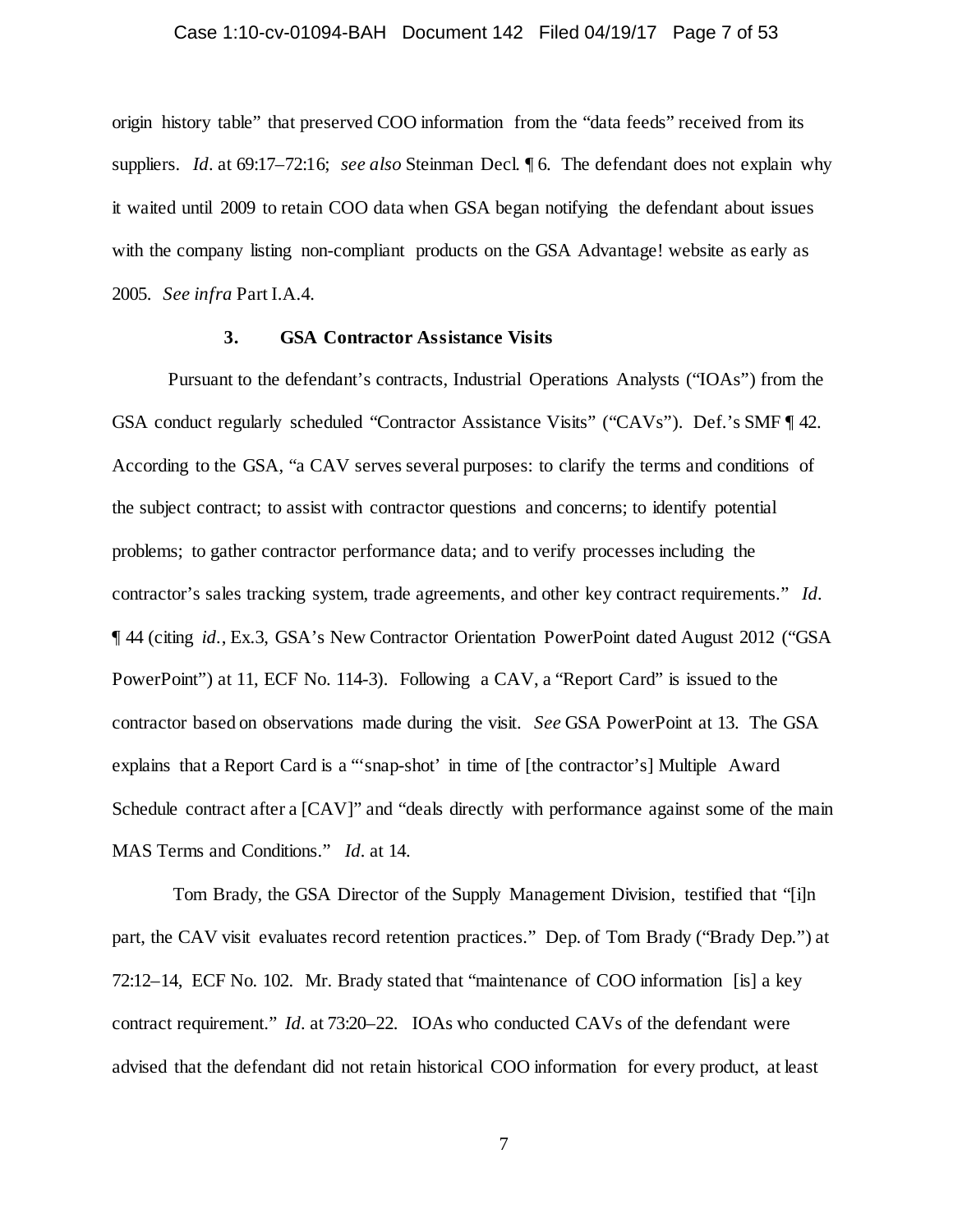origin history table" that preserved COO information from the "data feeds" received from its suppliers. *Id*. at 69:17–72:16; *see also* Steinman Decl. ¶ 6. The defendant does not explain why it waited until 2009 to retain COO data when GSA began notifying the defendant about issues with the company listing non-compliant products on the GSA Advantage! website as early as 2005. *See infra* Part I.A.4.

### 3. GSA Contractor Assistance Visits

Pursuant to the defendant's contracts, Industrial Operations Analysts ("IOAs") from the GSA conduct regularly scheduled "Contractor Assistance Visits" ("CAVs"). Def.'s SMF ¶ 42. According to the GSA, "a CAV serves several purposes: to clarify the terms and conditions of the subject contract; to assist with contractor questions and concerns; to identify potential problems; to gather contractor performance data; and to verify processes including the contractor's sales tracking system, trade agreements, and other key contract requirements." *Id*. ¶ 44 (citing *id*., Ex.3, GSA's New Contractor Orientation PowerPoint dated August 2012 ("GSA PowerPoint") at 11, ECF No. 114-3). Following a CAV, a "Report Card" is issued to the contractor based on observations made during the visit. *See* GSA PowerPoint at 13. The GSA explains that a Report Card is a "'snap-shot' in time of [the contractor's] Multiple Award Schedule contract after a [CAV]" and "deals directly with performance against some of the main MAS Terms and Conditions." *Id*. at 14.

Tom Brady, the GSA Director of the Supply Management Division, testified that "[i]n part, the CAV visit evaluates record retention practices." Dep. of Tom Brady ("Brady Dep.") at 72:12–14, ECF No. 102. Mr. Brady stated that "maintenance of COO information [is] a key contract requirement." *Id*. at 73:20–22. IOAs who conducted CAVs of the defendant were advised that the defendant did not retain historical COO information for every product, at least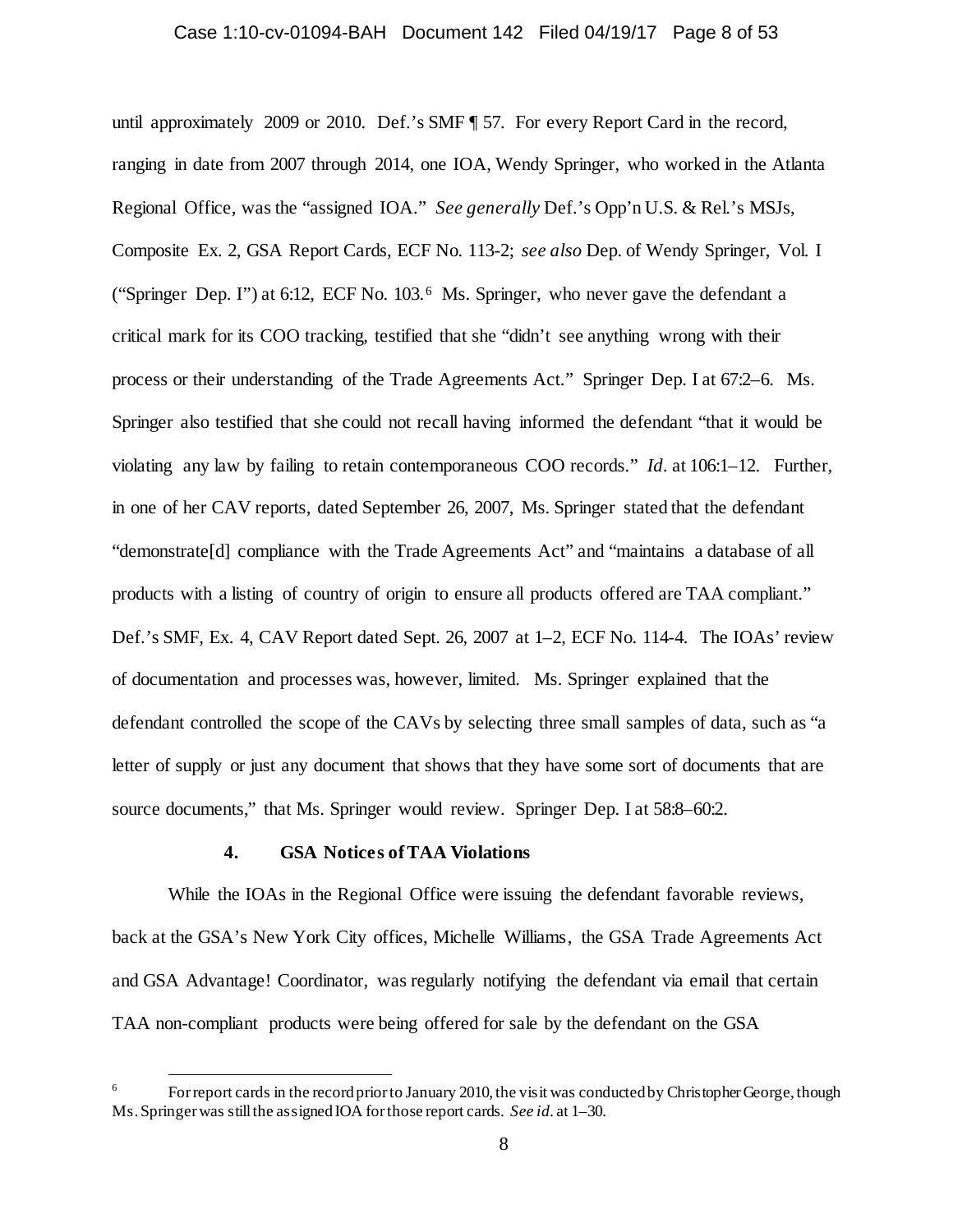until approximately 2009 or 2010. Def.'s SMF ¶ 57. For every Report Card in the record, ranging in date from 2007 through 2014, one IOA, Wendy Springer, who worked in the Atlanta Regional Office, was the "assigned IOA." *See generally* Def.'s Opp'n U.S. & Rel.'s MSJs, Composite Ex. 2, GSA Report Cards, ECF No. 113-2; *see also* Dep. of Wendy Springer, Vol. I ("Springer Dep. I") at 6:12, ECF No. 103.[6] Ms. Springer, who never gave the defendant a critical mark for its COO tracking, testified that she "didn't see anything wrong with their process or their understanding of the Trade Agreements Act." Springer Dep. I at 67:2–6. Ms. Springer also testified that she could not recall having informed the defendant "that it would be violating any law by failing to retain contemporaneous COO records." *Id*. at 106:1–12. Further, in one of her CAV reports, dated September 26, 2007, Ms. Springer stated that the defendant "demonstrate[d] compliance with the Trade Agreements Act" and "maintains a database of all products with a listing of country of origin to ensure all products offered are TAA compliant." Def.'s SMF, Ex. 4, CAV Report dated Sept. 26, 2007 at 1–2, ECF No. 114-4. The IOAs' review of documentation and processes was, however, limited. Ms. Springer explained that the defendant controlled the scope of the CAVs by selecting three small samples of data, such as "a letter of supply or just any document that shows that they have some sort of documents that are source documents," that Ms. Springer would review. Springer Dep. I at 58:8–60:2.

#### 4. GSA Notices of TAA Violations

While the IOAs in the Regional Office were issuing the defendant favorable reviews, back at the GSA's New York City offices, Michelle Williams, the GSA Trade Agreements Act and GSA Advantage! Coordinator, was regularly notifying the defendant via email that certain TAA non-compliant products were being offered for sale by the defendant on the GSA

---

[6] For report cards in the record prior to January 2010, the visit was conducted by Christopher George, though Ms. Springer was still the assigned IOA for those report cards. *See id*. at 1–30.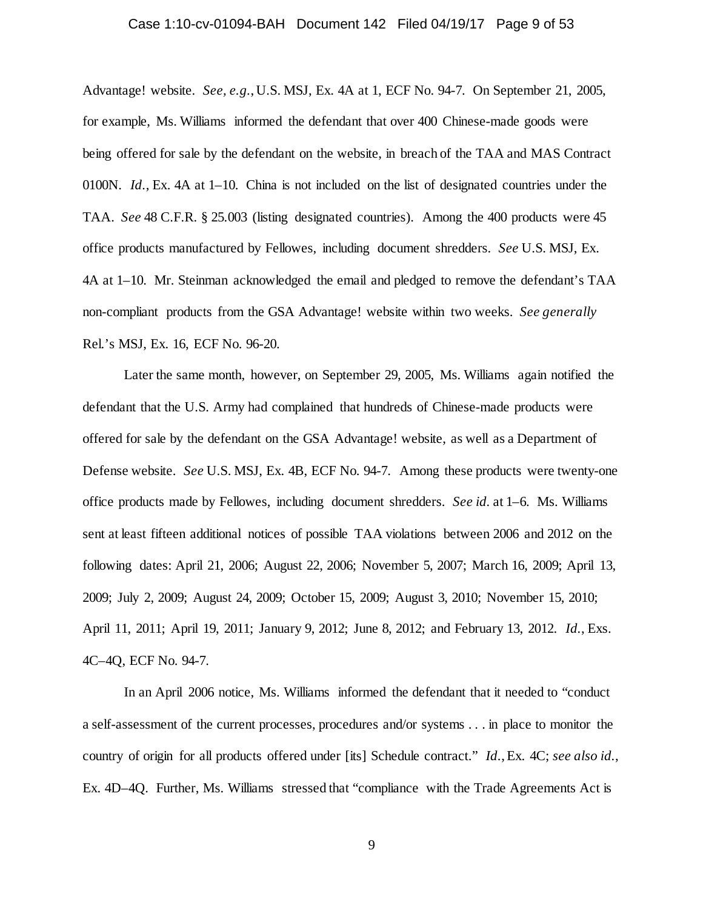Advantage! website. *See, e.g.*, U.S. MSJ, Ex. 4A at 1, ECF No. 94-7. On September 21, 2005, for example, Ms. Williams informed the defendant that over 400 Chinese-made goods were being offered for sale by the defendant on the website, in breach of the TAA and MAS Contract 0100N. *Id.*, Ex. 4A at 1–10. China is not included on the list of designated countries under the TAA. *See* 48 C.F.R. § 25.003 (listing designated countries). Among the 400 products were 45 office products manufactured by Fellowes, including document shredders. *See* U.S. MSJ, Ex. 4A at 1–10. Mr. Steinman acknowledged the email and pledged to remove the defendant's TAA non-compliant products from the GSA Advantage! website within two weeks. *See generally* Rel.'s MSJ, Ex. 16, ECF No. 96-20.

Later the same month, however, on September 29, 2005, Ms. Williams again notified the defendant that the U.S. Army had complained that hundreds of Chinese-made products were offered for sale by the defendant on the GSA Advantage! website, as well as a Department of Defense website. *See* U.S. MSJ, Ex. 4B, ECF No. 94-7. Among these products were twenty-one office products made by Fellowes, including document shredders. *See id.* at 1–6. Ms. Williams sent at least fifteen additional notices of possible TAA violations between 2006 and 2012 on the following dates: April 21, 2006; August 22, 2006; November 5, 2007; March 16, 2009; April 13, 2009; July 2, 2009; August 24, 2009; October 15, 2009; August 3, 2010; November 15, 2010; April 11, 2011; April 19, 2011; January 9, 2012; June 8, 2012; and February 13, 2012. *Id.*, Exs. 4C–4Q, ECF No. 94-7.

In an April 2006 notice, Ms. Williams informed the defendant that it needed to "conduct a self-assessment of the current processes, procedures and/or systems . . . in place to monitor the country of origin for all products offered under [its] Schedule contract." *Id.*, Ex. 4C; *see also id.*, Ex. 4D–4Q. Further, Ms. Williams stressed that "compliance with the Trade Agreements Act is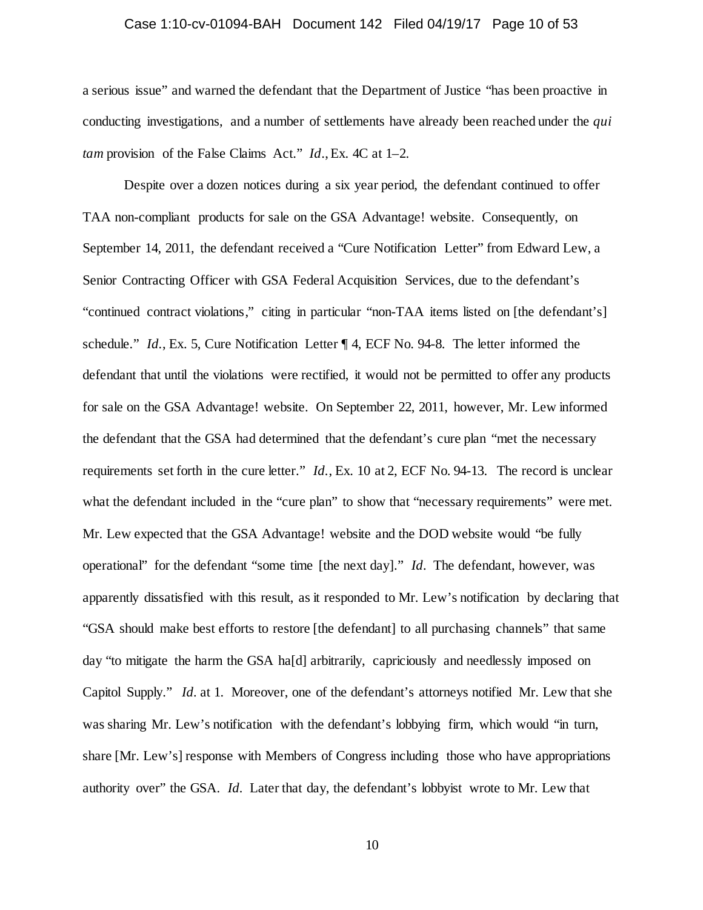a serious issue" and warned the defendant that the Department of Justice "has been proactive in conducting investigations, and a number of settlements have already been reached under the *qui tam* provision of the False Claims Act." *Id*., Ex. 4C at 1–2.

Despite over a dozen notices during a six year period, the defendant continued to offer TAA non-compliant products for sale on the GSA Advantage! website. Consequently, on September 14, 2011, the defendant received a "Cure Notification Letter" from Edward Lew, a Senior Contracting Officer with GSA Federal Acquisition Services, due to the defendant's "continued contract violations," citing in particular "non-TAA items listed on [the defendant's] schedule." *Id*., Ex. 5, Cure Notification Letter ¶ 4, ECF No. 94-8. The letter informed the defendant that until the violations were rectified, it would not be permitted to offer any products for sale on the GSA Advantage! website. On September 22, 2011, however, Mr. Lew informed the defendant that the GSA had determined that the defendant's cure plan "met the necessary requirements set forth in the cure letter." *Id*., Ex. 10 at 2, ECF No. 94-13. The record is unclear what the defendant included in the "cure plan" to show that "necessary requirements" were met. Mr. Lew expected that the GSA Advantage! website and the DOD website would "be fully operational" for the defendant "some time [the next day]." *Id*. The defendant, however, was apparently dissatisfied with this result, as it responded to Mr. Lew's notification by declaring that "GSA should make best efforts to restore [the defendant] to all purchasing channels" that same day "to mitigate the harm the GSA ha[d] arbitrarily, capriciously and needlessly imposed on Capitol Supply." *Id*. at 1. Moreover, one of the defendant's attorneys notified Mr. Lew that she was sharing Mr. Lew's notification with the defendant's lobbying firm, which would "in turn, share [Mr. Lew's] response with Members of Congress including those who have appropriations authority over" the GSA. *Id*. Later that day, the defendant's lobbyist wrote to Mr. Lew that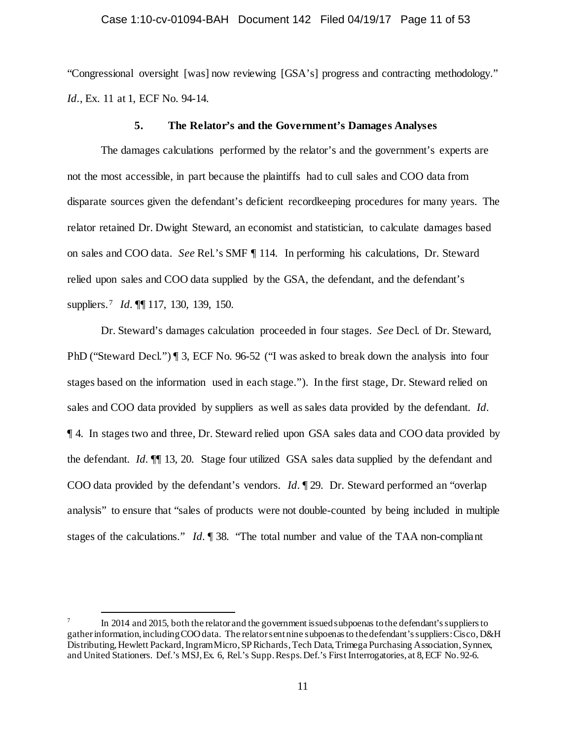"Congressional oversight [was] now reviewing [GSA's] progress and contracting methodology." *Id.*, Ex. 11 at 1, ECF No. 94-14.

### 5. The Relator's and the Government's Damages Analyses

The damages calculations performed by the relator's and the government's experts are not the most accessible, in part because the plaintiffs had to cull sales and COO data from disparate sources given the defendant's deficient recordkeeping procedures for many years. The relator retained Dr. Dwight Steward, an economist and statistician, to calculate damages based on sales and COO data. *See* Rel.'s SMF ¶ 114. In performing his calculations, Dr. Steward relied upon sales and COO data supplied by the GSA, the defendant, and the defendant's suppliers.[7] *Id.* ¶¶ 117, 130, 139, 150.

Dr. Steward's damages calculation proceeded in four stages. *See* Decl. of Dr. Steward, PhD ("Steward Decl.") ¶ 3, ECF No. 96-52 ("I was asked to break down the analysis into four stages based on the information used in each stage."). In the first stage, Dr. Steward relied on sales and COO data provided by suppliers as well as sales data provided by the defendant. *Id.* ¶ 4. In stages two and three, Dr. Steward relied upon GSA sales data and COO data provided by the defendant. *Id.* ¶¶ 13, 20. Stage four utilized GSA sales data supplied by the defendant and COO data provided by the defendant's vendors. *Id.* ¶ 29. Dr. Steward performed an "overlap analysis" to ensure that "sales of products were not double-counted by being included in multiple stages of the calculations." *Id.* ¶ 38. "The total number and value of the TAA non-compliant

---

[7] In 2014 and 2015, both the relator and the government issued subpoenas to the defendant's suppliers to gather information, including COO data. The relator sent nine subpoenas to the defendant's suppliers: Cisco, D&H Distributing, Hewlett Packard, Ingram Micro, SP Richards, Tech Data, Trimega Purchasing Association, Synnex, and United Stationers. Def.'s MSJ, Ex. 6, Rel.'s Supp. Resps. Def.'s First Interrogatories, at 8, ECF No. 92-6.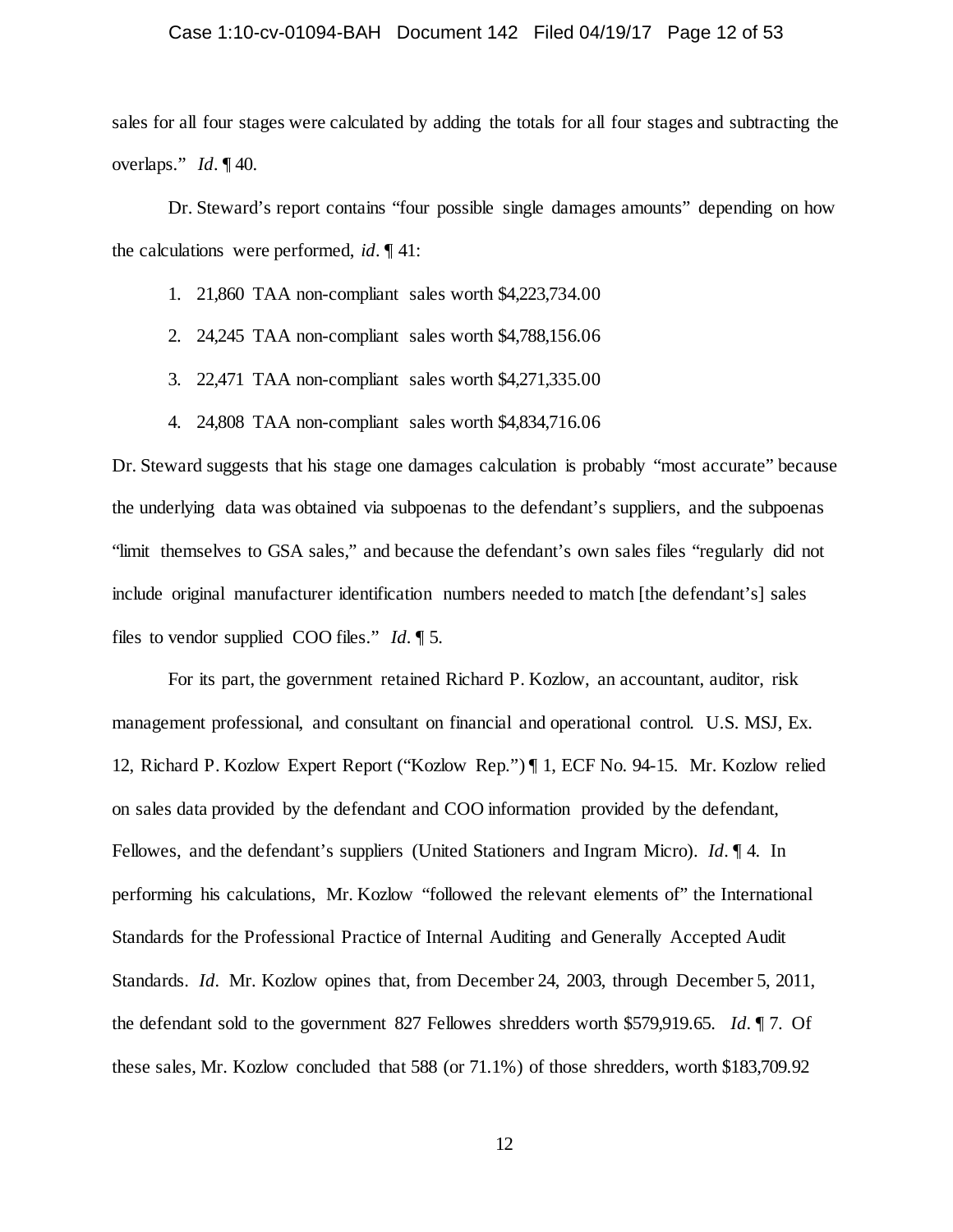sales for all four stages were calculated by adding the totals for all four stages and subtracting the overlaps." *Id*. ¶ 40.

Dr. Steward's report contains "four possible single damages amounts" depending on how the calculations were performed, *id*. ¶ 41:

1. 21,860 TAA non-compliant sales worth $4,223,734.00
2. 24,245 TAA non-compliant sales worth $4,788,156.06
3. 22,471 TAA non-compliant sales worth $4,271,335.00
4. 24,808 TAA non-compliant sales worth $4,834,716.06

Dr. Steward suggests that his stage one damages calculation is probably "most accurate" because the underlying data was obtained via subpoenas to the defendant's suppliers, and the subpoenas "limit themselves to GSA sales," and because the defendant's own sales files "regularly did not include original manufacturer identification numbers needed to match [the defendant's] sales files to vendor supplied COO files." *Id*. ¶ 5.

For its part, the government retained Richard P. Kozlow, an accountant, auditor, risk management professional, and consultant on financial and operational control. U.S. MSJ, Ex. 12, Richard P. Kozlow Expert Report ("Kozlow Rep.") ¶ 1, ECF No. 94-15. Mr. Kozlow relied on sales data provided by the defendant and COO information provided by the defendant, Fellowes, and the defendant's suppliers (United Stationers and Ingram Micro). *Id*. ¶ 4. In performing his calculations, Mr. Kozlow "followed the relevant elements of" the International Standards for the Professional Practice of Internal Auditing and Generally Accepted Audit Standards. *Id*. Mr. Kozlow opines that, from December 24, 2003, through December 5, 2011, the defendant sold to the government 827 Fellowes shredders worth $579,919.65. *Id*. ¶ 7. Of these sales, Mr. Kozlow concluded that 588 (or 71.1%) of those shredders, worth $183,709.92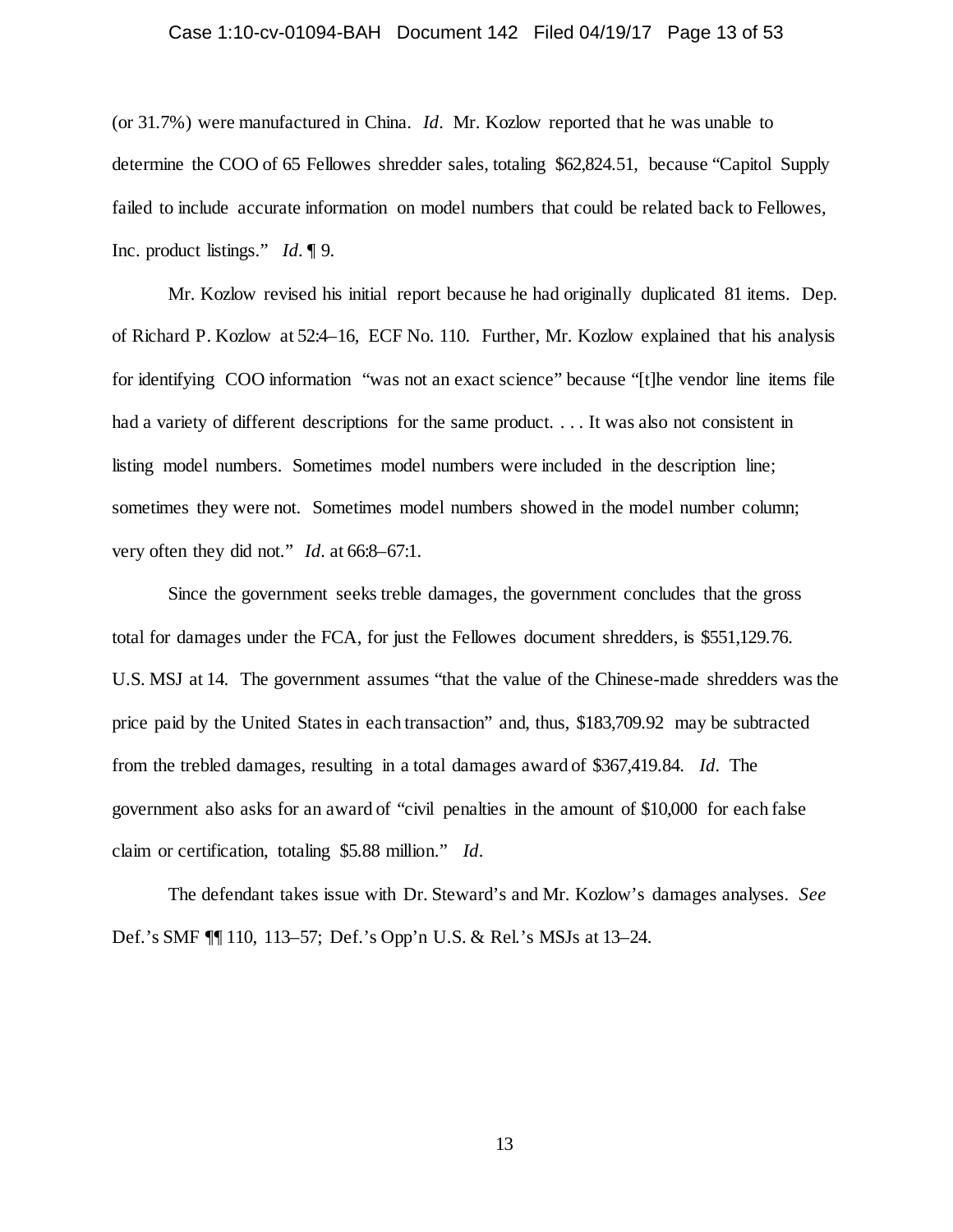(or 31.7%) were manufactured in China. *Id*. Mr. Kozlow reported that he was unable to determine the COO of 65 Fellowes shredder sales, totaling $62,824.51, because "Capitol Supply failed to include accurate information on model numbers that could be related back to Fellowes, Inc. product listings." *Id*. ¶ 9.

Mr. Kozlow revised his initial report because he had originally duplicated 81 items. Dep. of Richard P. Kozlow at 52:4–16, ECF No. 110. Further, Mr. Kozlow explained that his analysis for identifying COO information "was not an exact science" because "[t]he vendor line items file had a variety of different descriptions for the same product. . . . It was also not consistent in listing model numbers. Sometimes model numbers were included in the description line; sometimes they were not. Sometimes model numbers showed in the model number column; very often they did not." *Id*. at 66:8–67:1.

Since the government seeks treble damages, the government concludes that the gross total for damages under the FCA, for just the Fellowes document shredders, is $551,129.76. U.S. MSJ at 14. The government assumes "that the value of the Chinese-made shredders was the price paid by the United States in each transaction" and, thus, $183,709.92 may be subtracted from the trebled damages, resulting in a total damages award of $367,419.84. *Id*. The government also asks for an award of "civil penalties in the amount of $10,000 for each false claim or certification, totaling $5.88 million." *Id*.

The defendant takes issue with Dr. Steward's and Mr. Kozlow's damages analyses. *See* Def.'s SMF ¶¶ 110, 113–57; Def.'s Opp'n U.S. & Rel.'s MSJs at 13–24.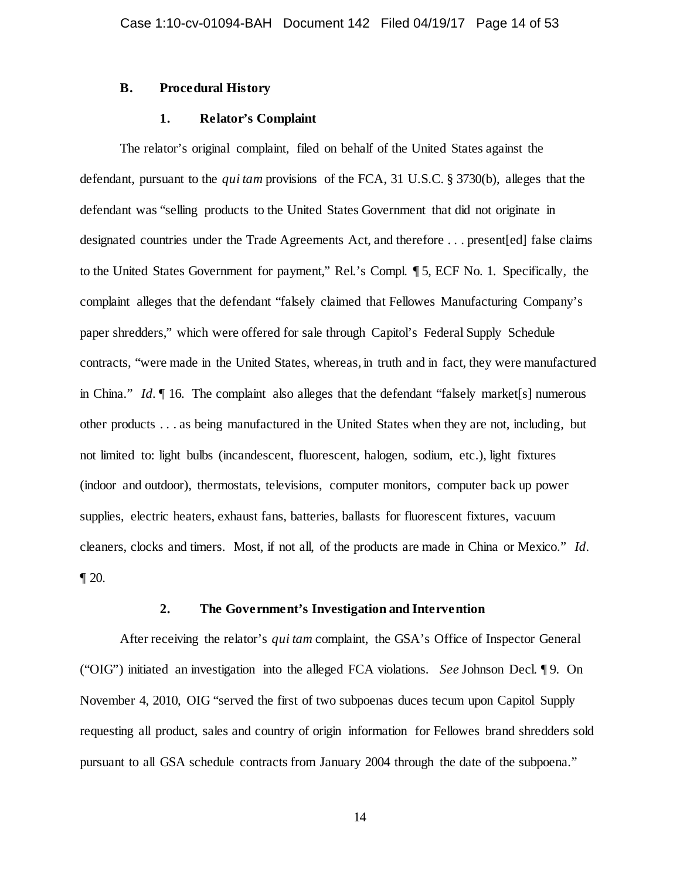### B. Procedural History

#### 1. Relator's Complaint

The relator's original complaint, filed on behalf of the United States against the defendant, pursuant to the *qui tam* provisions of the FCA, 31 U.S.C. § 3730(b), alleges that the defendant was "selling products to the United States Government that did not originate in designated countries under the Trade Agreements Act, and therefore . . . present[ed] false claims to the United States Government for payment," Rel.'s Compl. ¶ 5, ECF No. 1. Specifically, the complaint alleges that the defendant "falsely claimed that Fellowes Manufacturing Company's paper shredders," which were offered for sale through Capitol's Federal Supply Schedule contracts, "were made in the United States, whereas, in truth and in fact, they were manufactured in China." *Id.* ¶ 16. The complaint also alleges that the defendant "falsely market[s] numerous other products . . . as being manufactured in the United States when they are not, including, but not limited to: light bulbs (incandescent, fluorescent, halogen, sodium, etc.), light fixtures (indoor and outdoor), thermostats, televisions, computer monitors, computer back up power supplies, electric heaters, exhaust fans, batteries, ballasts for fluorescent fixtures, vacuum cleaners, clocks and timers. Most, if not all, of the products are made in China or Mexico." *Id.* ¶ 20.

#### 2. The Government's Investigation and Intervention

After receiving the relator's *qui tam* complaint, the GSA's Office of Inspector General ("OIG") initiated an investigation into the alleged FCA violations. *See* Johnson Decl. ¶ 9. On November 4, 2010, OIG "served the first of two subpoenas duces tecum upon Capitol Supply requesting all product, sales and country of origin information for Fellowes brand shredders sold pursuant to all GSA schedule contracts from January 2004 through the date of the subpoena."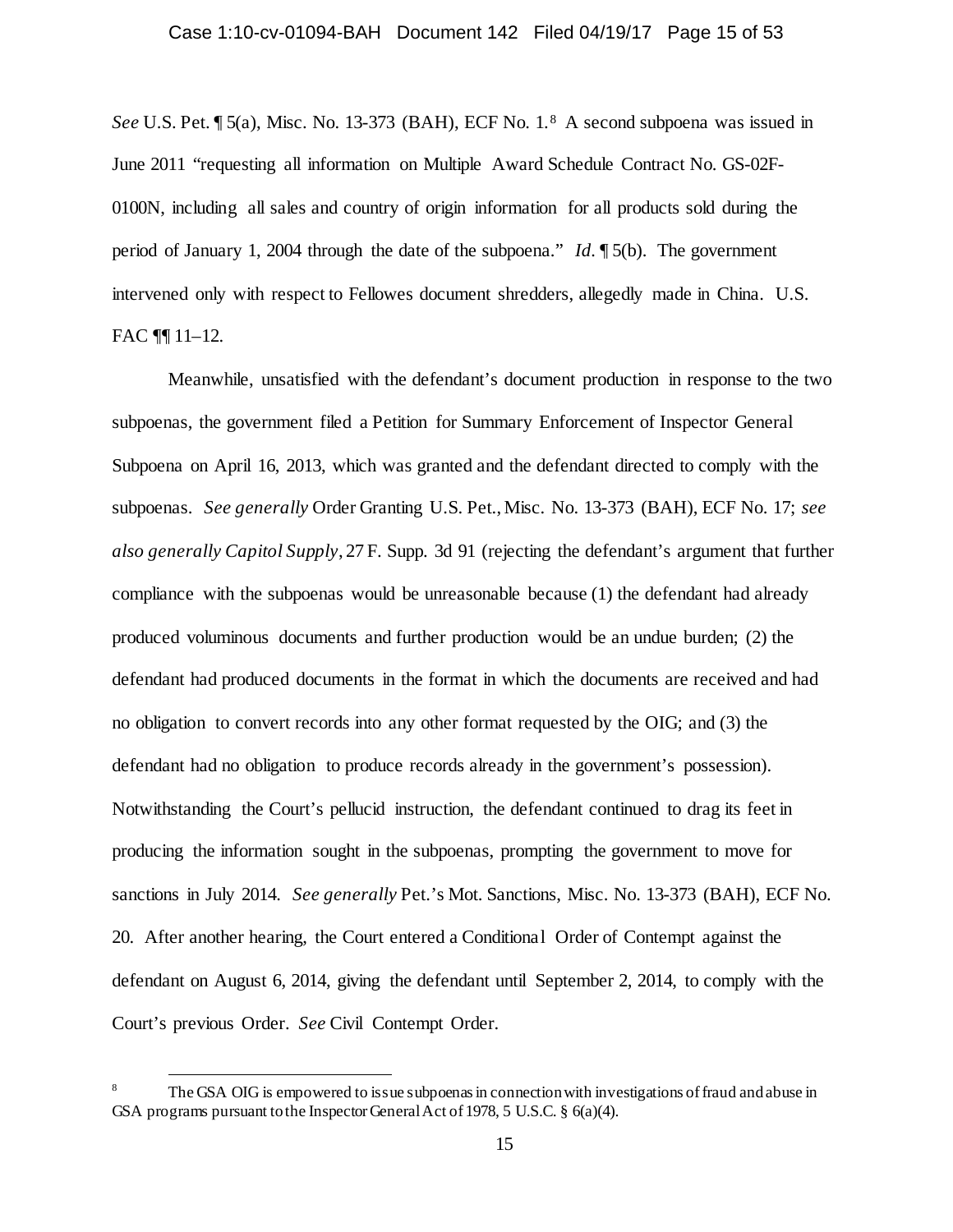*See* U.S. Pet. ¶ 5(a), Misc. No. 13-373 (BAH), ECF No. 1.[8] A second subpoena was issued in June 2011 "requesting all information on Multiple Award Schedule Contract No. GS-02F-0100N, including all sales and country of origin information for all products sold during the period of January 1, 2004 through the date of the subpoena." *Id*. ¶ 5(b). The government intervened only with respect to Fellowes document shredders, allegedly made in China. U.S. FAC ¶¶ 11–12.

Meanwhile, unsatisfied with the defendant's document production in response to the two subpoenas, the government filed a Petition for Summary Enforcement of Inspector General Subpoena on April 16, 2013, which was granted and the defendant directed to comply with the subpoenas. *See generally* Order Granting U.S. Pet., Misc. No. 13-373 (BAH), ECF No. 17; *see also generally Capitol Supply*, 27 F. Supp. 3d 91 (rejecting the defendant's argument that further compliance with the subpoenas would be unreasonable because (1) the defendant had already produced voluminous documents and further production would be an undue burden; (2) the defendant had produced documents in the format in which the documents are received and had no obligation to convert records into any other format requested by the OIG; and (3) the defendant had no obligation to produce records already in the government's possession). Notwithstanding the Court's pellucid instruction, the defendant continued to drag its feet in producing the information sought in the subpoenas, prompting the government to move for sanctions in July 2014. *See generally* Pet.'s Mot. Sanctions, Misc. No. 13-373 (BAH), ECF No. 20. After another hearing, the Court entered a Conditional Order of Contempt against the defendant on August 6, 2014, giving the defendant until September 2, 2014, to comply with the Court's previous Order. *See* Civil Contempt Order.

---

[8] The GSA OIG is empowered to issue subpoenas in connection with investigations of fraud and abuse in GSA programs pursuant to the Inspector General Act of 1978, 5 U.S.C. § 6(a)(4).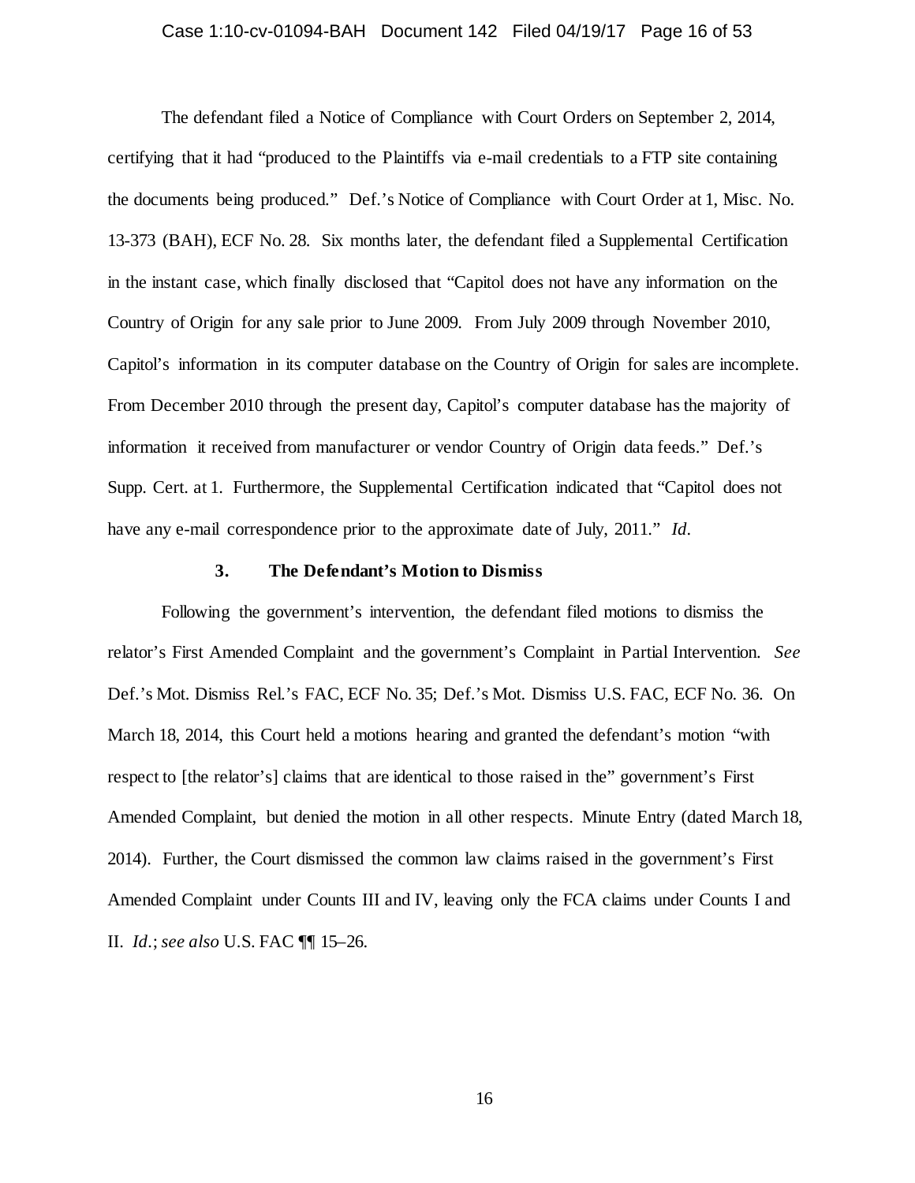The defendant filed a Notice of Compliance with Court Orders on September 2, 2014, certifying that it had "produced to the Plaintiffs via e-mail credentials to a FTP site containing the documents being produced." Def.'s Notice of Compliance with Court Order at 1, Misc. No. 13-373 (BAH), ECF No. 28. Six months later, the defendant filed a Supplemental Certification in the instant case, which finally disclosed that "Capitol does not have any information on the Country of Origin for any sale prior to June 2009. From July 2009 through November 2010, Capitol's information in its computer database on the Country of Origin for sales are incomplete. From December 2010 through the present day, Capitol's computer database has the majority of information it received from manufacturer or vendor Country of Origin data feeds." Def.'s Supp. Cert. at 1. Furthermore, the Supplemental Certification indicated that "Capitol does not have any e-mail correspondence prior to the approximate date of July, 2011." *Id.*

### 3. The Defendant's Motion to Dismiss

Following the government's intervention, the defendant filed motions to dismiss the relator's First Amended Complaint and the government's Complaint in Partial Intervention. *See* Def.'s Mot. Dismiss Rel.'s FAC, ECF No. 35; Def.'s Mot. Dismiss U.S. FAC, ECF No. 36. On March 18, 2014, this Court held a motions hearing and granted the defendant's motion "with respect to [the relator's] claims that are identical to those raised in the" government's First Amended Complaint, but denied the motion in all other respects. Minute Entry (dated March 18, 2014). Further, the Court dismissed the common law claims raised in the government's First Amended Complaint under Counts III and IV, leaving only the FCA claims under Counts I and II. *Id.*; *see also* U.S. FAC ¶¶ 15–26.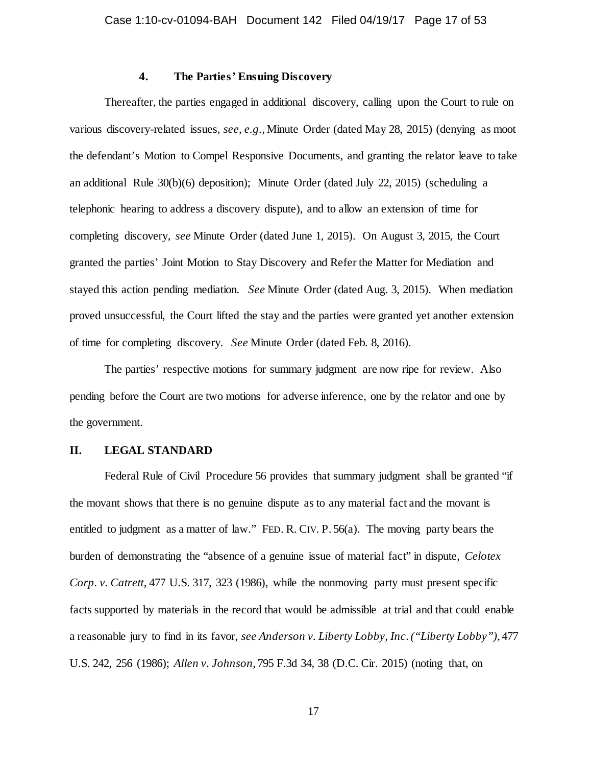#### 4. The Parties' Ensuing Discovery

Thereafter, the parties engaged in additional discovery, calling upon the Court to rule on various discovery-related issues, *see, e.g.*, Minute Order (dated May 28, 2015) (denying as moot the defendant's Motion to Compel Responsive Documents, and granting the relator leave to take an additional Rule 30(b)(6) deposition); Minute Order (dated July 22, 2015) (scheduling a telephonic hearing to address a discovery dispute), and to allow an extension of time for completing discovery, *see* Minute Order (dated June 1, 2015). On August 3, 2015, the Court granted the parties' Joint Motion to Stay Discovery and Refer the Matter for Mediation and stayed this action pending mediation. *See* Minute Order (dated Aug. 3, 2015). When mediation proved unsuccessful, the Court lifted the stay and the parties were granted yet another extension of time for completing discovery. *See* Minute Order (dated Feb. 8, 2016).

The parties' respective motions for summary judgment are now ripe for review. Also pending before the Court are two motions for adverse inference, one by the relator and one by the government.

## II. LEGAL STANDARD

Federal Rule of Civil Procedure 56 provides that summary judgment shall be granted "if the movant shows that there is no genuine dispute as to any material fact and the movant is entitled to judgment as a matter of law." FED. R. CIV. P. 56(a). The moving party bears the burden of demonstrating the "absence of a genuine issue of material fact" in dispute, *Celotex Corp. v. Catrett*, 477 U.S. 317, 323 (1986), while the nonmoving party must present specific facts supported by materials in the record that would be admissible at trial and that could enable a reasonable jury to find in its favor, *see Anderson v. Liberty Lobby, Inc. ("Liberty Lobby")*, 477 U.S. 242, 256 (1986); *Allen v. Johnson*, 795 F.3d 34, 38 (D.C. Cir. 2015) (noting that, on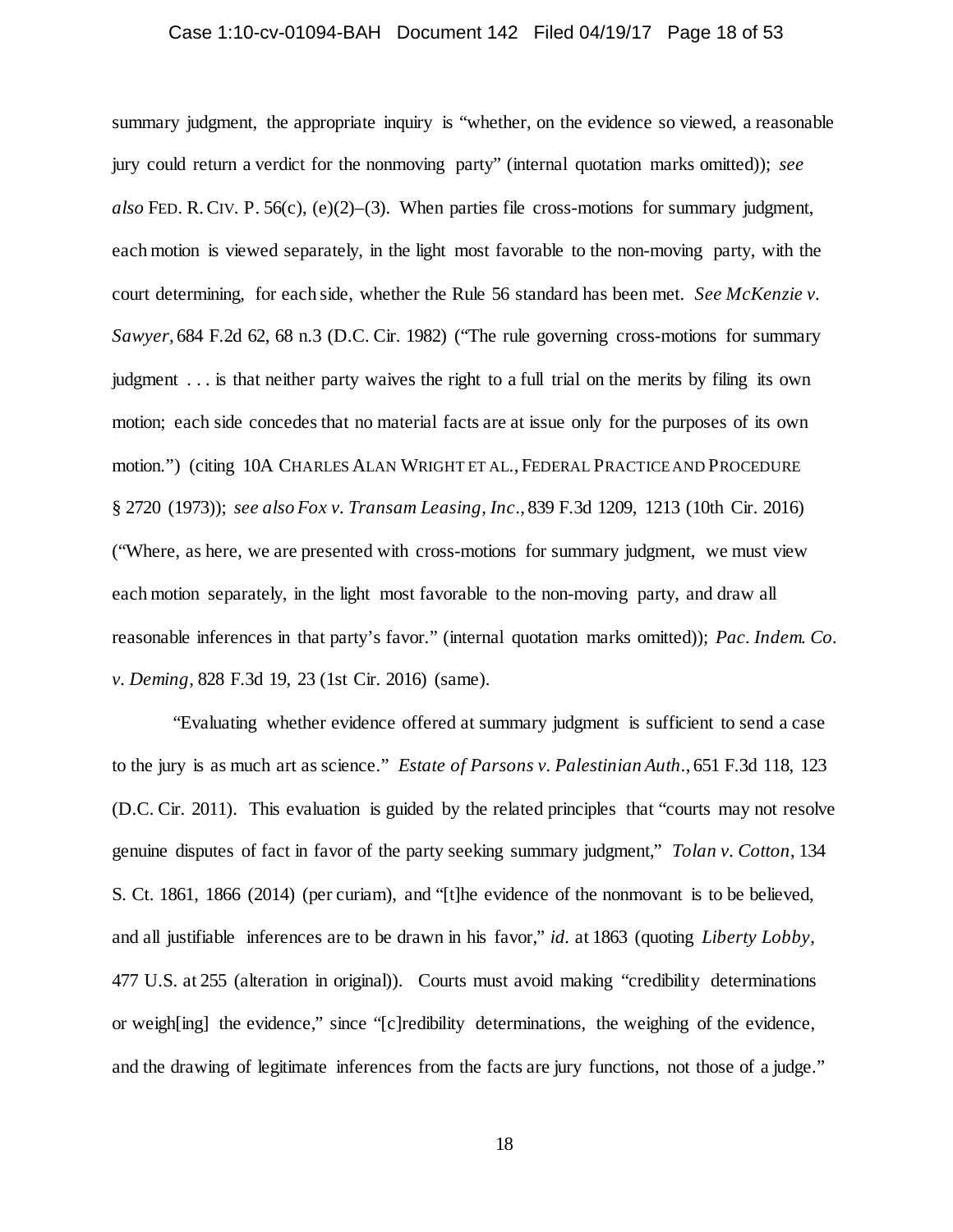summary judgment, the appropriate inquiry is "whether, on the evidence so viewed, a reasonable jury could return a verdict for the nonmoving party" (internal quotation marks omitted)); *see also* FED. R. CIV. P. 56(c), (e)(2)–(3). When parties file cross-motions for summary judgment, each motion is viewed separately, in the light most favorable to the non-moving party, with the court determining, for each side, whether the Rule 56 standard has been met. *See McKenzie v. Sawyer*, 684 F.2d 62, 68 n.3 (D.C. Cir. 1982) ("The rule governing cross-motions for summary judgment . . . is that neither party waives the right to a full trial on the merits by filing its own motion; each side concedes that no material facts are at issue only for the purposes of its own motion.") (citing 10A CHARLES ALAN WRIGHT ET AL., FEDERAL PRACTICE AND PROCEDURE § 2720 (1973)); *see also Fox v. Transam Leasing, Inc.*, 839 F.3d 1209, 1213 (10th Cir. 2016) ("Where, as here, we are presented with cross-motions for summary judgment, we must view each motion separately, in the light most favorable to the non-moving party, and draw all reasonable inferences in that party's favor." (internal quotation marks omitted)); *Pac. Indem. Co. v. Deming*, 828 F.3d 19, 23 (1st Cir. 2016) (same).

"Evaluating whether evidence offered at summary judgment is sufficient to send a case to the jury is as much art as science." *Estate of Parsons v. Palestinian Auth.*, 651 F.3d 118, 123 (D.C. Cir. 2011). This evaluation is guided by the related principles that "courts may not resolve genuine disputes of fact in favor of the party seeking summary judgment," *Tolan v. Cotton*, 134 S. Ct. 1861, 1866 (2014) (per curiam), and "[t]he evidence of the nonmovant is to be believed, and all justifiable inferences are to be drawn in his favor," *id.* at 1863 (quoting *Liberty Lobby*, 477 U.S. at 255 (alteration in original)). Courts must avoid making "credibility determinations or weigh[ing] the evidence," since "[c]redibility determinations, the weighing of the evidence, and the drawing of legitimate inferences from the facts are jury functions, not those of a judge."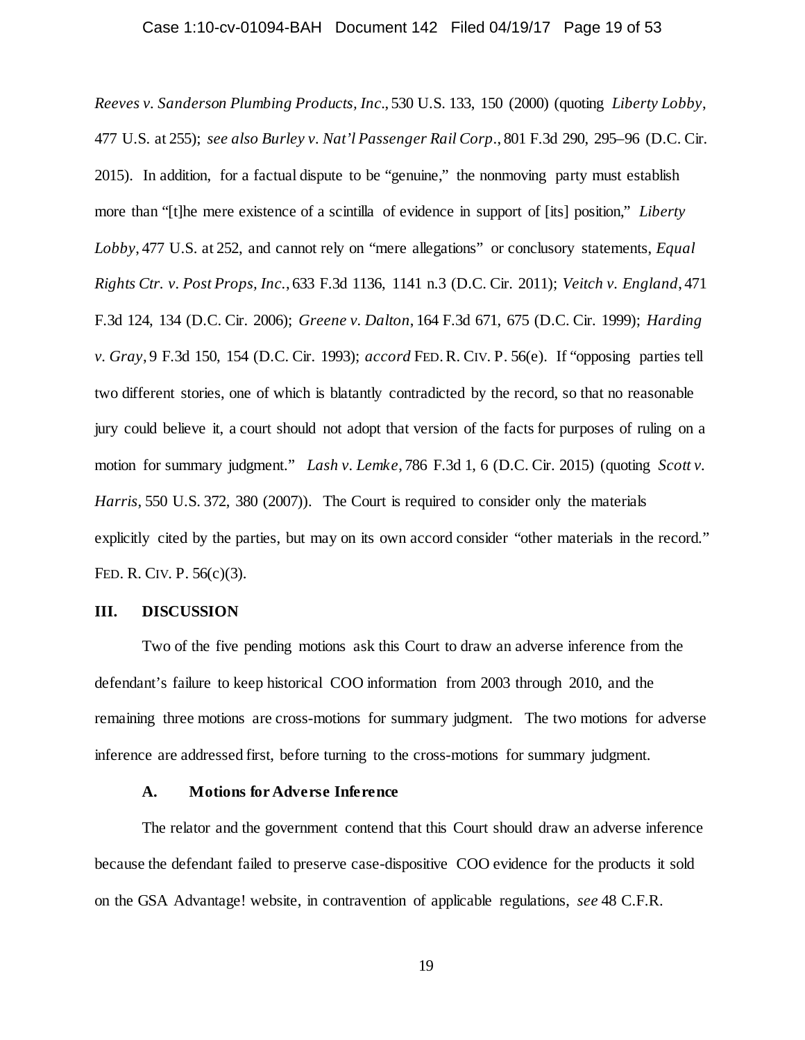*Reeves v. Sanderson Plumbing Products, Inc*., 530 U.S. 133, 150 (2000) (quoting *Liberty Lobby*, 477 U.S. at 255); *see also Burley v. Nat'l Passenger Rail Corp*., 801 F.3d 290, 295–96 (D.C. Cir. 2015). In addition, for a factual dispute to be "genuine," the nonmoving party must establish more than "[t]he mere existence of a scintilla of evidence in support of [its] position," *Liberty Lobby*, 477 U.S. at 252, and cannot rely on "mere allegations" or conclusory statements, *Equal Rights Ctr. v. Post Props, Inc.*, 633 F.3d 1136, 1141 n.3 (D.C. Cir. 2011); *Veitch v. England*, 471 F.3d 124, 134 (D.C. Cir. 2006); *Greene v. Dalton*, 164 F.3d 671, 675 (D.C. Cir. 1999); *Harding v. Gray*, 9 F.3d 150, 154 (D.C. Cir. 1993); *accord* FED. R. CIV. P. 56(e). If "opposing parties tell two different stories, one of which is blatantly contradicted by the record, so that no reasonable jury could believe it, a court should not adopt that version of the facts for purposes of ruling on a motion for summary judgment." *Lash v. Lemke*, 786 F.3d 1, 6 (D.C. Cir. 2015) (quoting *Scott v. Harris*, 550 U.S. 372, 380 (2007)). The Court is required to consider only the materials explicitly cited by the parties, but may on its own accord consider "other materials in the record." FED. R. CIV. P. 56(c)(3).

## III. DISCUSSION

Two of the five pending motions ask this Court to draw an adverse inference from the defendant's failure to keep historical COO information from 2003 through 2010, and the remaining three motions are cross-motions for summary judgment. The two motions for adverse inference are addressed first, before turning to the cross-motions for summary judgment.

### A. Motions for Adverse Inference

The relator and the government contend that this Court should draw an adverse inference because the defendant failed to preserve case-dispositive COO evidence for the products it sold on the GSA Advantage! website, in contravention of applicable regulations, *see* 48 C.F.R.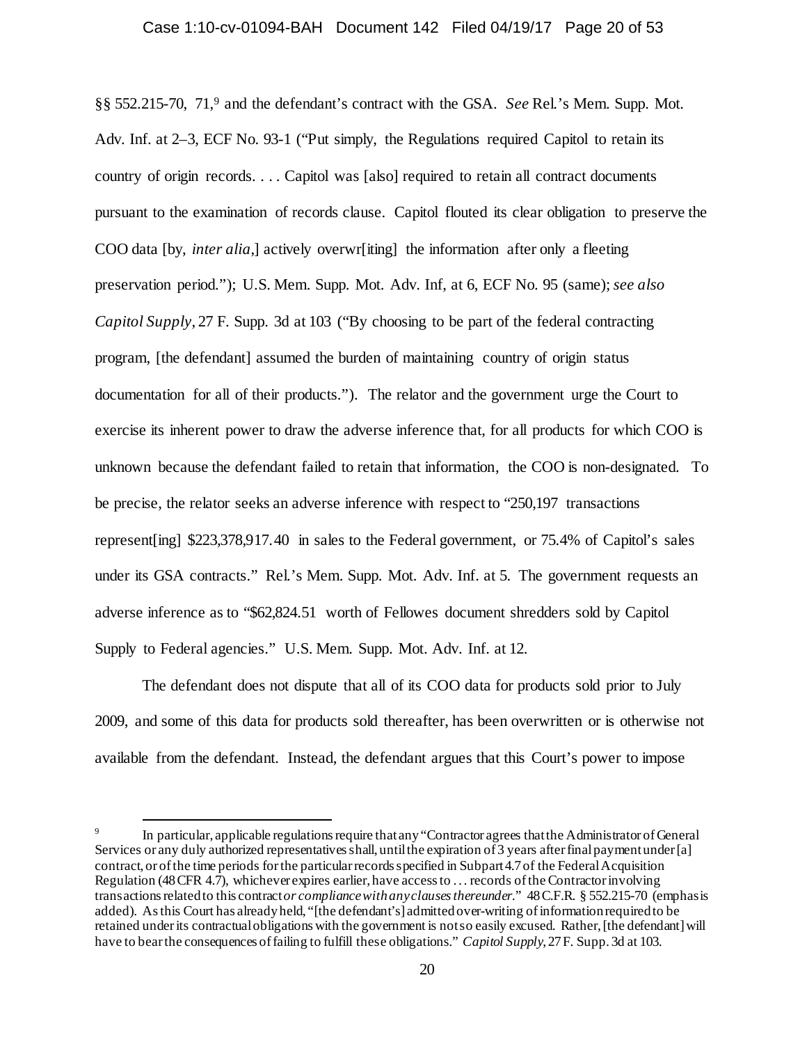§§ 552.215-70, 71,[9] and the defendant's contract with the GSA. *See* Rel.'s Mem. Supp. Mot. Adv. Inf. at 2–3, ECF No. 93-1 ("Put simply, the Regulations required Capitol to retain its country of origin records. . . . Capitol was [also] required to retain all contract documents pursuant to the examination of records clause. Capitol flouted its clear obligation to preserve the COO data [by, *inter alia*,] actively overwr[iting] the information after only a fleeting preservation period."); U.S. Mem. Supp. Mot. Adv. Inf, at 6, ECF No. 95 (same); *see also Capitol Supply*, 27 F. Supp. 3d at 103 ("By choosing to be part of the federal contracting program, [the defendant] assumed the burden of maintaining country of origin status documentation for all of their products."). The relator and the government urge the Court to exercise its inherent power to draw the adverse inference that, for all products for which COO is unknown because the defendant failed to retain that information, the COO is non-designated. To be precise, the relator seeks an adverse inference with respect to "250,197 transactions represent[ing] $223,378,917.40 in sales to the Federal government, or 75.4% of Capitol's sales under its GSA contracts." Rel.'s Mem. Supp. Mot. Adv. Inf. at 5. The government requests an adverse inference as to "$62,824.51 worth of Fellowes document shredders sold by Capitol Supply to Federal agencies." U.S. Mem. Supp. Mot. Adv. Inf. at 12.

The defendant does not dispute that all of its COO data for products sold prior to July 2009, and some of this data for products sold thereafter, has been overwritten or is otherwise not available from the defendant. Instead, the defendant argues that this Court's power to impose

---

[9] In particular, applicable regulations require that any "Contractor agrees that the Administrator of General Services or any duly authorized representatives shall, until the expiration of 3 years after final payment under [a] contract, or of the time periods for the particular records specified in Subpart 4.7 of the Federal Acquisition Regulation (48 CFR 4.7), whichever expires earlier, have access to . . . records of the Contractor involving transactions related to this contract *or compliance with any clauses thereunder*." 48 C.F.R. § 552.215-70 (emphasis added). As this Court has already held, "[the defendant's] admitted over-writing of information required to be retained under its contractual obligations with the government is not so easily excused. Rather, [the defendant] will have to bear the consequences of failing to fulfill these obligations." *Capitol Supply*, 27 F. Supp. 3d at 103.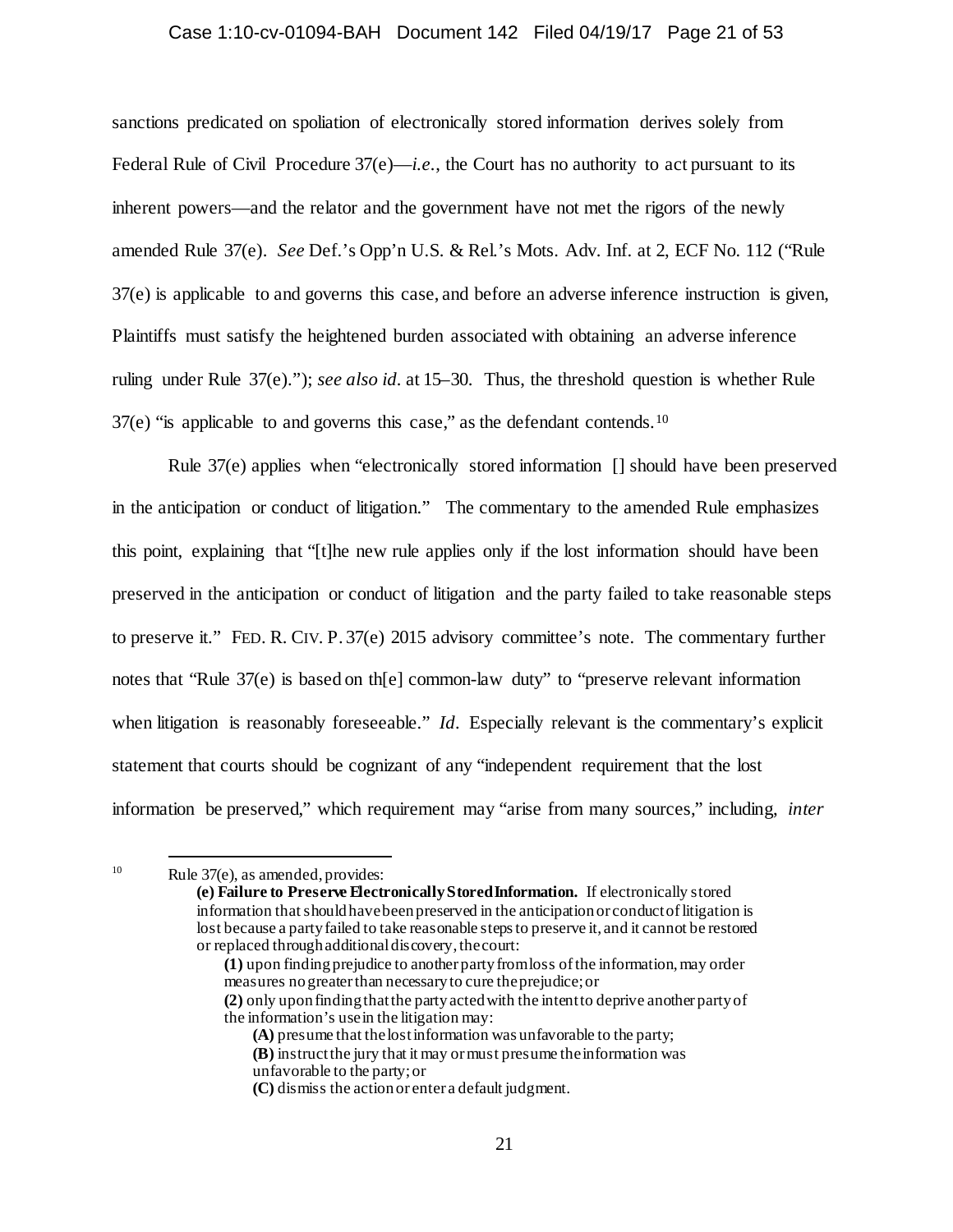sanctions predicated on spoliation of electronically stored information derives solely from Federal Rule of Civil Procedure 37(e)—*i.e.*, the Court has no authority to act pursuant to its inherent powers—and the relator and the government have not met the rigors of the newly amended Rule 37(e). *See* Def.'s Opp'n U.S. & Rel.'s Mots. Adv. Inf. at 2, ECF No. 112 ("Rule 37(e) is applicable to and governs this case, and before an adverse inference instruction is given, Plaintiffs must satisfy the heightened burden associated with obtaining an adverse inference ruling under Rule 37(e)."); *see also id*. at 15–30. Thus, the threshold question is whether Rule 37(e) "is applicable to and governs this case," as the defendant contends.[10]

Rule 37(e) applies when "electronically stored information [] should have been preserved in the anticipation or conduct of litigation." The commentary to the amended Rule emphasizes this point, explaining that "[t]he new rule applies only if the lost information should have been preserved in the anticipation or conduct of litigation and the party failed to take reasonable steps to preserve it." FED. R. CIV. P. 37(e) 2015 advisory committee's note. The commentary further notes that "Rule 37(e) is based on th[e] common-law duty" to "preserve relevant information when litigation is reasonably foreseeable." *Id*. Especially relevant is the commentary's explicit statement that courts should be cognizant of any "independent requirement that the lost information be preserved," which requirement may "arise from many sources," including, *inter*

---

[10] Rule 37(e), as amended, provides:

> **(e) Failure to Preserve Electronically Stored Information.** If electronically stored information that should have been preserved in the anticipation or conduct of litigation is lost because a party failed to take reasonable steps to preserve it, and it cannot be restored or replaced through additional discovery, the court:
>
> **(1)** upon finding prejudice to another party from loss of the information, may order measures no greater than necessary to cure the prejudice; or
>
> **(2)** only upon finding that the party acted with the intent to deprive another party of the information's use in the litigation may:
>
> **(A)** presume that the lost information was unfavorable to the party;
>
> **(B)** instruct the jury that it may or must presume the information was unfavorable to the party; or
>
> **(C)** dismiss the action or enter a default judgment.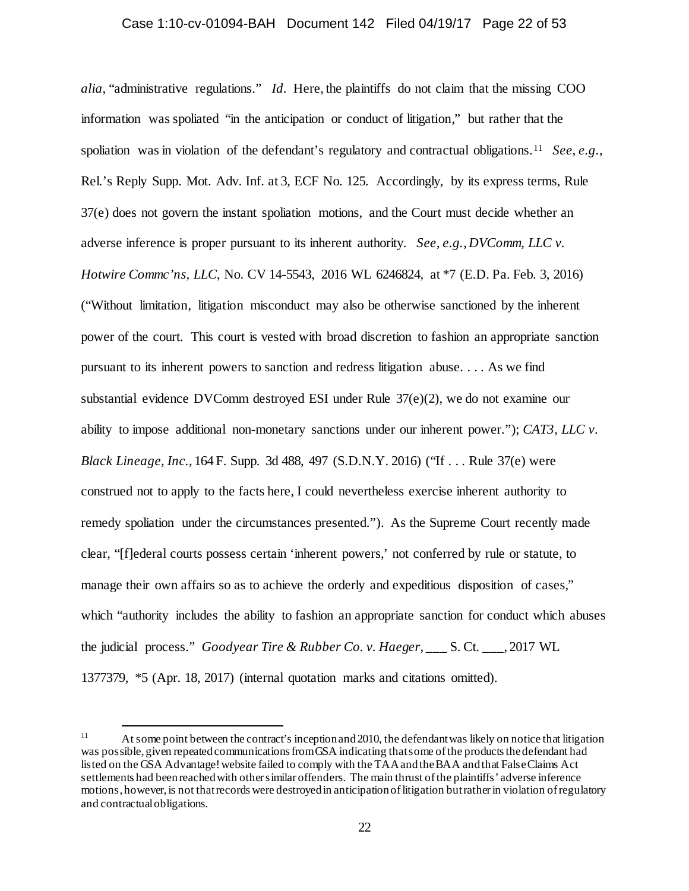*alia*, "administrative regulations." *Id*. Here, the plaintiffs do not claim that the missing COO information was spoliated "in the anticipation or conduct of litigation," but rather that the spoliation was in violation of the defendant's regulatory and contractual obligations.[11] *See, e.g.*, Rel.'s Reply Supp. Mot. Adv. Inf. at 3, ECF No. 125. Accordingly, by its express terms, Rule 37(e) does not govern the instant spoliation motions, and the Court must decide whether an adverse inference is proper pursuant to its inherent authority. *See, e.g.*, *DVComm, LLC v. Hotwire Commc'ns, LLC*, No. CV 14-5543, 2016 WL 6246824, at *7 (E.D. Pa. Feb. 3, 2016) ("Without limitation, litigation misconduct may also be otherwise sanctioned by the inherent power of the court. This court is vested with broad discretion to fashion an appropriate sanction pursuant to its inherent powers to sanction and redress litigation abuse. . . . As we find substantial evidence DVComm destroyed ESI under Rule 37(e)(2), we do not examine our ability to impose additional non-monetary sanctions under our inherent power."); *CAT3, LLC v. Black Lineage, Inc.*, 164 F. Supp. 3d 488, 497 (S.D.N.Y. 2016) ("If . . . Rule 37(e) were construed not to apply to the facts here, I could nevertheless exercise inherent authority to remedy spoliation under the circumstances presented."). As the Supreme Court recently made clear, "[f]ederal courts possess certain 'inherent powers,' not conferred by rule or statute, to manage their own affairs so as to achieve the orderly and expeditious disposition of cases," which "authority includes the ability to fashion an appropriate sanction for conduct which abuses the judicial process." *Goodyear Tire & Rubber Co. v. Haeger*, ___ S. Ct. ___, 2017 WL 1377379, *5 (Apr. 18, 2017) (internal quotation marks and citations omitted).

---

[11] At some point between the contract's inception and 2010, the defendant was likely on notice that litigation was possible, given repeated communications from GSA indicating that some of the products the defendant had listed on the GSA Advantage! website failed to comply with the TAA and the BAA and that False Claims Act settlements had been reached with other similar offenders. The main thrust of the plaintiffs' adverse inference motions, however, is not that records were destroyed in anticipation of litigation but rather in violation of regulatory and contractual obligations.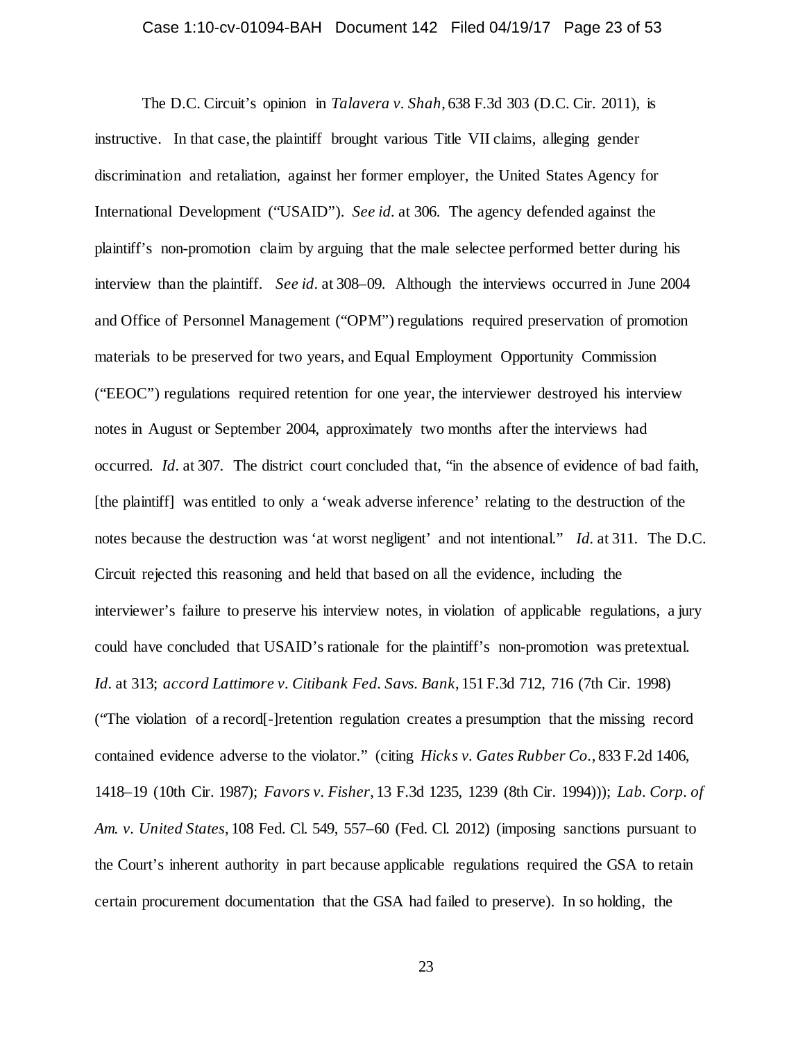The D.C. Circuit's opinion in *Talavera v. Shah*, 638 F.3d 303 (D.C. Cir. 2011), is instructive. In that case, the plaintiff brought various Title VII claims, alleging gender discrimination and retaliation, against her former employer, the United States Agency for International Development ("USAID"). *See id.* at 306. The agency defended against the plaintiff's non-promotion claim by arguing that the male selectee performed better during his interview than the plaintiff. *See id.* at 308–09. Although the interviews occurred in June 2004 and Office of Personnel Management ("OPM") regulations required preservation of promotion materials to be preserved for two years, and Equal Employment Opportunity Commission ("EEOC") regulations required retention for one year, the interviewer destroyed his interview notes in August or September 2004, approximately two months after the interviews had occurred. *Id.* at 307. The district court concluded that, "in the absence of evidence of bad faith, [the plaintiff] was entitled to only a 'weak adverse inference' relating to the destruction of the notes because the destruction was 'at worst negligent' and not intentional." *Id.* at 311. The D.C. Circuit rejected this reasoning and held that based on all the evidence, including the interviewer's failure to preserve his interview notes, in violation of applicable regulations, a jury could have concluded that USAID's rationale for the plaintiff's non-promotion was pretextual. *Id.* at 313; *accord Lattimore v. Citibank Fed. Savs. Bank*, 151 F.3d 712, 716 (7th Cir. 1998) ("The violation of a record[-]retention regulation creates a presumption that the missing record contained evidence adverse to the violator." (citing *Hicks v. Gates Rubber Co.*, 833 F.2d 1406, 1418–19 (10th Cir. 1987); *Favors v. Fisher*, 13 F.3d 1235, 1239 (8th Cir. 1994))); *Lab. Corp. of Am. v. United States*, 108 Fed. Cl. 549, 557–60 (Fed. Cl. 2012) (imposing sanctions pursuant to the Court's inherent authority in part because applicable regulations required the GSA to retain certain procurement documentation that the GSA had failed to preserve). In so holding, the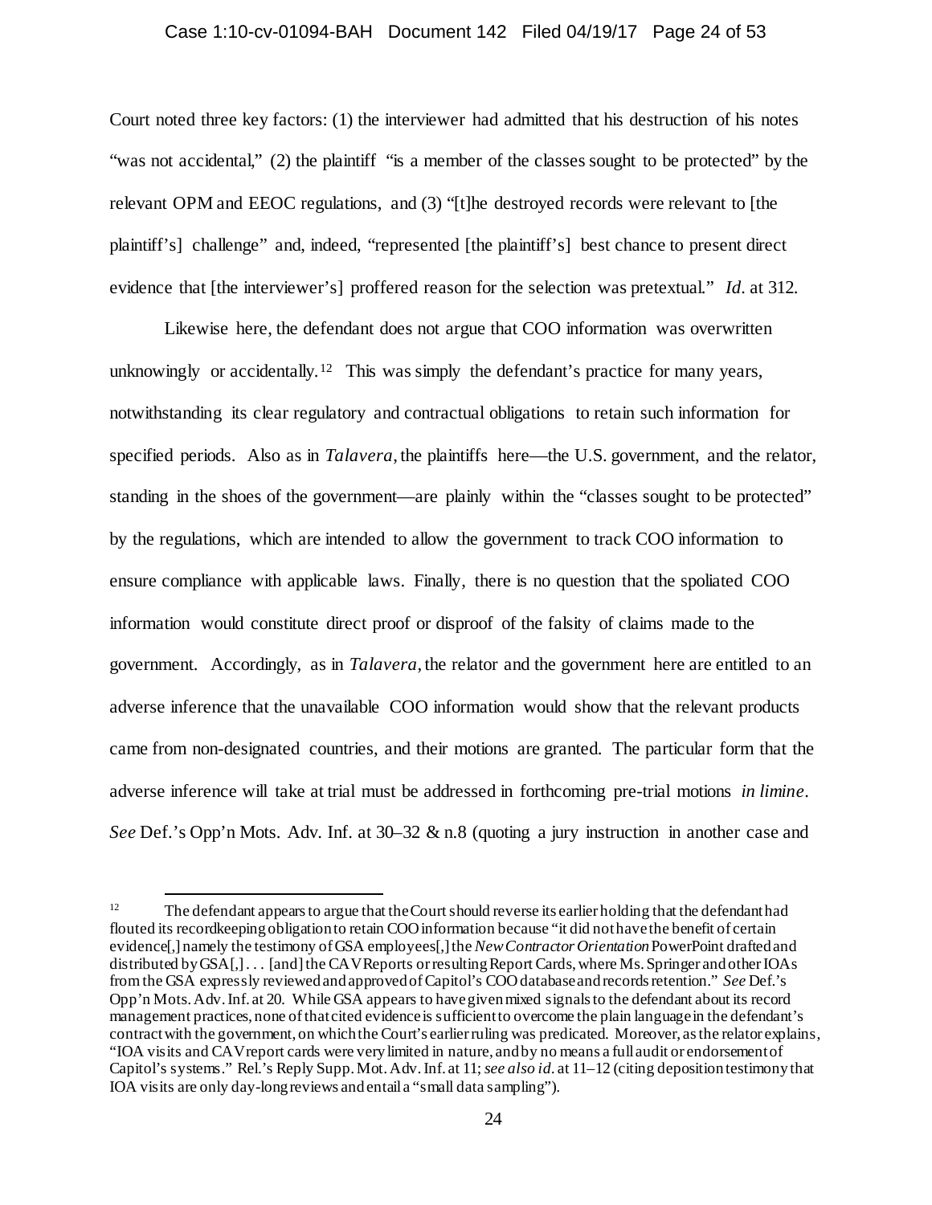Court noted three key factors: (1) the interviewer had admitted that his destruction of his notes "was not accidental," (2) the plaintiff "is a member of the classes sought to be protected" by the relevant OPM and EEOC regulations, and (3) "[t]he destroyed records were relevant to [the plaintiff's] challenge" and, indeed, "represented [the plaintiff's] best chance to present direct evidence that [the interviewer's] proffered reason for the selection was pretextual." *Id*. at 312.

Likewise here, the defendant does not argue that COO information was overwritten unknowingly or accidentally.[12] This was simply the defendant's practice for many years, notwithstanding its clear regulatory and contractual obligations to retain such information for specified periods. Also as in *Talavera*, the plaintiffs here—the U.S. government, and the relator, standing in the shoes of the government—are plainly within the "classes sought to be protected" by the regulations, which are intended to allow the government to track COO information to ensure compliance with applicable laws. Finally, there is no question that the spoliated COO information would constitute direct proof or disproof of the falsity of claims made to the government. Accordingly, as in *Talavera*, the relator and the government here are entitled to an adverse inference that the unavailable COO information would show that the relevant products came from non-designated countries, and their motions are granted. The particular form that the adverse inference will take at trial must be addressed in forthcoming pre-trial motions *in limine*. *See* Def.'s Opp'n Mots. Adv. Inf. at 30–32 & n.8 (quoting a jury instruction in another case and

---

[12] The defendant appears to argue that the Court should reverse its earlier holding that the defendant had flouted its recordkeeping obligation to retain COO information because "it did not have the benefit of certain evidence[,] namely the testimony of GSA employees[,] the *New Contractor Orientation* PowerPoint drafted and distributed by GSA[,] . . . [and] the CAV Reports or resulting Report Cards, where Ms. Springer and other IOAs from the GSA expressly reviewed and approved of Capitol's COO database and records retention." *See* Def.'s Opp'n Mots. Adv. Inf. at 20. While GSA appears to have given mixed signals to the defendant about its record management practices, none of that cited evidence is sufficient to overcome the plain language in the defendant's contract with the government, on which the Court's earlier ruling was predicated. Moreover, as the relator explains, "IOA visits and CAV report cards were very limited in nature, and by no means a full audit or endorsement of Capitol's systems." Rel.'s Reply Supp. Mot. Adv. Inf. at 11; *see also id*. at 11–12 (citing deposition testimony that IOA visits are only day-long reviews and entail a "small data sampling").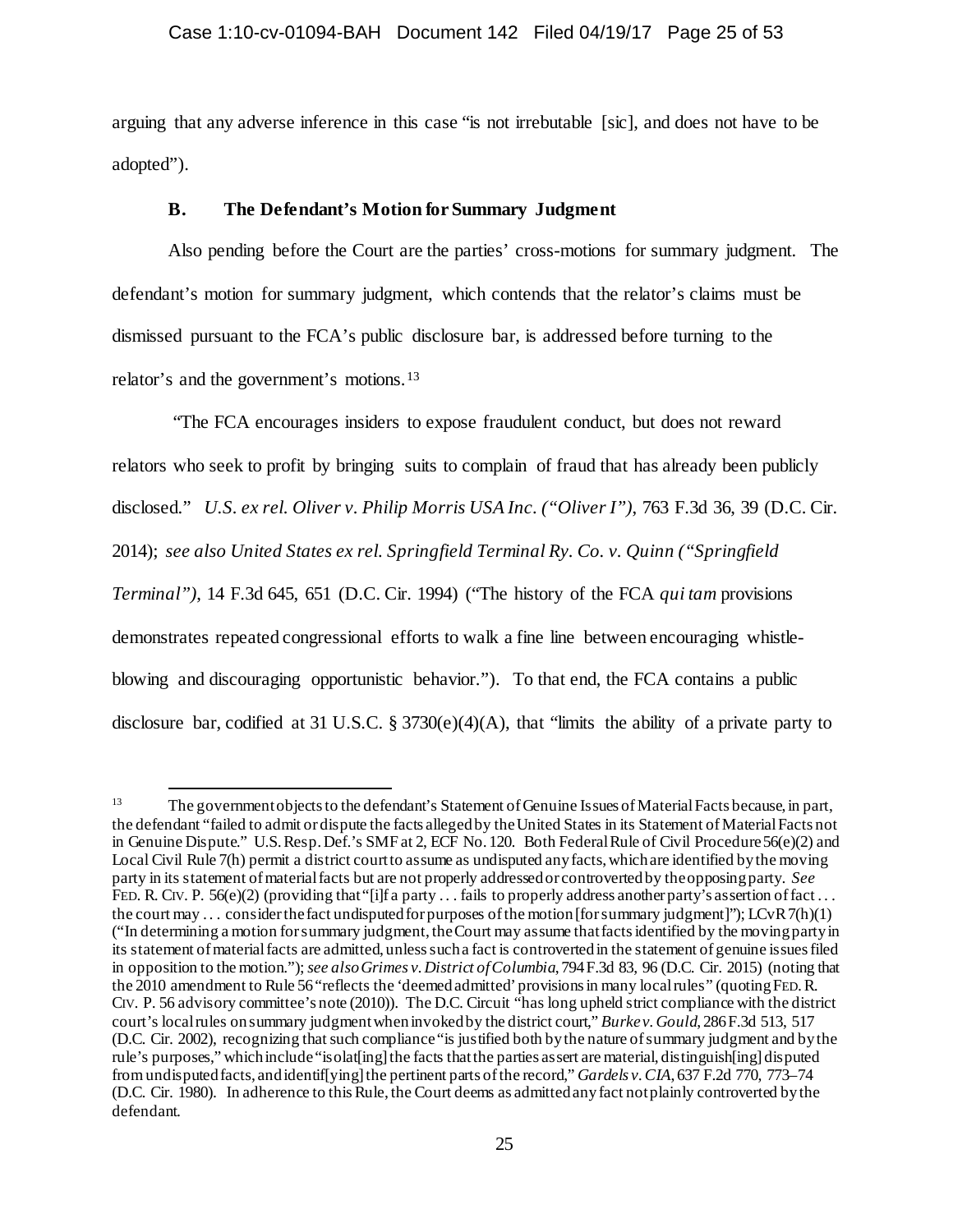arguing that any adverse inference in this case "is not irrebutable [sic], and does not have to be adopted").

### B. The Defendant's Motion for Summary Judgment

Also pending before the Court are the parties' cross-motions for summary judgment. The defendant's motion for summary judgment, which contends that the relator's claims must be dismissed pursuant to the FCA's public disclosure bar, is addressed before turning to the relator's and the government's motions.[13]

"The FCA encourages insiders to expose fraudulent conduct, but does not reward relators who seek to profit by bringing suits to complain of fraud that has already been publicly disclosed." *U.S. ex rel. Oliver v. Philip Morris USA Inc. ("Oliver I")*, 763 F.3d 36, 39 (D.C. Cir. 2014); *see also United States ex rel. Springfield Terminal Ry. Co. v. Quinn ("Springfield Terminal")*, 14 F.3d 645, 651 (D.C. Cir. 1994) ("The history of the FCA *qui tam* provisions demonstrates repeated congressional efforts to walk a fine line between encouraging whistle-blowing and discouraging opportunistic behavior."). To that end, the FCA contains a public disclosure bar, codified at 31 U.S.C. § 3730(e)(4)(A), that "limits the ability of a private party to

---

[13] The government objects to the defendant's Statement of Genuine Issues of Material Facts because, in part, the defendant "failed to admit or dispute the facts alleged by the United States in its Statement of Material Facts not in Genuine Dispute." U.S. Resp. Def.'s SMF at 2, ECF No. 120. Both Federal Rule of Civil Procedure 56(e)(2) and Local Civil Rule 7(h) permit a district court to assume as undisputed any facts, which are identified by the moving party in its statement of material facts but are not properly addressed or controverted by the opposing party. *See* FED. R. CIV. P. 56(e)(2) (providing that "[i]f a party . . . fails to properly address another party's assertion of fact . . . the court may . . . consider the fact undisputed for purposes of the motion [for summary judgment]"); LCvR 7(h)(1) ("In determining a motion for summary judgment, the Court may assume that facts identified by the moving party in its statement of material facts are admitted, unless such a fact is controverted in the statement of genuine issues filed in opposition to the motion."); *see also Grimes v. District of Columbia*, 794 F.3d 83, 96 (D.C. Cir. 2015) (noting that the 2010 amendment to Rule 56 "reflects the 'deemed admitted' provisions in many local rules" (quoting FED. R. CIV. P. 56 advisory committee's note (2010)). The D.C. Circuit "has long upheld strict compliance with the district court's local rules on summary judgment when invoked by the district court," *Burke v. Gould*, 286 F.3d 513, 517 (D.C. Cir. 2002), recognizing that such compliance "is justified both by the nature of summary judgment and by the rule's purposes," which include "isolat[ing] the facts that the parties assert are material, distinguish[ing] disputed from undisputed facts, and identif[ying] the pertinent parts of the record," *Gardels v. CIA*, 637 F.2d 770, 773–74 (D.C. Cir. 1980). In adherence to this Rule, the Court deems as admitted any fact not plainly controverted by the defendant.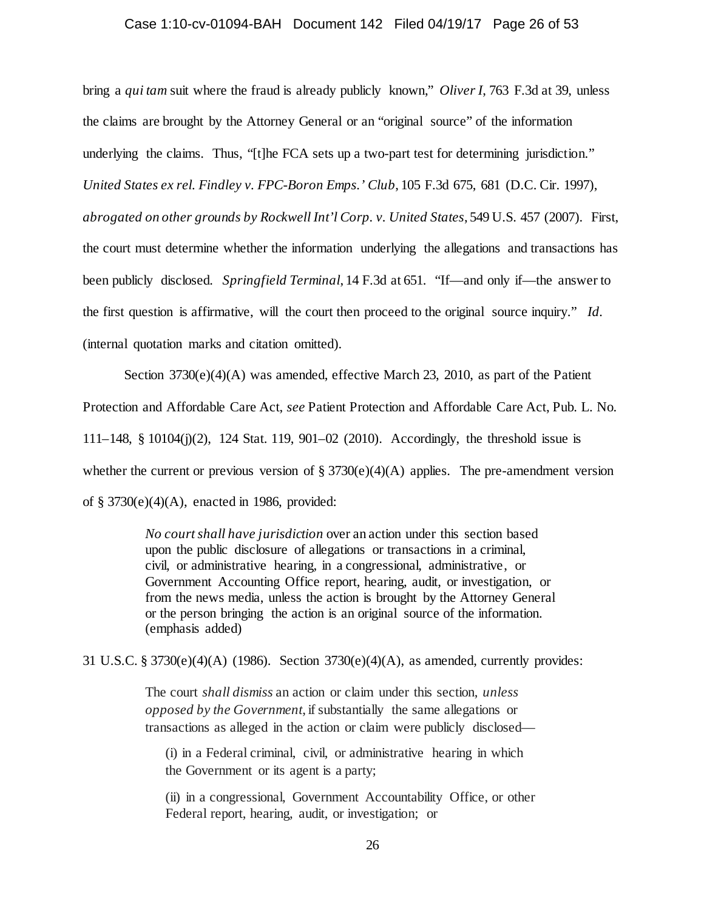bring a *qui tam* suit where the fraud is already publicly known," *Oliver I*, 763 F.3d at 39, unless the claims are brought by the Attorney General or an "original source" of the information underlying the claims. Thus, "[t]he FCA sets up a two-part test for determining jurisdiction." *United States ex rel. Findley v. FPC-Boron Emps.' Club*, 105 F.3d 675, 681 (D.C. Cir. 1997), *abrogated on other grounds by Rockwell Int'l Corp. v. United States*, 549 U.S. 457 (2007). First, the court must determine whether the information underlying the allegations and transactions has been publicly disclosed. *Springfield Terminal*, 14 F.3d at 651. "If—and only if—the answer to the first question is affirmative, will the court then proceed to the original source inquiry." *Id*. (internal quotation marks and citation omitted).

Section 3730(e)(4)(A) was amended, effective March 23, 2010, as part of the Patient Protection and Affordable Care Act, *see* Patient Protection and Affordable Care Act, Pub. L. No. 111–148, § 10104(j)(2), 124 Stat. 119, 901–02 (2010). Accordingly, the threshold issue is whether the current or previous version of § 3730(e)(4)(A) applies. The pre-amendment version of § 3730(e)(4)(A), enacted in 1986, provided:

> *No court shall have jurisdiction* over an action under this section based upon the public disclosure of allegations or transactions in a criminal, civil, or administrative hearing, in a congressional, administrative, or Government Accounting Office report, hearing, audit, or investigation, or from the news media, unless the action is brought by the Attorney General or the person bringing the action is an original source of the information. (emphasis added)

31 U.S.C. § 3730(e)(4)(A) (1986). Section 3730(e)(4)(A), as amended, currently provides:

> The court *shall dismiss* an action or claim under this section, *unless opposed by the Government*, if substantially the same allegations or transactions as alleged in the action or claim were publicly disclosed—
>
> (i) in a Federal criminal, civil, or administrative hearing in which the Government or its agent is a party;
>
> (ii) in a congressional, Government Accountability Office, or other Federal report, hearing, audit, or investigation; or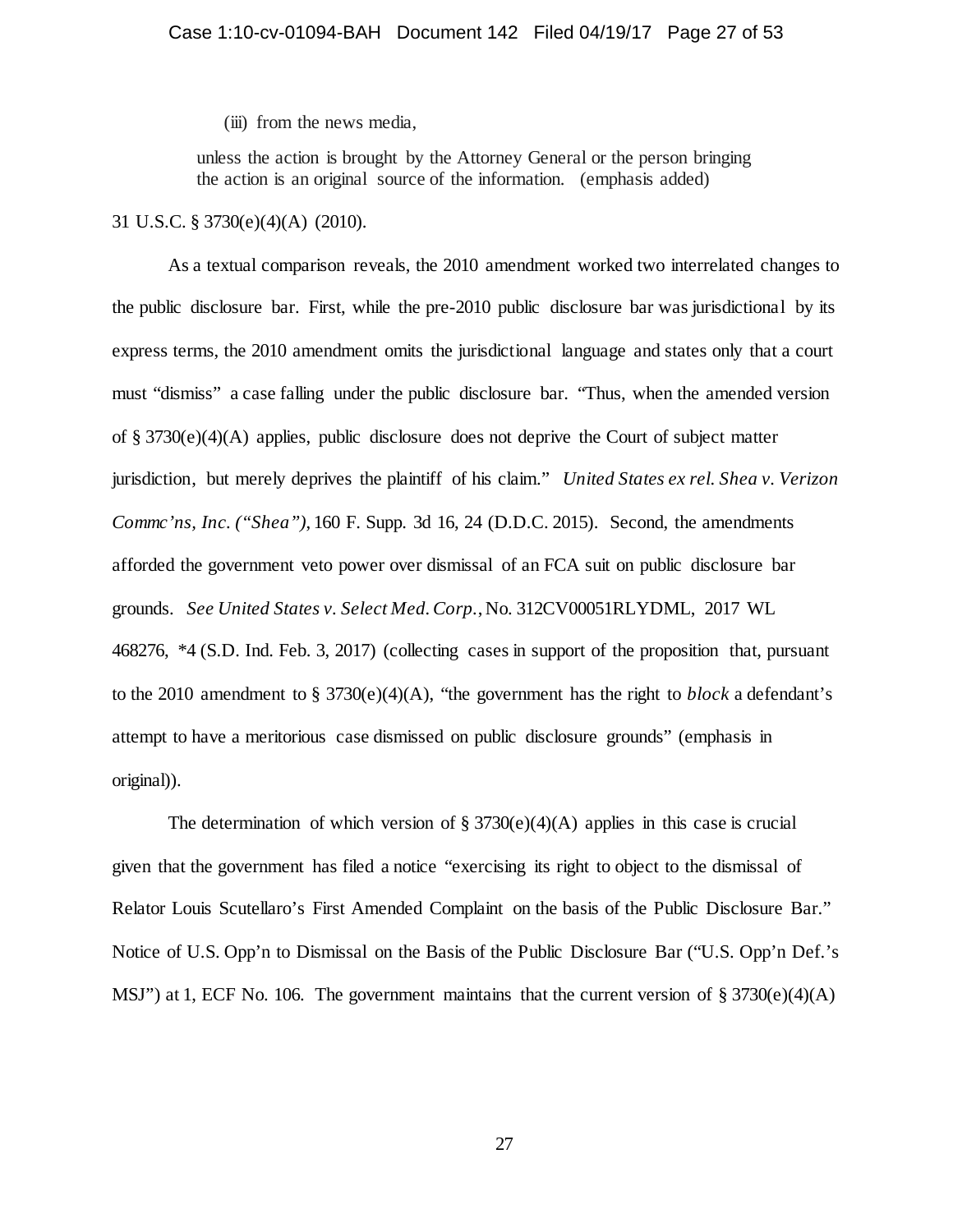(iii) from the news media,

unless the action is brought by the Attorney General or the person bringing the action is an original source of the information. (emphasis added)

31 U.S.C. § 3730(e)(4)(A) (2010).

As a textual comparison reveals, the 2010 amendment worked two interrelated changes to the public disclosure bar. First, while the pre-2010 public disclosure bar was jurisdictional by its express terms, the 2010 amendment omits the jurisdictional language and states only that a court must "dismiss" a case falling under the public disclosure bar. "Thus, when the amended version of § 3730(e)(4)(A) applies, public disclosure does not deprive the Court of subject matter jurisdiction, but merely deprives the plaintiff of his claim." *United States ex rel. Shea v. Verizon Commc'ns, Inc. ("Shea")*, 160 F. Supp. 3d 16, 24 (D.D.C. 2015). Second, the amendments afforded the government veto power over dismissal of an FCA suit on public disclosure bar grounds. *See United States v. Select Med. Corp.*, No. 312CV00051RLYDML, 2017 WL 468276, *4 (S.D. Ind. Feb. 3, 2017) (collecting cases in support of the proposition that, pursuant to the 2010 amendment to § 3730(e)(4)(A), "the government has the right to *block* a defendant's attempt to have a meritorious case dismissed on public disclosure grounds" (emphasis in original)).

The determination of which version of § 3730(e)(4)(A) applies in this case is crucial given that the government has filed a notice "exercising its right to object to the dismissal of Relator Louis Scutellaro's First Amended Complaint on the basis of the Public Disclosure Bar." Notice of U.S. Opp'n to Dismissal on the Basis of the Public Disclosure Bar ("U.S. Opp'n Def.'s MSJ") at 1, ECF No. 106. The government maintains that the current version of § 3730(e)(4)(A)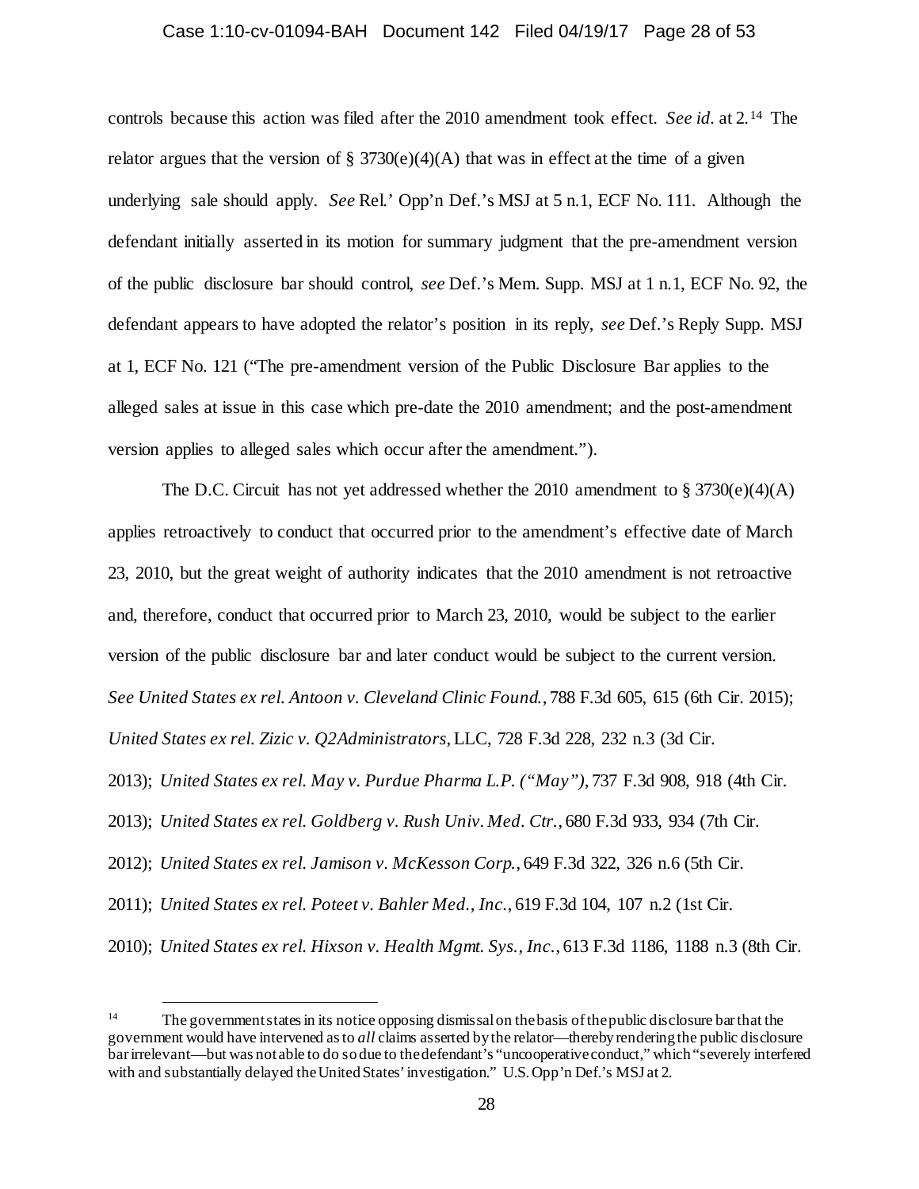controls because this action was filed after the 2010 amendment took effect. *See id.* at 2.[14] The relator argues that the version of § 3730(e)(4)(A) that was in effect at the time of a given underlying sale should apply. *See* Rel.' Opp'n Def.'s MSJ at 5 n.1, ECF No. 111. Although the defendant initially asserted in its motion for summary judgment that the pre-amendment version of the public disclosure bar should control, *see* Def.'s Mem. Supp. MSJ at 1 n.1, ECF No. 92, the defendant appears to have adopted the relator's position in its reply, *see* Def.'s Reply Supp. MSJ at 1, ECF No. 121 ("The pre-amendment version of the Public Disclosure Bar applies to the alleged sales at issue in this case which pre-date the 2010 amendment; and the post-amendment version applies to alleged sales which occur after the amendment.").

The D.C. Circuit has not yet addressed whether the 2010 amendment to § 3730(e)(4)(A) applies retroactively to conduct that occurred prior to the amendment's effective date of March 23, 2010, but the great weight of authority indicates that the 2010 amendment is not retroactive and, therefore, conduct that occurred prior to March 23, 2010, would be subject to the earlier version of the public disclosure bar and later conduct would be subject to the current version. *See United States ex rel. Antoon v. Cleveland Clinic Found.*, 788 F.3d 605, 615 (6th Cir. 2015); *United States ex rel. Zizic v. Q2Administrators*, LLC, 728 F.3d 228, 232 n.3 (3d Cir. 2013); *United States ex rel. May v. Purdue Pharma L.P. ("May")*, 737 F.3d 908, 918 (4th Cir. 2013); *United States ex rel. Goldberg v. Rush Univ. Med. Ctr.*, 680 F.3d 933, 934 (7th Cir. 2012); *United States ex rel. Jamison v. McKesson Corp.*, 649 F.3d 322, 326 n.6 (5th Cir. 2011); *United States ex rel. Poteet v. Bahler Med., Inc.*, 619 F.3d 104, 107 n.2 (1st Cir. 2010); *United States ex rel. Hixson v. Health Mgmt. Sys., Inc.*, 613 F.3d 1186, 1188 n.3 (8th Cir.

[14] The government states in its notice opposing dismissal on the basis of the public disclosure bar that the government would have intervened as to *all* claims asserted by the relator—thereby rendering the public disclosure bar irrelevant—but was not able to do so due to the defendant's "uncooperative conduct," which "severely interfered with and substantially delayed the United States' investigation." U.S. Opp'n Def.'s MSJ at 2.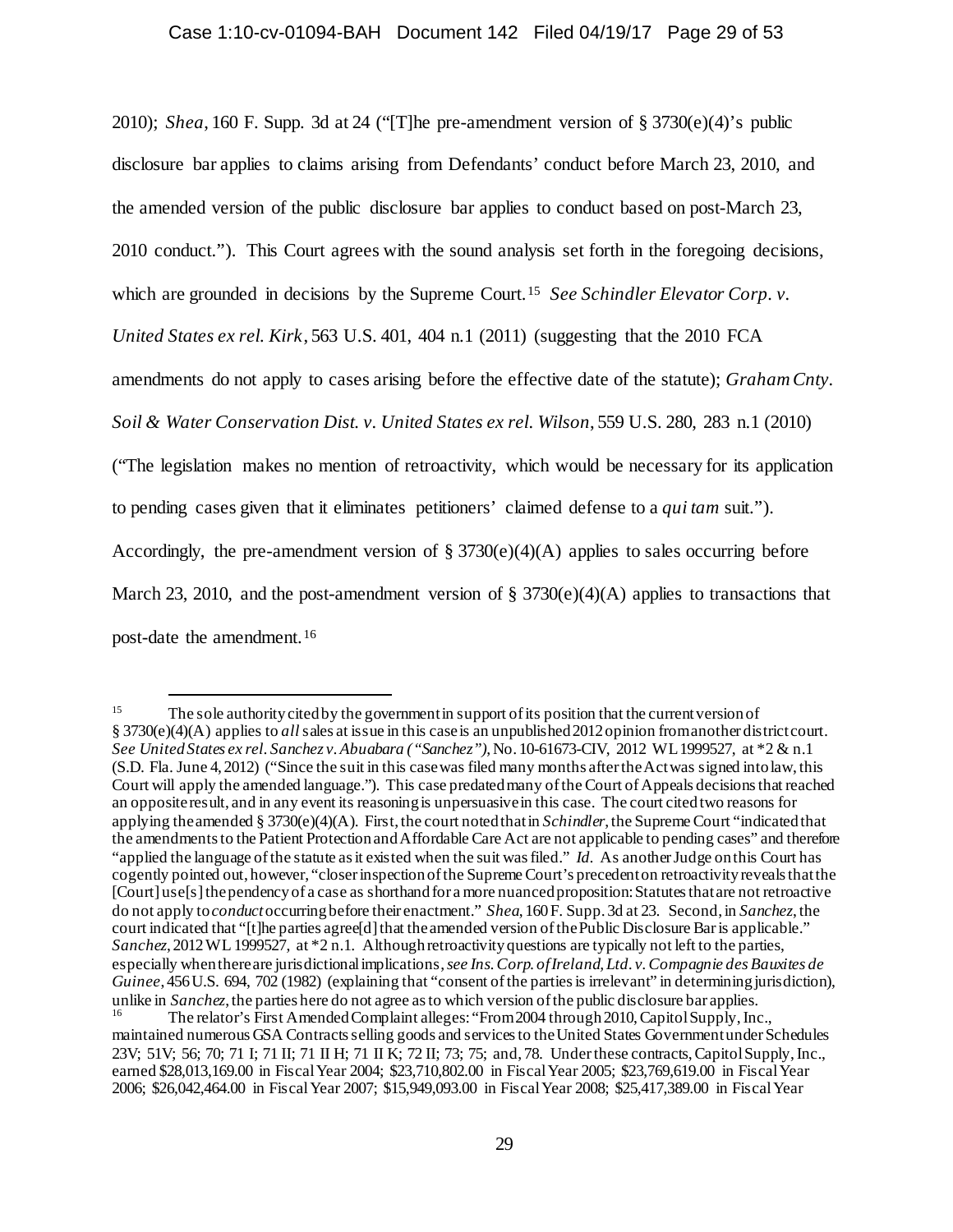2010); *Shea*, 160 F. Supp. 3d at 24 ("[T]he pre-amendment version of § 3730(e)(4)'s public disclosure bar applies to claims arising from Defendants' conduct before March 23, 2010, and the amended version of the public disclosure bar applies to conduct based on post-March 23, 2010 conduct."). This Court agrees with the sound analysis set forth in the foregoing decisions, which are grounded in decisions by the Supreme Court.[15] *See Schindler Elevator Corp. v. United States ex rel. Kirk*, 563 U.S. 401, 404 n.1 (2011) (suggesting that the 2010 FCA amendments do not apply to cases arising before the effective date of the statute); *Graham Cnty. Soil & Water Conservation Dist. v. United States ex rel. Wilson*, 559 U.S. 280, 283 n.1 (2010) ("The legislation makes no mention of retroactivity, which would be necessary for its application to pending cases given that it eliminates petitioners' claimed defense to a *qui tam* suit."). Accordingly, the pre-amendment version of § 3730(e)(4)(A) applies to sales occurring before March 23, 2010, and the post-amendment version of § 3730(e)(4)(A) applies to transactions that post-date the amendment.[16]

---

[15] The sole authority cited by the government in support of its position that the current version of § 3730(e)(4)(A) applies to *all* sales at issue in this case is an unpublished 2012 opinion from another district court. *See United States ex rel. Sanchez v. Abuabara ("Sanchez")*, No. 10-61673-CIV, 2012 WL 1999527, at *2 & n.1 (S.D. Fla. June 4, 2012) ("Since the suit in this case was filed many months after the Act was signed into law, this Court will apply the amended language."). This case predated many of the Court of Appeals decisions that reached an opposite result, and in any event its reasoning is unpersuasive in this case. The court cited two reasons for applying the amended § 3730(e)(4)(A). First, the court noted that in *Schindler*, the Supreme Court "indicated that the amendments to the Patient Protection and Affordable Care Act are not applicable to pending cases" and therefore "applied the language of the statute as it existed when the suit was filed." *Id.* As another Judge on this Court has cogently pointed out, however, "closer inspection of the Supreme Court's precedent on retroactivity reveals that the [Court] use[s] the pendency of a case as shorthand for a more nuanced proposition: Statutes that are not retroactive do not apply to *conduct* occurring before their enactment." *Shea*, 160 F. Supp. 3d at 23. Second, in *Sanchez*, the court indicated that "[t]he parties agree[d] that the amended version of the Public Disclosure Bar is applicable." *Sanchez*, 2012 WL 1999527, at *2 n.1. Although retroactivity questions are typically not left to the parties, especially when there are jurisdictional implications, *see Ins. Corp. of Ireland, Ltd. v. Compagnie des Bauxites de Guinee*, 456 U.S. 694, 702 (1982) (explaining that "consent of the parties is irrelevant" in determining jurisdiction), unlike in *Sanchez*, the parties here do not agree as to which version of the public disclosure bar applies.

[16] The relator's First Amended Complaint alleges: "From 2004 through 2010, Capitol Supply, Inc., maintained numerous GSA Contracts selling goods and services to the United States Government under Schedules 23V; 51V; 56; 70; 71 I; 71 II; 71 II H; 71 II K; 72 II; 73; 75; and, 78. Under these contracts, Capitol Supply, Inc., earned $28,013,169.00 in Fiscal Year 2004; $23,710,802.00 in Fiscal Year 2005; $23,769,619.00 in Fiscal Year 2006; $26,042,464.00 in Fiscal Year 2007; $15,949,093.00 in Fiscal Year 2008; $25,417,389.00 in Fiscal Year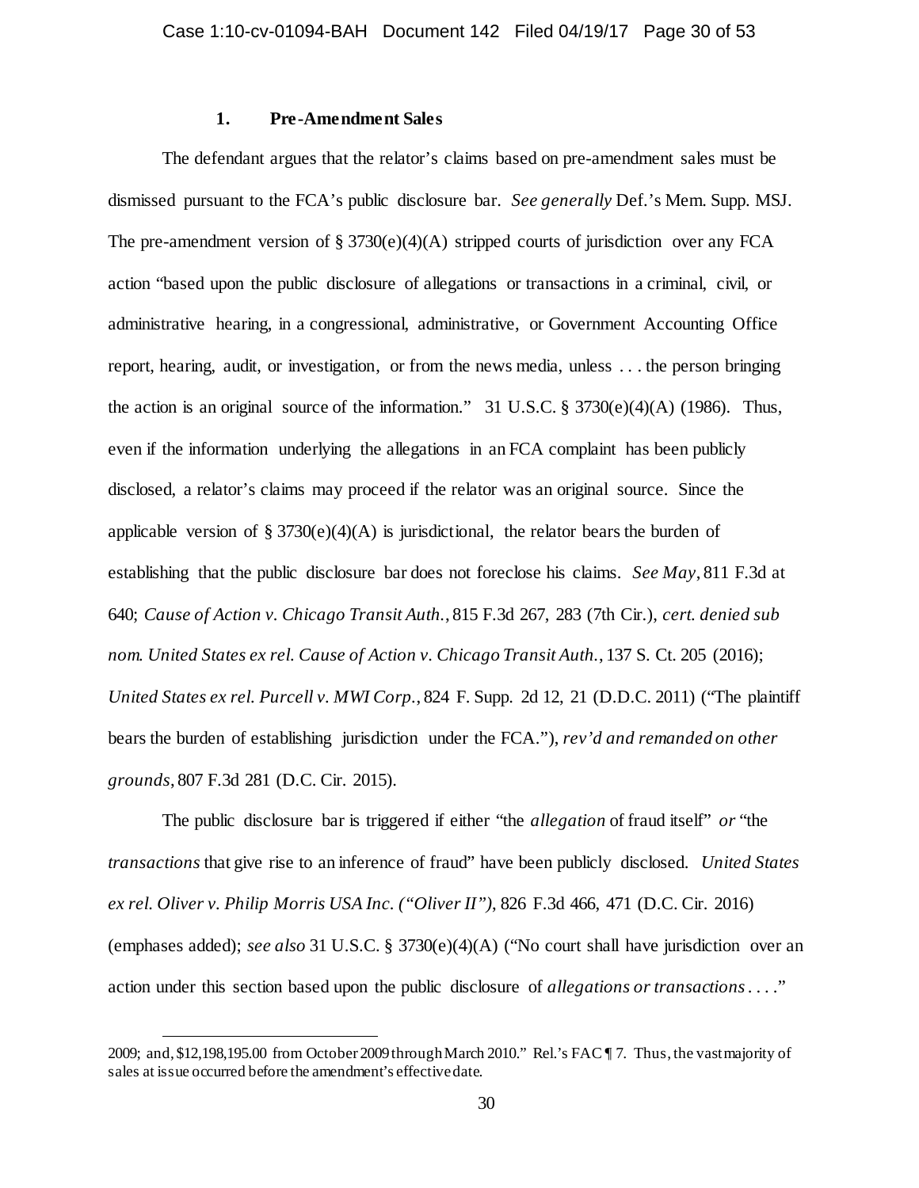### 1. Pre-Amendment Sales

The defendant argues that the relator's claims based on pre-amendment sales must be dismissed pursuant to the FCA's public disclosure bar. *See generally* Def.'s Mem. Supp. MSJ. The pre-amendment version of § 3730(e)(4)(A) stripped courts of jurisdiction over any FCA action "based upon the public disclosure of allegations or transactions in a criminal, civil, or administrative hearing, in a congressional, administrative, or Government Accounting Office report, hearing, audit, or investigation, or from the news media, unless . . . the person bringing the action is an original source of the information." 31 U.S.C. § 3730(e)(4)(A) (1986). Thus, even if the information underlying the allegations in an FCA complaint has been publicly disclosed, a relator's claims may proceed if the relator was an original source. Since the applicable version of § 3730(e)(4)(A) is jurisdictional, the relator bears the burden of establishing that the public disclosure bar does not foreclose his claims. *See May*, 811 F.3d at 640; *Cause of Action v. Chicago Transit Auth.*, 815 F.3d 267, 283 (7th Cir.), *cert. denied sub nom. United States ex rel. Cause of Action v. Chicago Transit Auth.*, 137 S. Ct. 205 (2016); *United States ex rel. Purcell v. MWI Corp.*, 824 F. Supp. 2d 12, 21 (D.D.C. 2011) ("The plaintiff bears the burden of establishing jurisdiction under the FCA."), *rev'd and remanded on other grounds*, 807 F.3d 281 (D.C. Cir. 2015).

The public disclosure bar is triggered if either "the *allegation* of fraud itself" *or* "the *transactions* that give rise to an inference of fraud" have been publicly disclosed. *United States ex rel. Oliver v. Philip Morris USA Inc. ("Oliver II")*, 826 F.3d 466, 471 (D.C. Cir. 2016) (emphases added); *see also* 31 U.S.C. § 3730(e)(4)(A) ("No court shall have jurisdiction over an action under this section based upon the public disclosure of *allegations or transactions* . . . ."

---

2009; and, $12,198,195.00 from October 2009 through March 2010." Rel.'s FAC ¶ 7. Thus, the vast majority of sales at issue occurred before the amendment's effective date.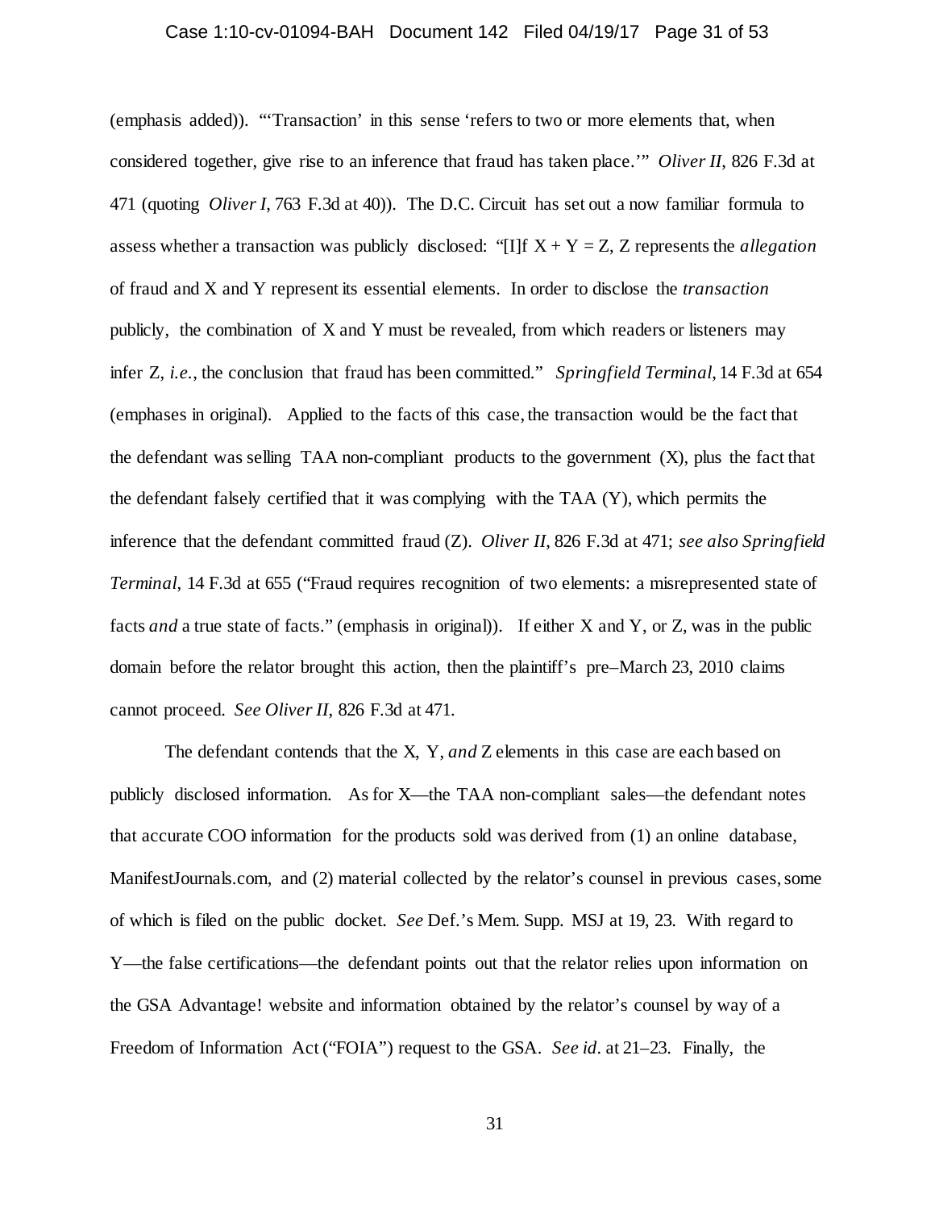(emphasis added)). "'Transaction' in this sense 'refers to two or more elements that, when considered together, give rise to an inference that fraud has taken place.'" *Oliver II*, 826 F.3d at 471 (quoting *Oliver I*, 763 F.3d at 40)). The D.C. Circuit has set out a now familiar formula to assess whether a transaction was publicly disclosed: "[I]f X + Y = Z, Z represents the *allegation* of fraud and X and Y represent its essential elements. In order to disclose the *transaction* publicly, the combination of X and Y must be revealed, from which readers or listeners may infer Z, *i.e.*, the conclusion that fraud has been committed." *Springfield Terminal*, 14 F.3d at 654 (emphases in original). Applied to the facts of this case, the transaction would be the fact that the defendant was selling TAA non-compliant products to the government (X), plus the fact that the defendant falsely certified that it was complying with the TAA (Y), which permits the inference that the defendant committed fraud (Z). *Oliver II*, 826 F.3d at 471; *see also Springfield Terminal*, 14 F.3d at 655 ("Fraud requires recognition of two elements: a misrepresented state of facts *and* a true state of facts." (emphasis in original)). If either X and Y, or Z, was in the public domain before the relator brought this action, then the plaintiff's pre–March 23, 2010 claims cannot proceed. *See Oliver II*, 826 F.3d at 471.

The defendant contends that the X, Y, *and* Z elements in this case are each based on publicly disclosed information. As for X—the TAA non-compliant sales—the defendant notes that accurate COO information for the products sold was derived from (1) an online database, ManifestJournals.com, and (2) material collected by the relator's counsel in previous cases, some of which is filed on the public docket. *See* Def.'s Mem. Supp. MSJ at 19, 23. With regard to Y—the false certifications—the defendant points out that the relator relies upon information on the GSA Advantage! website and information obtained by the relator's counsel by way of a Freedom of Information Act ("FOIA") request to the GSA. *See id.* at 21–23. Finally, the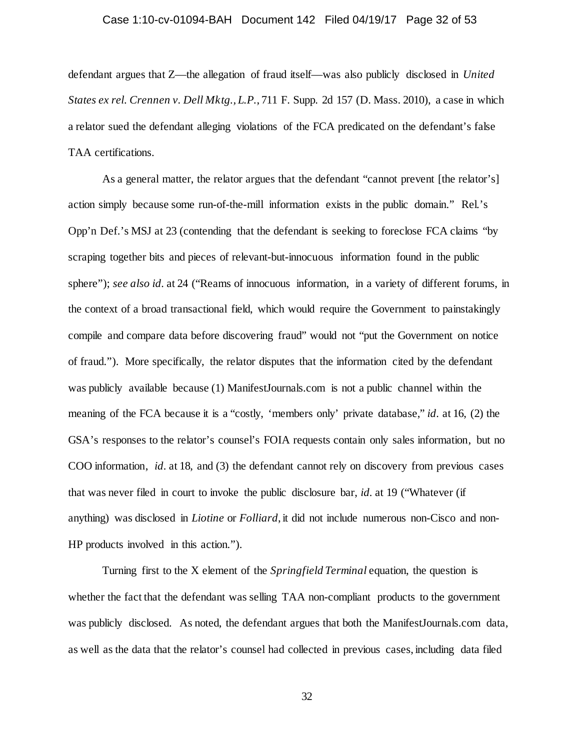defendant argues that Z—the allegation of fraud itself—was also publicly disclosed in *United States ex rel. Crennen v. Dell Mktg., L.P.*, 711 F. Supp. 2d 157 (D. Mass. 2010), a case in which a relator sued the defendant alleging violations of the FCA predicated on the defendant's false TAA certifications.

As a general matter, the relator argues that the defendant "cannot prevent [the relator's] action simply because some run-of-the-mill information exists in the public domain." Rel.'s Opp'n Def.'s MSJ at 23 (contending that the defendant is seeking to foreclose FCA claims "by scraping together bits and pieces of relevant-but-innocuous information found in the public sphere"); *see also id*. at 24 ("Reams of innocuous information, in a variety of different forums, in the context of a broad transactional field, which would require the Government to painstakingly compile and compare data before discovering fraud" would not "put the Government on notice of fraud."). More specifically, the relator disputes that the information cited by the defendant was publicly available because (1) ManifestJournals.com is not a public channel within the meaning of the FCA because it is a "costly, 'members only' private database," *id*. at 16, (2) the GSA's responses to the relator's counsel's FOIA requests contain only sales information, but no COO information, *id*. at 18, and (3) the defendant cannot rely on discovery from previous cases that was never filed in court to invoke the public disclosure bar, *id*. at 19 ("Whatever (if anything) was disclosed in *Liotine* or *Folliard*, it did not include numerous non-Cisco and non-HP products involved in this action.").

Turning first to the X element of the *Springfield Terminal* equation, the question is whether the fact that the defendant was selling TAA non-compliant products to the government was publicly disclosed. As noted, the defendant argues that both the ManifestJournals.com data, as well as the data that the relator's counsel had collected in previous cases, including data filed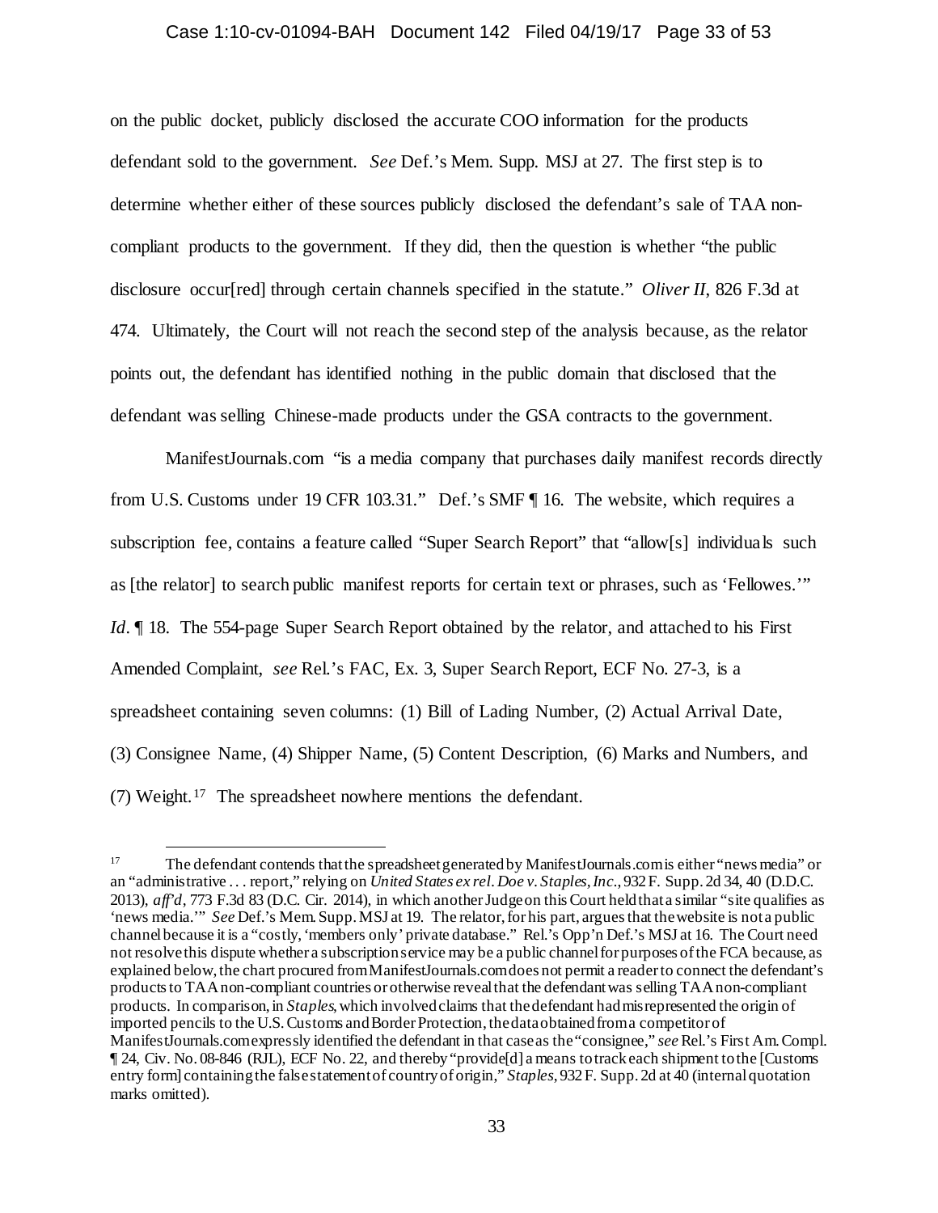on the public docket, publicly disclosed the accurate COO information for the products defendant sold to the government. *See* Def.'s Mem. Supp. MSJ at 27. The first step is to determine whether either of these sources publicly disclosed the defendant's sale of TAA non-compliant products to the government. If they did, then the question is whether "the public disclosure occur[red] through certain channels specified in the statute." *Oliver II*, 826 F.3d at 474. Ultimately, the Court will not reach the second step of the analysis because, as the relator points out, the defendant has identified nothing in the public domain that disclosed that the defendant was selling Chinese-made products under the GSA contracts to the government.

ManifestJournals.com "is a media company that purchases daily manifest records directly from U.S. Customs under 19 CFR 103.31." Def.'s SMF ¶ 16. The website, which requires a subscription fee, contains a feature called "Super Search Report" that "allow[s] individuals such as [the relator] to search public manifest reports for certain text or phrases, such as 'Fellowes.'" *Id*. ¶ 18. The 554-page Super Search Report obtained by the relator, and attached to his First Amended Complaint, *see* Rel.'s FAC, Ex. 3, Super Search Report, ECF No. 27-3, is a spreadsheet containing seven columns: (1) Bill of Lading Number, (2) Actual Arrival Date, (3) Consignee Name, (4) Shipper Name, (5) Content Description, (6) Marks and Numbers, and (7) Weight.[17] The spreadsheet nowhere mentions the defendant.

---

[17] The defendant contends that the spreadsheet generated by ManifestJournals.com is either "news media" or an "administrative . . . report," relying on *United States ex rel. Doe v. Staples, Inc.*, 932 F. Supp. 2d 34, 40 (D.D.C. 2013), *aff'd*, 773 F.3d 83 (D.C. Cir. 2014), in which another Judge on this Court held that a similar "site qualifies as 'news media.'" *See* Def.'s Mem. Supp. MSJ at 19. The relator, for his part, argues that the website is not a public channel because it is a "costly, 'members only' private database." Rel.'s Opp'n Def.'s MSJ at 16. The Court need not resolve this dispute whether a subscription service may be a public channel for purposes of the FCA because, as explained below, the chart procured from ManifestJournals.com does not permit a reader to connect the defendant's products to TAA non-compliant countries or otherwise reveal that the defendant was selling TAA non-compliant products. In comparison, in *Staples*, which involved claims that the defendant had misrepresented the origin of imported pencils to the U.S. Customs and Border Protection, the data obtained from a competitor of ManifestJournals.com expressly identified the defendant in that case as the "consignee," *see* Rel.'s First Am. Compl. ¶ 24, Civ. No. 08-846 (RJL), ECF No. 22, and thereby "provide[d] a means to track each shipment to the [Customs entry form] containing the false statement of country of origin," *Staples*, 932 F. Supp. 2d at 40 (internal quotation marks omitted).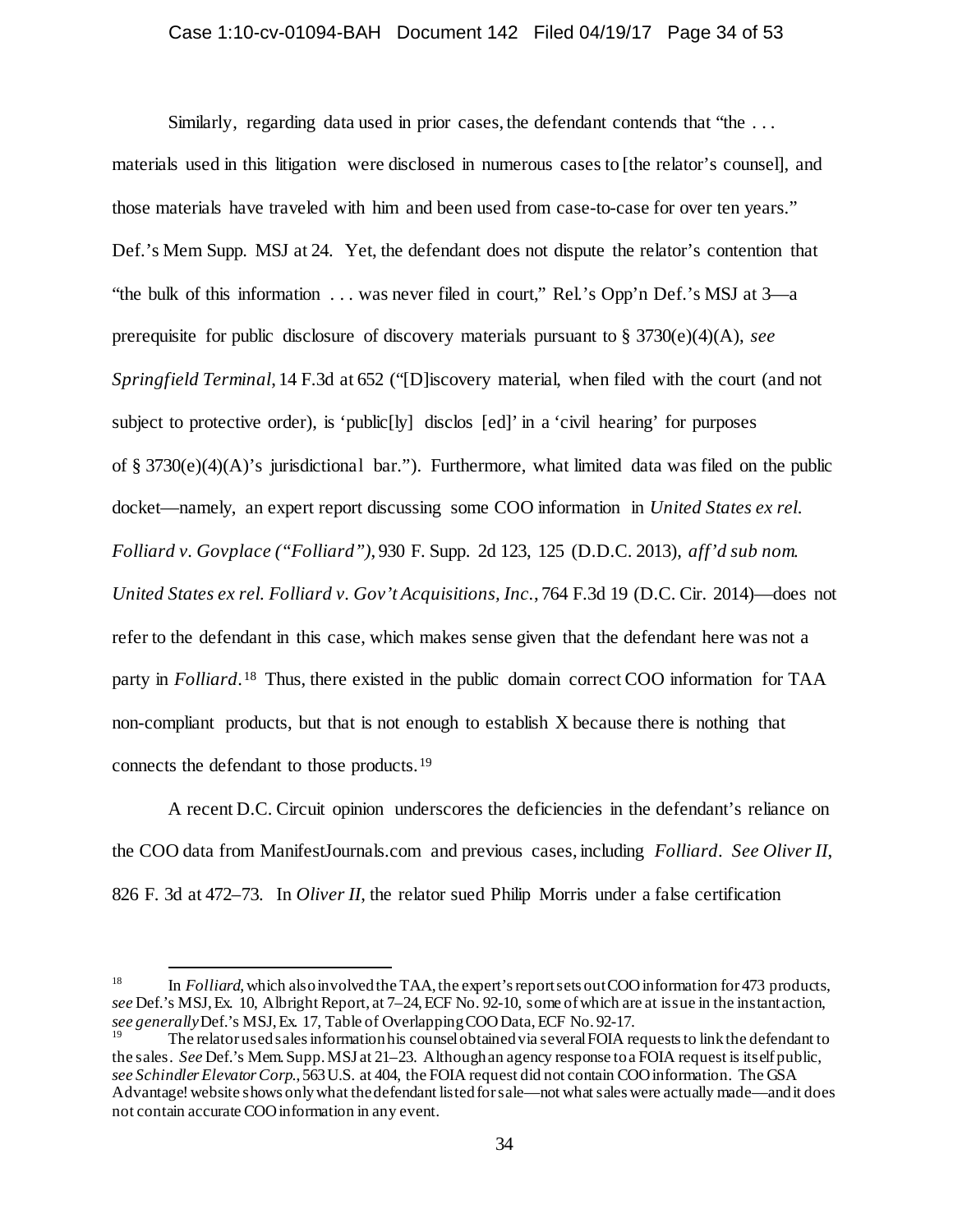Similarly, regarding data used in prior cases, the defendant contends that "the . . . materials used in this litigation were disclosed in numerous cases to [the relator's counsel], and those materials have traveled with him and been used from case-to-case for over ten years." Def.'s Mem Supp. MSJ at 24. Yet, the defendant does not dispute the relator's contention that "the bulk of this information . . . was never filed in court," Rel.'s Opp'n Def.'s MSJ at 3—a prerequisite for public disclosure of discovery materials pursuant to § 3730(e)(4)(A), *see Springfield Terminal*, 14 F.3d at 652 ("[D]iscovery material, when filed with the court (and not subject to protective order), is 'public[ly] disclos [ed]' in a 'civil hearing' for purposes of § 3730(e)(4)(A)'s jurisdictional bar."). Furthermore, what limited data was filed on the public docket—namely, an expert report discussing some COO information in *United States ex rel. Folliard v. Govplace ("Folliard")*, 930 F. Supp. 2d 123, 125 (D.D.C. 2013), *aff'd sub nom. United States ex rel. Folliard v. Gov't Acquisitions, Inc.*, 764 F.3d 19 (D.C. Cir. 2014)—does not refer to the defendant in this case, which makes sense given that the defendant here was not a party in *Folliard*.[18] Thus, there existed in the public domain correct COO information for TAA non-compliant products, but that is not enough to establish X because there is nothing that connects the defendant to those products.[19]

A recent D.C. Circuit opinion underscores the deficiencies in the defendant's reliance on the COO data from ManifestJournals.com and previous cases, including *Folliard*. *See Oliver II*, 826 F. 3d at 472–73. In *Oliver II*, the relator sued Philip Morris under a false certification

---

[18] In *Folliard*, which also involved the TAA, the expert's report sets out COO information for 473 products, *see* Def.'s MSJ, Ex. 10, Albright Report, at 7–24, ECF No. 92-10, some of which are at issue in the instant action, *see generally* Def.'s MSJ, Ex. 17, Table of Overlapping COO Data, ECF No. 92-17.

[19] The relator used sales information his counsel obtained via several FOIA requests to link the defendant to the sales. *See* Def.'s Mem. Supp. MSJ at 21–23. Although an agency response to a FOIA request is itself public, *see Schindler Elevator Corp.*, 563 U.S. at 404, the FOIA request did not contain COO information. The GSA Advantage! website shows only what the defendant listed for sale—not what sales were actually made—and it does not contain accurate COO information in any event.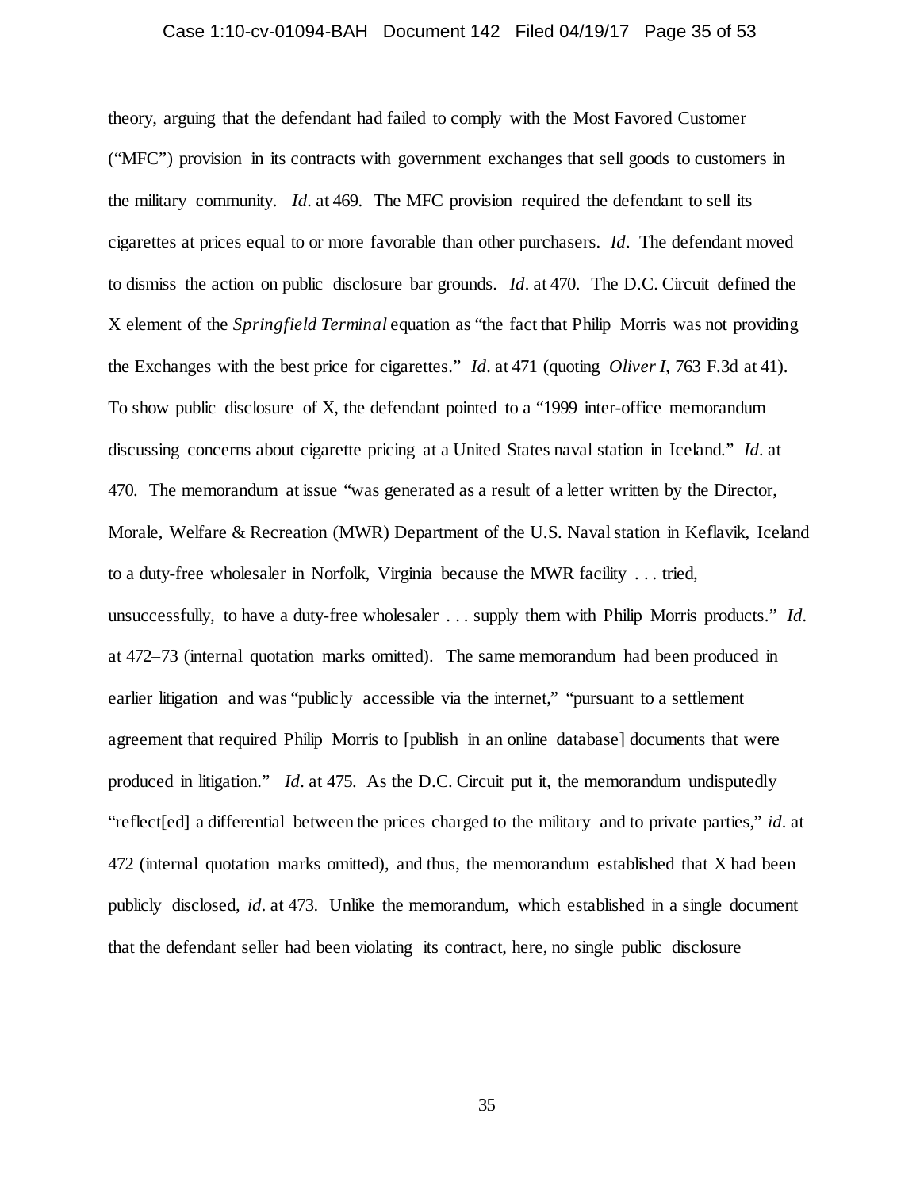theory, arguing that the defendant had failed to comply with the Most Favored Customer ("MFC") provision in its contracts with government exchanges that sell goods to customers in the military community. *Id*. at 469. The MFC provision required the defendant to sell its cigarettes at prices equal to or more favorable than other purchasers. *Id*. The defendant moved to dismiss the action on public disclosure bar grounds. *Id*. at 470. The D.C. Circuit defined the X element of the *Springfield Terminal* equation as "the fact that Philip Morris was not providing the Exchanges with the best price for cigarettes." *Id*. at 471 (quoting *Oliver I*, 763 F.3d at 41). To show public disclosure of X, the defendant pointed to a "1999 inter-office memorandum discussing concerns about cigarette pricing at a United States naval station in Iceland." *Id*. at 470. The memorandum at issue "was generated as a result of a letter written by the Director, Morale, Welfare & Recreation (MWR) Department of the U.S. Naval station in Keflavik, Iceland to a duty-free wholesaler in Norfolk, Virginia because the MWR facility . . . tried, unsuccessfully, to have a duty-free wholesaler . . . supply them with Philip Morris products." *Id*. at 472–73 (internal quotation marks omitted). The same memorandum had been produced in earlier litigation and was "publicly accessible via the internet," "pursuant to a settlement agreement that required Philip Morris to [publish in an online database] documents that were produced in litigation." *Id*. at 475. As the D.C. Circuit put it, the memorandum undisputedly "reflect[ed] a differential between the prices charged to the military and to private parties," *id*. at 472 (internal quotation marks omitted), and thus, the memorandum established that X had been publicly disclosed, *id*. at 473. Unlike the memorandum, which established in a single document that the defendant seller had been violating its contract, here, no single public disclosure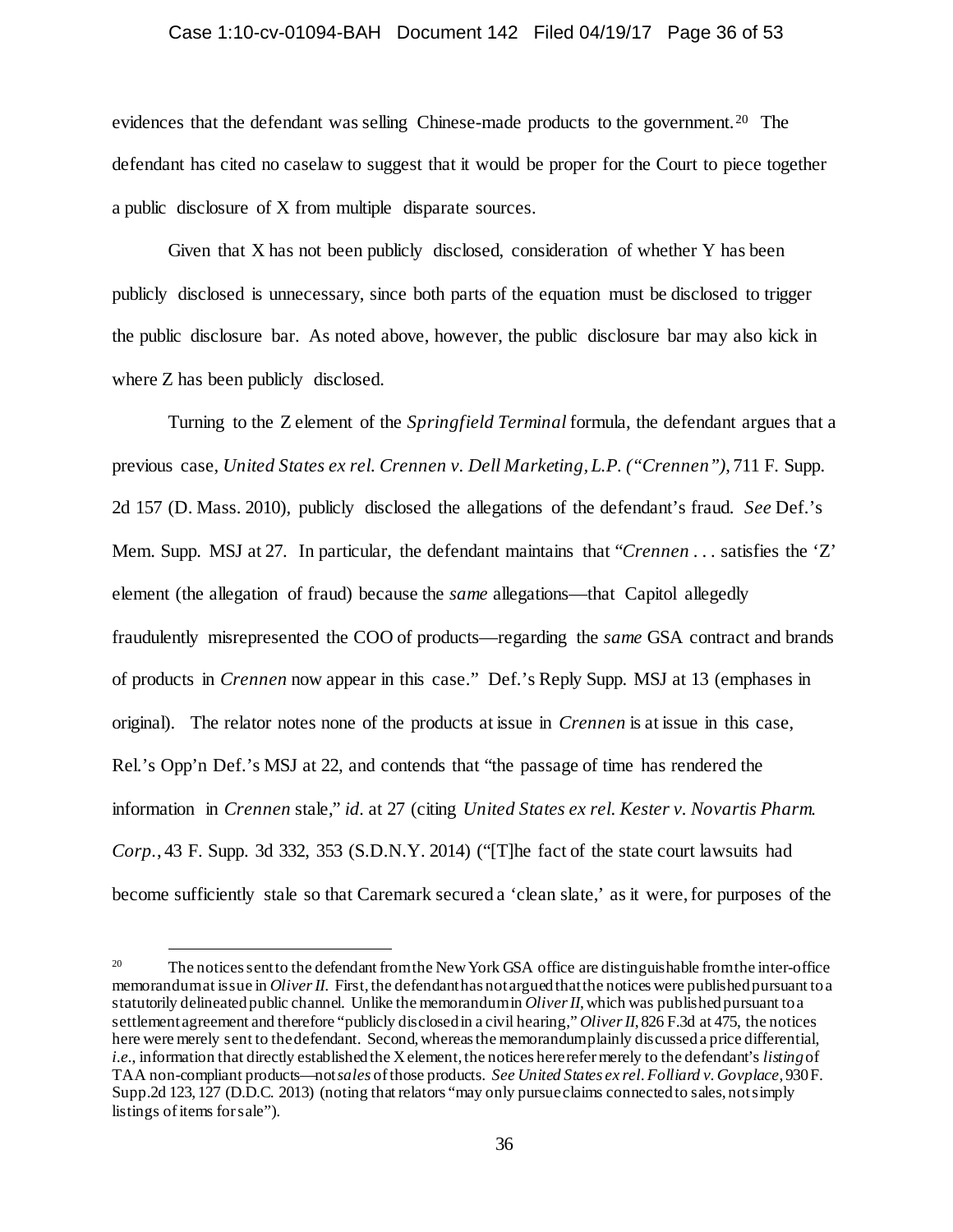evidences that the defendant was selling Chinese-made products to the government.[20] The defendant has cited no caselaw to suggest that it would be proper for the Court to piece together a public disclosure of X from multiple disparate sources.

Given that X has not been publicly disclosed, consideration of whether Y has been publicly disclosed is unnecessary, since both parts of the equation must be disclosed to trigger the public disclosure bar. As noted above, however, the public disclosure bar may also kick in where Z has been publicly disclosed.

Turning to the Z element of the *Springfield Terminal* formula, the defendant argues that a previous case, *United States ex rel. Crennen v. Dell Marketing, L.P. ("Crennen")*, 711 F. Supp. 2d 157 (D. Mass. 2010), publicly disclosed the allegations of the defendant's fraud. *See* Def.'s Mem. Supp. MSJ at 27. In particular, the defendant maintains that "*Crennen* . . . satisfies the 'Z' element (the allegation of fraud) because the *same* allegations—that Capitol allegedly fraudulently misrepresented the COO of products—regarding the *same* GSA contract and brands of products in *Crennen* now appear in this case." Def.'s Reply Supp. MSJ at 13 (emphases in original). The relator notes none of the products at issue in *Crennen* is at issue in this case, Rel.'s Opp'n Def.'s MSJ at 22, and contends that "the passage of time has rendered the information in *Crennen* stale," *id.* at 27 (citing *United States ex rel. Kester v. Novartis Pharm. Corp.*, 43 F. Supp. 3d 332, 353 (S.D.N.Y. 2014) ("[T]he fact of the state court lawsuits had become sufficiently stale so that Caremark secured a 'clean slate,' as it were, for purposes of the

---

[20] The notices sent to the defendant from the New York GSA office are distinguishable from the inter-office memorandum at issue in *Oliver II*. First, the defendant has not argued that the notices were published pursuant to a statutorily delineated public channel. Unlike the memorandum in *Oliver II*, which was published pursuant to a settlement agreement and therefore "publicly disclosed in a civil hearing," *Oliver II*, 826 F.3d at 475, the notices here were merely sent to the defendant. Second, whereas the memorandum plainly discussed a price differential, *i.e.*, information that directly established the X element, the notices here refer merely to the defendant's *listing* of TAA non-compliant products—not *sales* of those products. *See United States ex rel. Folliard v. Govplace*, 930 F. Supp.2d 123, 127 (D.D.C. 2013) (noting that relators "may only pursue claims connected to sales, not simply listings of items for sale").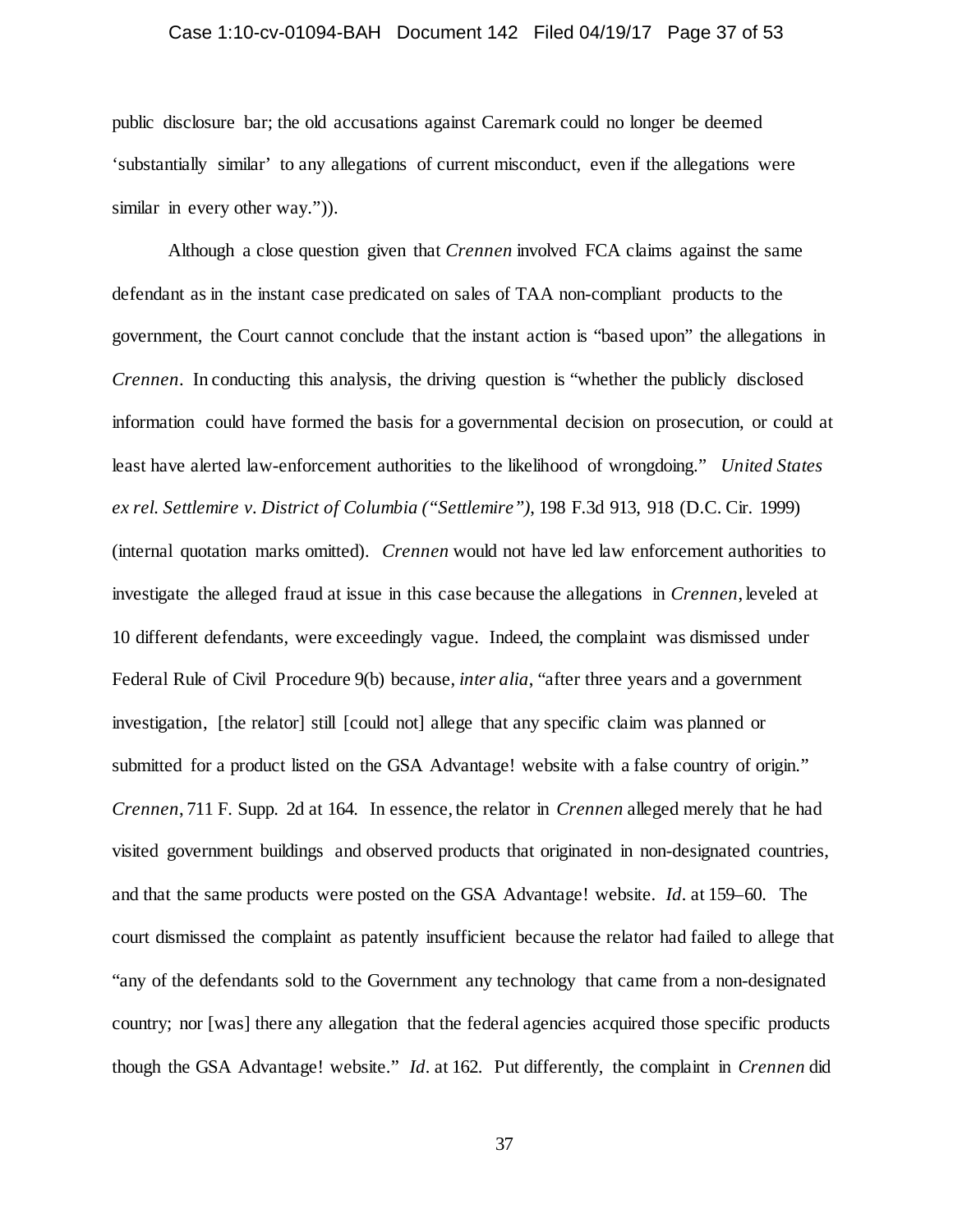public disclosure bar; the old accusations against Caremark could no longer be deemed 'substantially similar' to any allegations of current misconduct, even if the allegations were similar in every other way.")).

Although a close question given that *Crennen* involved FCA claims against the same defendant as in the instant case predicated on sales of TAA non-compliant products to the government, the Court cannot conclude that the instant action is "based upon" the allegations in *Crennen*. In conducting this analysis, the driving question is "whether the publicly disclosed information could have formed the basis for a governmental decision on prosecution, or could at least have alerted law-enforcement authorities to the likelihood of wrongdoing." *United States ex rel. Settlemire v. District of Columbia ("Settlemire")*, 198 F.3d 913, 918 (D.C. Cir. 1999) (internal quotation marks omitted). *Crennen* would not have led law enforcement authorities to investigate the alleged fraud at issue in this case because the allegations in *Crennen*, leveled at 10 different defendants, were exceedingly vague. Indeed, the complaint was dismissed under Federal Rule of Civil Procedure 9(b) because, *inter alia*, "after three years and a government investigation, [the relator] still [could not] allege that any specific claim was planned or submitted for a product listed on the GSA Advantage! website with a false country of origin." *Crennen*, 711 F. Supp. 2d at 164. In essence, the relator in *Crennen* alleged merely that he had visited government buildings and observed products that originated in non-designated countries, and that the same products were posted on the GSA Advantage! website. *Id*. at 159–60. The court dismissed the complaint as patently insufficient because the relator had failed to allege that "any of the defendants sold to the Government any technology that came from a non-designated country; nor [was] there any allegation that the federal agencies acquired those specific products though the GSA Advantage! website." *Id*. at 162. Put differently, the complaint in *Crennen* did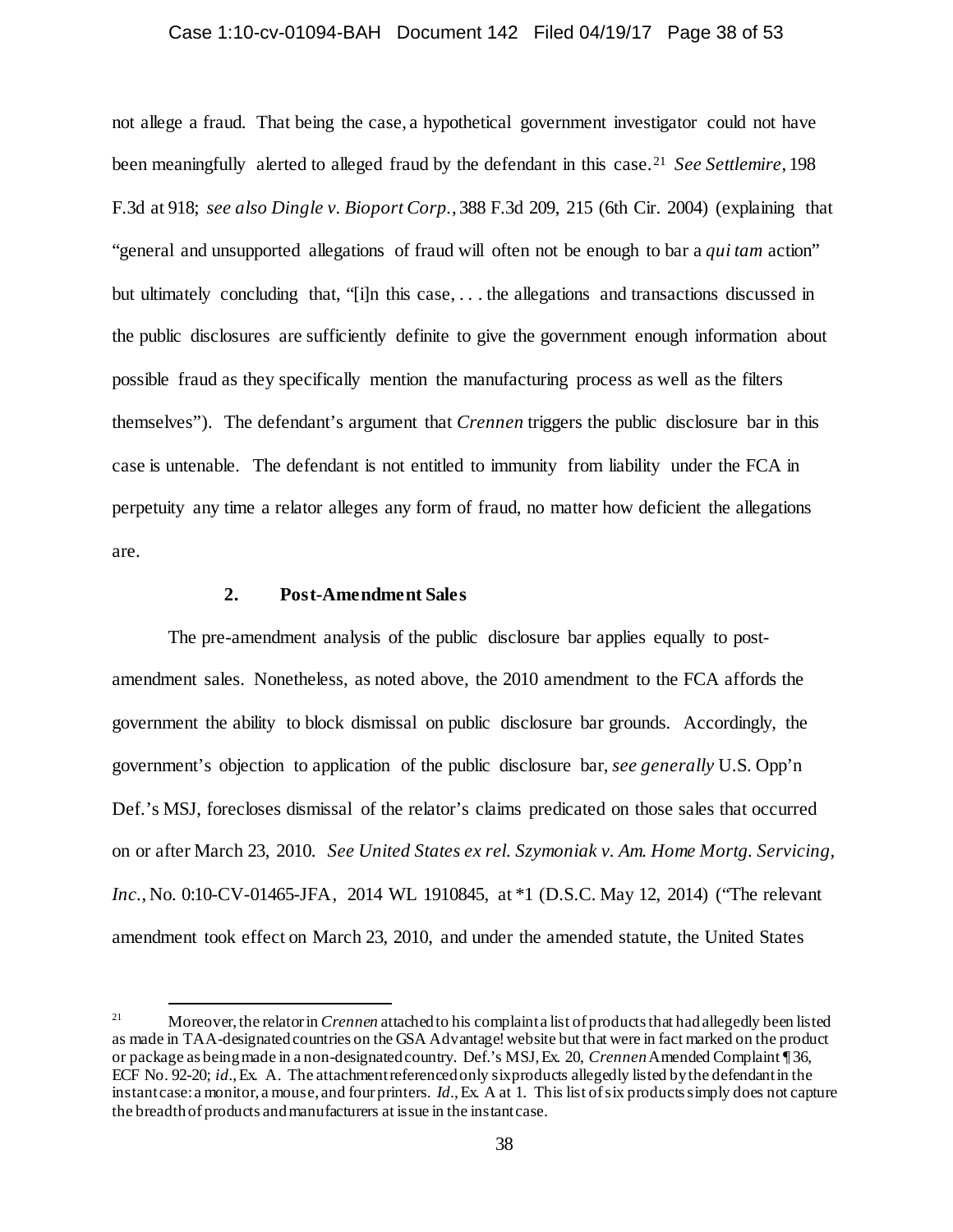not allege a fraud. That being the case, a hypothetical government investigator could not have been meaningfully alerted to alleged fraud by the defendant in this case.[21] *See Settlemire*, 198 F.3d at 918; *see also Dingle v. Bioport Corp.*, 388 F.3d 209, 215 (6th Cir. 2004) (explaining that "general and unsupported allegations of fraud will often not be enough to bar a *qui tam* action" but ultimately concluding that, "[i]n this case, . . . the allegations and transactions discussed in the public disclosures are sufficiently definite to give the government enough information about possible fraud as they specifically mention the manufacturing process as well as the filters themselves"). The defendant's argument that *Crennen* triggers the public disclosure bar in this case is untenable. The defendant is not entitled to immunity from liability under the FCA in perpetuity any time a relator alleges any form of fraud, no matter how deficient the allegations are.

### 2. Post-Amendment Sales

The pre-amendment analysis of the public disclosure bar applies equally to post-amendment sales. Nonetheless, as noted above, the 2010 amendment to the FCA affords the government the ability to block dismissal on public disclosure bar grounds. Accordingly, the government's objection to application of the public disclosure bar, *see generally* U.S. Opp'n Def.'s MSJ, forecloses dismissal of the relator's claims predicated on those sales that occurred on or after March 23, 2010. *See United States ex rel. Szymoniak v. Am. Home Mortg. Servicing, Inc.*, No. 0:10-CV-01465-JFA, 2014 WL 1910845, at *1 (D.S.C. May 12, 2014) ("The relevant amendment took effect on March 23, 2010, and under the amended statute, the United States

---

[21] Moreover, the relator in *Crennen* attached to his complaint a list of products that had allegedly been listed as made in TAA-designated countries on the GSA Advantage! website but that were in fact marked on the product or package as being made in a non-designated country. Def.'s MSJ, Ex. 20, *Crennen* Amended Complaint ¶ 36, ECF No. 92-20; *id.*, Ex. A. The attachment referenced only six products allegedly listed by the defendant in the instant case: a monitor, a mouse, and four printers. *Id.*, Ex. A at 1. This list of six products simply does not capture the breadth of products and manufacturers at issue in the instant case.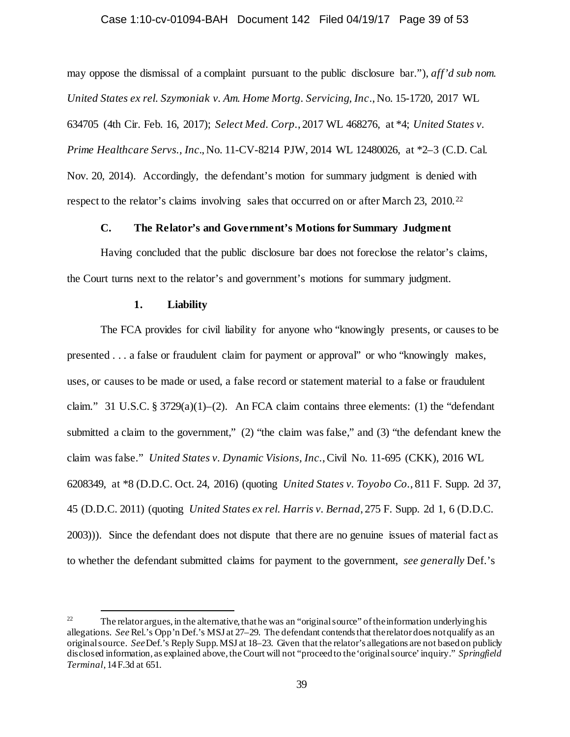may oppose the dismissal of a complaint pursuant to the public disclosure bar."), *aff'd sub nom. United States ex rel. Szymoniak v. Am. Home Mortg. Servicing, Inc.*, No. 15-1720, 2017 WL 634705 (4th Cir. Feb. 16, 2017); *Select Med. Corp.*, 2017 WL 468276, at *4; *United States v. Prime Healthcare Servs., Inc.*, No. 11-CV-8214 PJW, 2014 WL 12480026, at *2–3 (C.D. Cal. Nov. 20, 2014). Accordingly, the defendant's motion for summary judgment is denied with respect to the relator's claims involving sales that occurred on or after March 23, 2010.[22]

### C. The Relator's and Government's Motions for Summary Judgment

Having concluded that the public disclosure bar does not foreclose the relator's claims, the Court turns next to the relator's and government's motions for summary judgment.

#### 1. Liability

The FCA provides for civil liability for anyone who "knowingly presents, or causes to be presented . . . a false or fraudulent claim for payment or approval" or who "knowingly makes, uses, or causes to be made or used, a false record or statement material to a false or fraudulent claim." 31 U.S.C. § 3729(a)(1)–(2). An FCA claim contains three elements: (1) the "defendant submitted a claim to the government," (2) "the claim was false," and (3) "the defendant knew the claim was false." *United States v. Dynamic Visions, Inc.*, Civil No. 11-695 (CKK), 2016 WL 6208349, at *8 (D.D.C. Oct. 24, 2016) (quoting *United States v. Toyobo Co.*, 811 F. Supp. 2d 37, 45 (D.D.C. 2011) (quoting *United States ex rel. Harris v. Bernad*, 275 F. Supp. 2d 1, 6 (D.D.C. 2003))). Since the defendant does not dispute that there are no genuine issues of material fact as to whether the defendant submitted claims for payment to the government, *see generally* Def.'s

[22] The relator argues, in the alternative, that he was an "original source" of the information underlying his allegations. *See* Rel.'s Opp'n Def.'s MSJ at 27–29. The defendant contends that the relator does not qualify as an original source. *See* Def.'s Reply Supp. MSJ at 18–23. Given that the relator's allegations are not based on publicly disclosed information, as explained above, the Court will not "proceed to the 'original source' inquiry." *Springfield Terminal*, 14 F.3d at 651.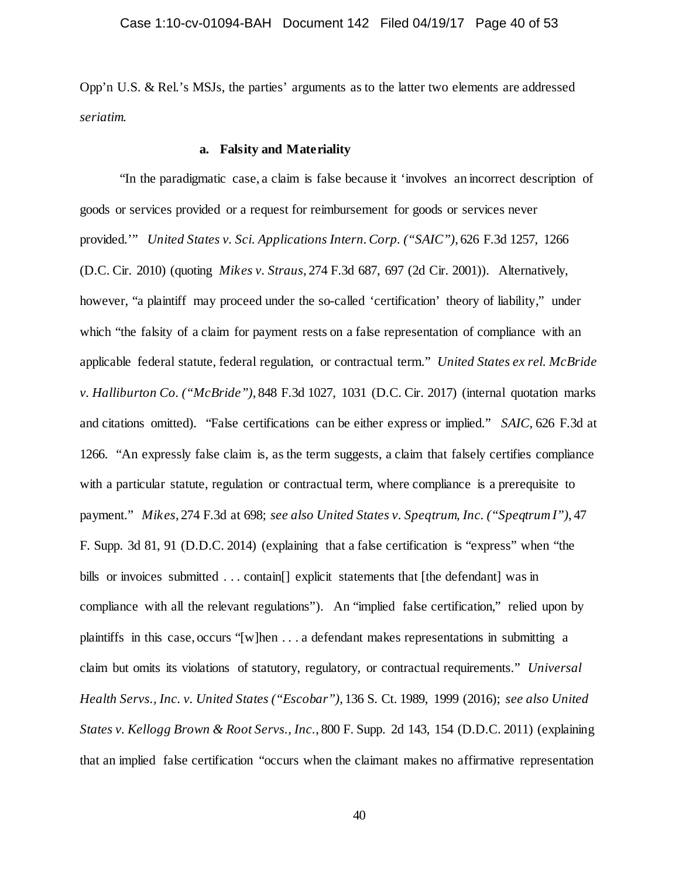Opp'n U.S. & Rel.'s MSJs, the parties' arguments as to the latter two elements are addressed *seriatim*.

**a. Falsity and Materiality**

"In the paradigmatic case, a claim is false because it 'involves an incorrect description of goods or services provided or a request for reimbursement for goods or services never provided.'" *United States v. Sci. Applications Intern. Corp. ("SAIC")*, 626 F.3d 1257, 1266 (D.C. Cir. 2010) (quoting *Mikes v. Straus*, 274 F.3d 687, 697 (2d Cir. 2001)). Alternatively, however, "a plaintiff may proceed under the so-called 'certification' theory of liability," under which "the falsity of a claim for payment rests on a false representation of compliance with an applicable federal statute, federal regulation, or contractual term." *United States ex rel. McBride v. Halliburton Co. ("McBride")*, 848 F.3d 1027, 1031 (D.C. Cir. 2017) (internal quotation marks and citations omitted). "False certifications can be either express or implied." *SAIC*, 626 F.3d at 1266. "An expressly false claim is, as the term suggests, a claim that falsely certifies compliance with a particular statute, regulation or contractual term, where compliance is a prerequisite to payment." *Mikes*, 274 F.3d at 698; *see also United States v. Speqtrum, Inc. ("Speqtrum I")*, 47 F. Supp. 3d 81, 91 (D.D.C. 2014) (explaining that a false certification is "express" when "the bills or invoices submitted . . . contain[] explicit statements that [the defendant] was in compliance with all the relevant regulations"). An "implied false certification," relied upon by plaintiffs in this case, occurs "[w]hen . . . a defendant makes representations in submitting a claim but omits its violations of statutory, regulatory, or contractual requirements." *Universal Health Servs., Inc. v. United States ("Escobar")*, 136 S. Ct. 1989, 1999 (2016); *see also United States v. Kellogg Brown & Root Servs., Inc.*, 800 F. Supp. 2d 143, 154 (D.D.C. 2011) (explaining that an implied false certification "occurs when the claimant makes no affirmative representation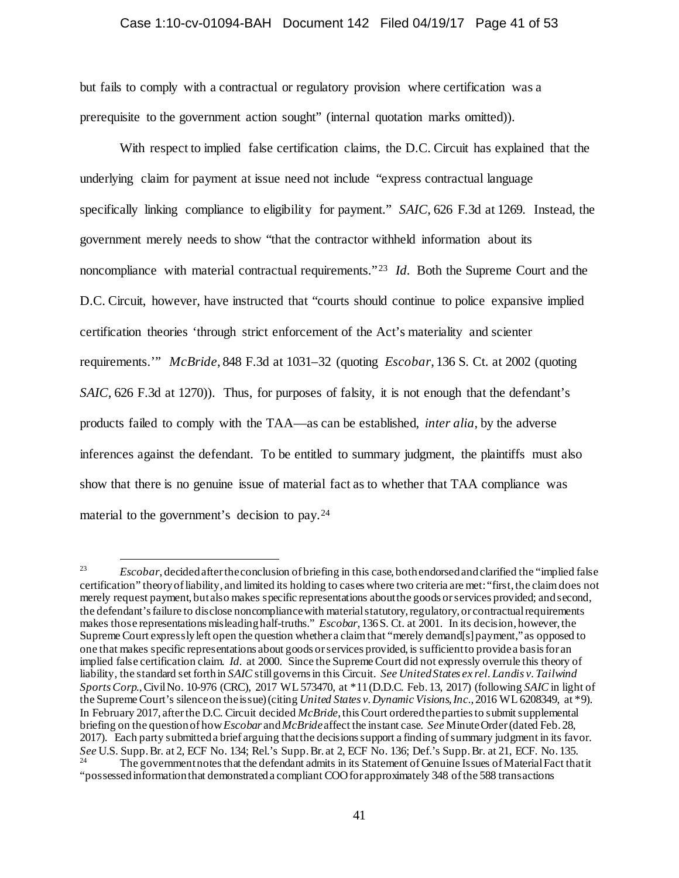but fails to comply with a contractual or regulatory provision where certification was a prerequisite to the government action sought" (internal quotation marks omitted)).

With respect to implied false certification claims, the D.C. Circuit has explained that the underlying claim for payment at issue need not include "express contractual language specifically linking compliance to eligibility for payment." *SAIC*, 626 F.3d at 1269. Instead, the government merely needs to show "that the contractor withheld information about its noncompliance with material contractual requirements."[23] *Id*. Both the Supreme Court and the D.C. Circuit, however, have instructed that "courts should continue to police expansive implied certification theories 'through strict enforcement of the Act's materiality and scienter requirements.'" *McBride*, 848 F.3d at 1031–32 (quoting *Escobar*, 136 S. Ct. at 2002 (quoting *SAIC*, 626 F.3d at 1270)). Thus, for purposes of falsity, it is not enough that the defendant's products failed to comply with the TAA—as can be established, *inter alia*, by the adverse inferences against the defendant. To be entitled to summary judgment, the plaintiffs must also show that there is no genuine issue of material fact as to whether that TAA compliance was material to the government's decision to pay.[24]

---

[23] *Escobar*, decided after the conclusion of briefing in this case, both endorsed and clarified the "implied false certification" theory of liability, and limited its holding to cases where two criteria are met: "first, the claim does not merely request payment, but also makes specific representations about the goods or services provided; and second, the defendant's failure to disclose noncompliance with material statutory, regulatory, or contractual requirements makes those representations misleading half-truths." *Escobar*, 136 S. Ct. at 2001. In its decision, however, the Supreme Court expressly left open the question whether a claim that "merely demand[s] payment," as opposed to one that makes specific representations about goods or services provided, is sufficient to provide a basis for an implied false certification claim. *Id*. at 2000. Since the Supreme Court did not expressly overrule this theory of liability, the standard set forth in *SAIC* still governs in this Circuit. *See United States ex rel. Landis v. Tailwind Sports Corp.*, Civil No. 10-976 (CRC), 2017 WL 573470, at *11 (D.D.C. Feb. 13, 2017) (following *SAIC* in light of the Supreme Court's silence on the issue) (citing *United States v. Dynamic Visions, Inc.*, 2016 WL 6208349, at *9). In February 2017, after the D.C. Circuit decided *McBride*, this Court ordered the parties to submit supplemental briefing on the question of how *Escobar* and *McBride* affect the instant case. *See* Minute Order (dated Feb. 28, 2017). Each party submitted a brief arguing that the decisions support a finding of summary judgment in its favor. *See* U.S. Supp. Br. at 2, ECF No. 134; Rel.'s Supp. Br. at 2, ECF No. 136; Def.'s Supp. Br. at 21, ECF. No. 135.

[24] The government notes that the defendant admits in its Statement of Genuine Issues of Material Fact that it "possessed information that demonstrated a compliant COO for approximately 348 of the 588 transactions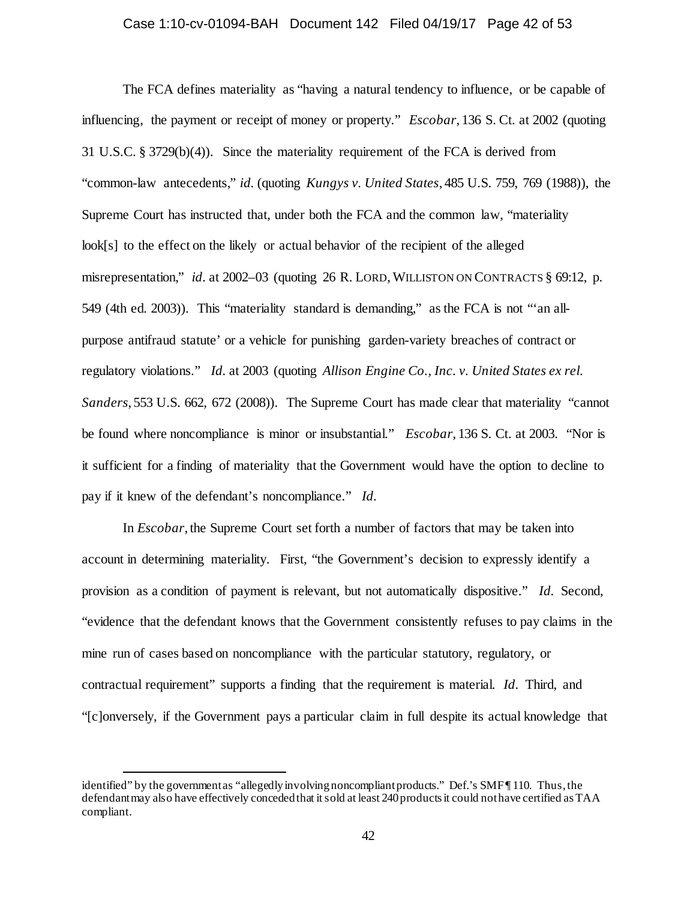The FCA defines materiality as "having a natural tendency to influence, or be capable of influencing, the payment or receipt of money or property." *Escobar*, 136 S. Ct. at 2002 (quoting 31 U.S.C. § 3729(b)(4)). Since the materiality requirement of the FCA is derived from "common-law antecedents," *id.* (quoting *Kungys v. United States*, 485 U.S. 759, 769 (1988)), the Supreme Court has instructed that, under both the FCA and the common law, "materiality look[s] to the effect on the likely or actual behavior of the recipient of the alleged misrepresentation," *id.* at 2002–03 (quoting 26 R. LORD, WILLISTON ON CONTRACTS § 69:12, p. 549 (4th ed. 2003)). This "materiality standard is demanding," as the FCA is not "'an all-purpose antifraud statute' or a vehicle for punishing garden-variety breaches of contract or regulatory violations." *Id.* at 2003 (quoting *Allison Engine Co., Inc. v. United States ex rel. Sanders*, 553 U.S. 662, 672 (2008)). The Supreme Court has made clear that materiality "cannot be found where noncompliance is minor or insubstantial." *Escobar*, 136 S. Ct. at 2003. "Nor is it sufficient for a finding of materiality that the Government would have the option to decline to pay if it knew of the defendant's noncompliance." *Id.*

In *Escobar*, the Supreme Court set forth a number of factors that may be taken into account in determining materiality. First, "the Government's decision to expressly identify a provision as a condition of payment is relevant, but not automatically dispositive." *Id.* Second, "evidence that the defendant knows that the Government consistently refuses to pay claims in the mine run of cases based on noncompliance with the particular statutory, regulatory, or contractual requirement" supports a finding that the requirement is material. *Id.* Third, and "[c]onversely, if the Government pays a particular claim in full despite its actual knowledge that

---

identified" by the government as "allegedly involving noncompliant products." Def.'s SMF ¶ 110. Thus, the defendant may also have effectively conceded that it sold at least 240 products it could not have certified as TAA compliant.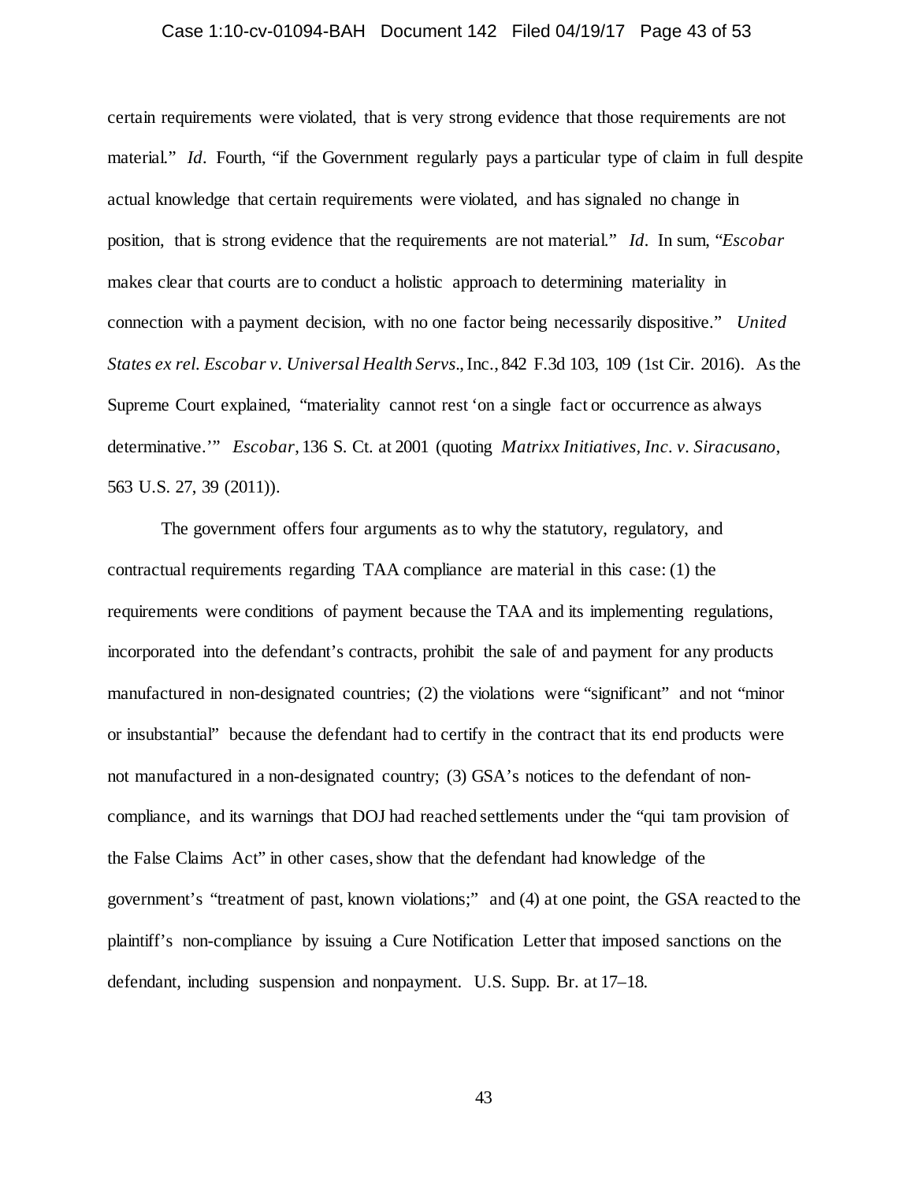certain requirements were violated, that is very strong evidence that those requirements are not material." *Id*. Fourth, "if the Government regularly pays a particular type of claim in full despite actual knowledge that certain requirements were violated, and has signaled no change in position, that is strong evidence that the requirements are not material." *Id*. In sum, "*Escobar* makes clear that courts are to conduct a holistic approach to determining materiality in connection with a payment decision, with no one factor being necessarily dispositive." *United States ex rel. Escobar v. Universal Health Servs*., Inc., 842 F.3d 103, 109 (1st Cir. 2016). As the Supreme Court explained, "materiality cannot rest 'on a single fact or occurrence as always determinative.'" *Escobar*, 136 S. Ct. at 2001 (quoting *Matrixx Initiatives, Inc. v. Siracusano*, 563 U.S. 27, 39 (2011)).

The government offers four arguments as to why the statutory, regulatory, and contractual requirements regarding TAA compliance are material in this case: (1) the requirements were conditions of payment because the TAA and its implementing regulations, incorporated into the defendant's contracts, prohibit the sale of and payment for any products manufactured in non-designated countries; (2) the violations were "significant" and not "minor or insubstantial" because the defendant had to certify in the contract that its end products were not manufactured in a non-designated country; (3) GSA's notices to the defendant of non-compliance, and its warnings that DOJ had reached settlements under the "qui tam provision of the False Claims Act" in other cases, show that the defendant had knowledge of the government's "treatment of past, known violations;" and (4) at one point, the GSA reacted to the plaintiff's non-compliance by issuing a Cure Notification Letter that imposed sanctions on the defendant, including suspension and nonpayment. U.S. Supp. Br. at 17–18.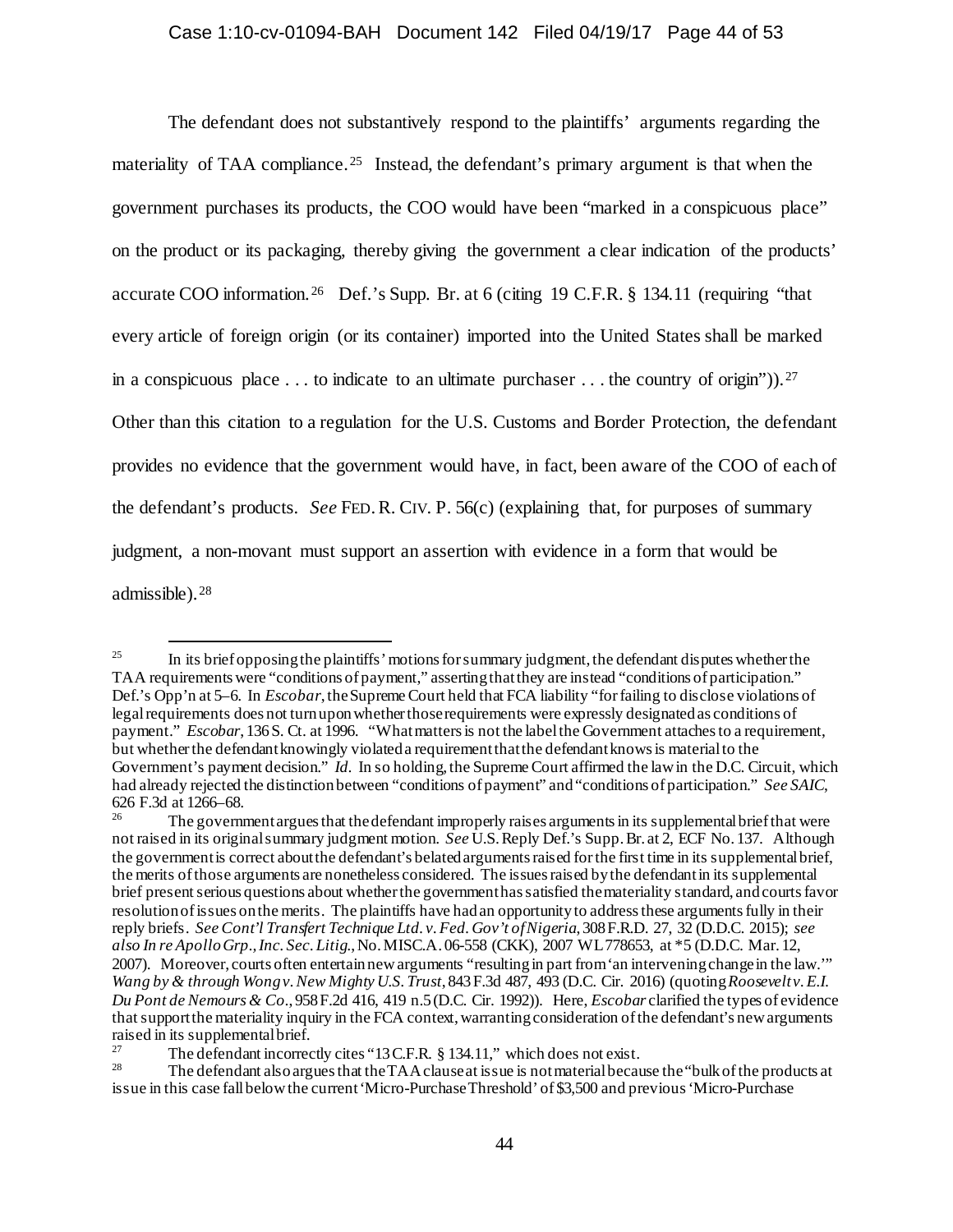The defendant does not substantively respond to the plaintiffs' arguments regarding the materiality of TAA compliance.[25] Instead, the defendant's primary argument is that when the government purchases its products, the COO would have been "marked in a conspicuous place" on the product or its packaging, thereby giving the government a clear indication of the products' accurate COO information.[26] Def.'s Supp. Br. at 6 (citing 19 C.F.R. § 134.11 (requiring "that every article of foreign origin (or its container) imported into the United States shall be marked in a conspicuous place . . . to indicate to an ultimate purchaser . . . the country of origin")).[27] Other than this citation to a regulation for the U.S. Customs and Border Protection, the defendant provides no evidence that the government would have, in fact, been aware of the COO of each of the defendant's products. *See* FED. R. CIV. P. 56(c) (explaining that, for purposes of summary judgment, a non-movant must support an assertion with evidence in a form that would be admissible).[28]

---

[25] In its brief opposing the plaintiffs' motions for summary judgment, the defendant disputes whether the TAA requirements were "conditions of payment," asserting that they are instead "conditions of participation." Def.'s Opp'n at 5–6. In *Escobar*, the Supreme Court held that FCA liability "for failing to disclose violations of legal requirements does not turn upon whether those requirements were expressly designated as conditions of payment." *Escobar*, 136 S. Ct. at 1996. "What matters is not the label the Government attaches to a requirement, but whether the defendant knowingly violated a requirement that the defendant knows is material to the Government's payment decision." *Id*. In so holding, the Supreme Court affirmed the law in the D.C. Circuit, which had already rejected the distinction between "conditions of payment" and "conditions of participation." *See SAIC*, 626 F.3d at 1266–68.

[26] The government argues that the defendant improperly raises arguments in its supplemental brief that were not raised in its original summary judgment motion. *See* U.S. Reply Def.'s Supp. Br. at 2, ECF No. 137. Although the government is correct about the defendant's belated arguments raised for the first time in its supplemental brief, the merits of those arguments are nonetheless considered. The issues raised by the defendant in its supplemental brief present serious questions about whether the government has satisfied the materiality standard, and courts favor resolution of issues on the merits. The plaintiffs have had an opportunity to address these arguments fully in their reply briefs. *See Cont'l Transfert Technique Ltd. v. Fed. Gov't of Nigeria*, 308 F.R.D. 27, 32 (D.D.C. 2015); *see also In re Apollo Grp., Inc. Sec. Litig.*, No. MISC.A. 06-558 (CKK), 2007 WL 778653, at *5 (D.D.C. Mar. 12, 2007). Moreover, courts often entertain new arguments "resulting in part from 'an intervening change in the law.'" *Wang by & through Wong v. New Mighty U.S. Trust*, 843 F.3d 487, 493 (D.C. Cir. 2016) (quoting *Roosevelt v. E.I. Du Pont de Nemours & Co*., 958 F.2d 416, 419 n.5 (D.C. Cir. 1992)). Here, *Escobar* clarified the types of evidence that support the materiality inquiry in the FCA context, warranting consideration of the defendant's new arguments raised in its supplemental brief.

[27] The defendant incorrectly cites "13 C.F.R. § 134.11," which does not exist.

[28] The defendant also argues that the TAA clause at issue is not material because the "bulk of the products at issue in this case fall below the current 'Micro-Purchase Threshold' of $3,500 and previous 'Micro-Purchase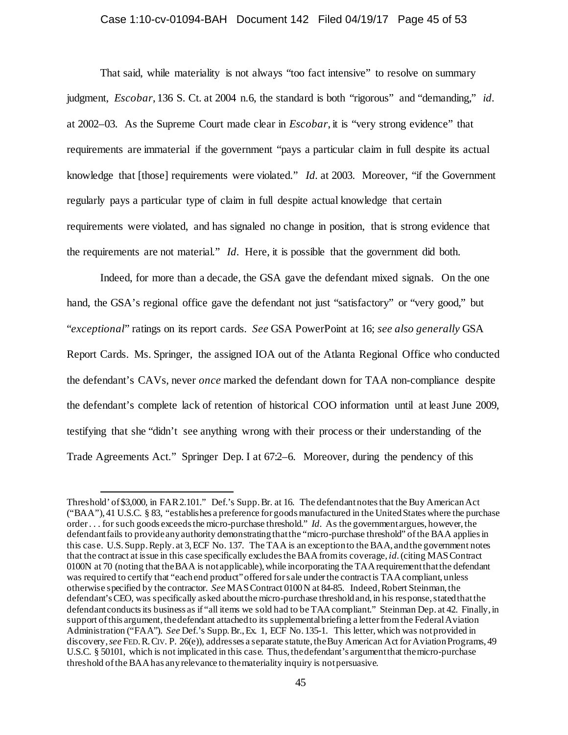That said, while materiality is not always "too fact intensive" to resolve on summary judgment, *Escobar*, 136 S. Ct. at 2004 n.6, the standard is both "rigorous" and "demanding," *id*. at 2002–03. As the Supreme Court made clear in *Escobar*, it is "very strong evidence" that requirements are immaterial if the government "pays a particular claim in full despite its actual knowledge that [those] requirements were violated." *Id*. at 2003. Moreover, "if the Government regularly pays a particular type of claim in full despite actual knowledge that certain requirements were violated, and has signaled no change in position, that is strong evidence that the requirements are not material." *Id*. Here, it is possible that the government did both.

Indeed, for more than a decade, the GSA gave the defendant mixed signals. On the one hand, the GSA's regional office gave the defendant not just "satisfactory" or "very good," but "*exceptional*" ratings on its report cards. *See* GSA PowerPoint at 16; *see also generally* GSA Report Cards. Ms. Springer, the assigned IOA out of the Atlanta Regional Office who conducted the defendant's CAVs, never *once* marked the defendant down for TAA non-compliance despite the defendant's complete lack of retention of historical COO information until at least June 2009, testifying that she "didn't see anything wrong with their process or their understanding of the Trade Agreements Act." Springer Dep. I at 67:2–6. Moreover, during the pendency of this

---

Threshold' of $3,000, in FAR 2.101." Def.'s Supp. Br. at 16. The defendant notes that the Buy American Act ("BAA"), 41 U.S.C. § 83, "establishes a preference for goods manufactured in the United States where the purchase order . . . for such goods exceeds the micro-purchase threshold." *Id*. As the government argues, however, the defendant fails to provide any authority demonstrating that the "micro-purchase threshold" of the BAA applies in this case. U.S. Supp. Reply. at 3, ECF No. 137. The TAA is an exception to the BAA, and the government notes that the contract at issue in this case specifically excludes the BAA from its coverage, *id*. (citing MAS Contract 0100N at 70 (noting that the BAA is not applicable), while incorporating the TAA requirement that the defendant was required to certify that "each end product" offered for sale under the contract is TAA compliant, unless otherwise specified by the contractor. *See* MAS Contract 0100N at 84-85. Indeed, Robert Steinman, the defendant's CEO, was specifically asked about the micro-purchase threshold and, in his response, stated that the defendant conducts its business as if "all items we sold had to be TAA compliant." Steinman Dep. at 42. Finally, in support of this argument, the defendant attached to its supplemental briefing a letter from the Federal Aviation Administration ("FAA"). *See* Def.'s Supp. Br., Ex. 1, ECF No. 135-1. This letter, which was not provided in discovery, *see* FED. R. CIV. P. 26(e)), addresses a separate statute, the Buy American Act for Aviation Programs, 49 U.S.C. § 50101, which is not implicated in this case. Thus, the defendant's argument that the micro-purchase threshold of the BAA has any relevance to the materiality inquiry is not persuasive.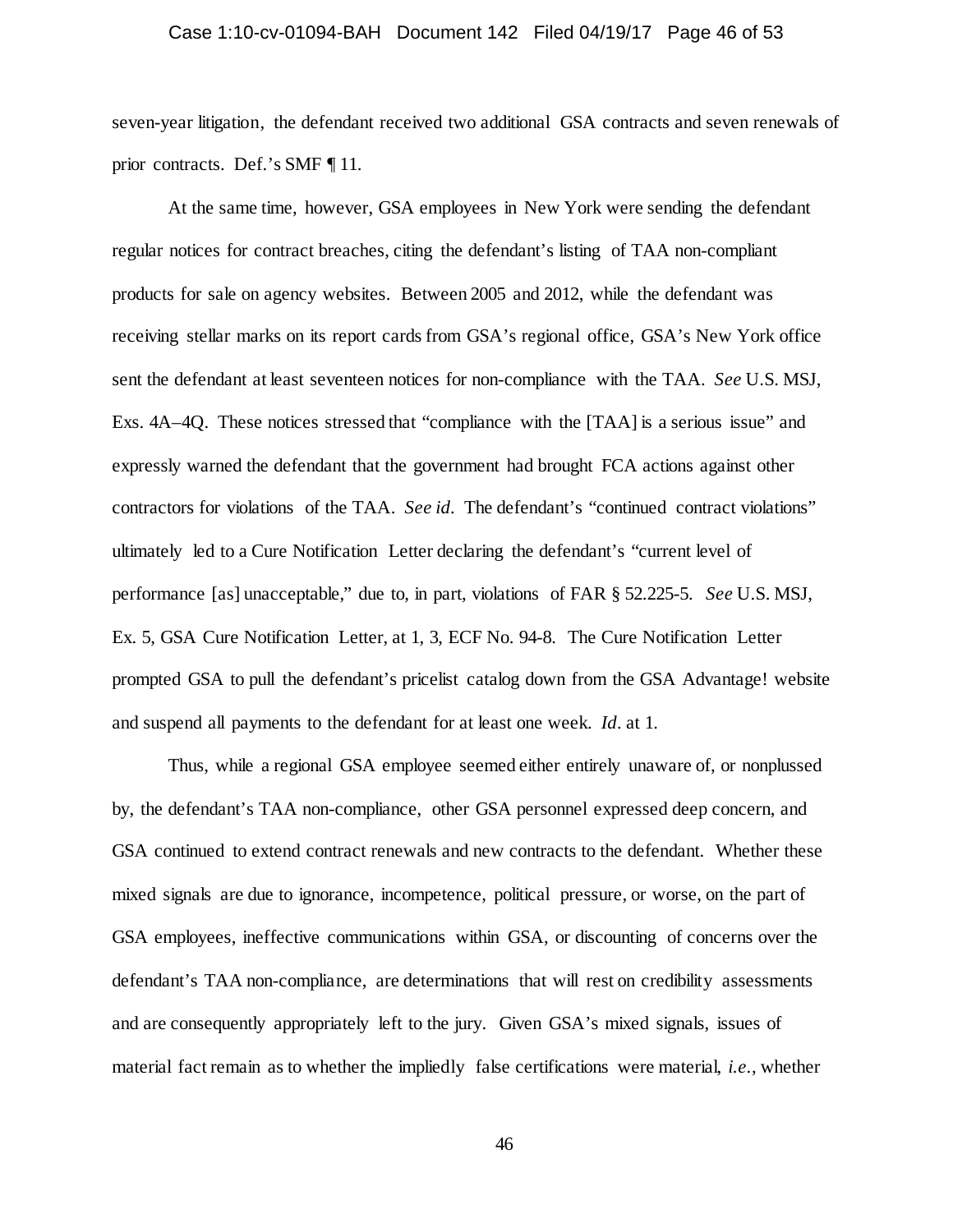seven-year litigation, the defendant received two additional GSA contracts and seven renewals of prior contracts. Def.'s SMF ¶ 11.

At the same time, however, GSA employees in New York were sending the defendant regular notices for contract breaches, citing the defendant's listing of TAA non-compliant products for sale on agency websites. Between 2005 and 2012, while the defendant was receiving stellar marks on its report cards from GSA's regional office, GSA's New York office sent the defendant at least seventeen notices for non-compliance with the TAA. *See* U.S. MSJ, Exs. 4A–4Q. These notices stressed that "compliance with the [TAA] is a serious issue" and expressly warned the defendant that the government had brought FCA actions against other contractors for violations of the TAA. *See id.* The defendant's "continued contract violations" ultimately led to a Cure Notification Letter declaring the defendant's "current level of performance [as] unacceptable," due to, in part, violations of FAR § 52.225-5. *See* U.S. MSJ, Ex. 5, GSA Cure Notification Letter, at 1, 3, ECF No. 94-8. The Cure Notification Letter prompted GSA to pull the defendant's pricelist catalog down from the GSA Advantage! website and suspend all payments to the defendant for at least one week. *Id.* at 1.

Thus, while a regional GSA employee seemed either entirely unaware of, or nonplussed by, the defendant's TAA non-compliance, other GSA personnel expressed deep concern, and GSA continued to extend contract renewals and new contracts to the defendant. Whether these mixed signals are due to ignorance, incompetence, political pressure, or worse, on the part of GSA employees, ineffective communications within GSA, or discounting of concerns over the defendant's TAA non-compliance, are determinations that will rest on credibility assessments and are consequently appropriately left to the jury. Given GSA's mixed signals, issues of material fact remain as to whether the impliedly false certifications were material, *i.e.*, whether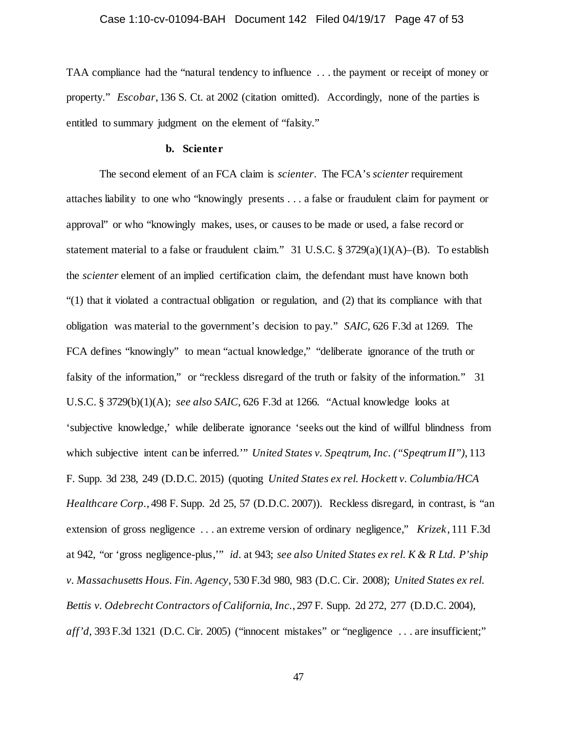TAA compliance had the "natural tendency to influence . . . the payment or receipt of money or property." *Escobar*, 136 S. Ct. at 2002 (citation omitted). Accordingly, none of the parties is entitled to summary judgment on the element of "falsity."

**b. Scienter**

The second element of an FCA claim is *scienter*. The FCA's *scienter* requirement attaches liability to one who "knowingly presents . . . a false or fraudulent claim for payment or approval" or who "knowingly makes, uses, or causes to be made or used, a false record or statement material to a false or fraudulent claim." 31 U.S.C. § 3729(a)(1)(A)–(B). To establish the *scienter* element of an implied certification claim, the defendant must have known both "(1) that it violated a contractual obligation or regulation, and (2) that its compliance with that obligation was material to the government's decision to pay." *SAIC*, 626 F.3d at 1269. The FCA defines "knowingly" to mean "actual knowledge," "deliberate ignorance of the truth or falsity of the information," or "reckless disregard of the truth or falsity of the information." 31 U.S.C. § 3729(b)(1)(A); *see also SAIC*, 626 F.3d at 1266. "Actual knowledge looks at 'subjective knowledge,' while deliberate ignorance 'seeks out the kind of willful blindness from which subjective intent can be inferred.'" *United States v. Speqtrum, Inc. ("Speqtrum II")*, 113 F. Supp. 3d 238, 249 (D.D.C. 2015) (quoting *United States ex rel. Hockett v. Columbia/HCA Healthcare Corp.*, 498 F. Supp. 2d 25, 57 (D.D.C. 2007)). Reckless disregard, in contrast, is "an extension of gross negligence . . . an extreme version of ordinary negligence," *Krizek*, 111 F.3d at 942, "or 'gross negligence-plus,'" *id*. at 943; *see also United States ex rel. K & R Ltd. P'ship v. Massachusetts Hous. Fin. Agency*, 530 F.3d 980, 983 (D.C. Cir. 2008); *United States ex rel. Bettis v. Odebrecht Contractors of California, Inc.*, 297 F. Supp. 2d 272, 277 (D.D.C. 2004), *aff'd*, 393 F.3d 1321 (D.C. Cir. 2005) ("innocent mistakes" or "negligence . . . are insufficient;"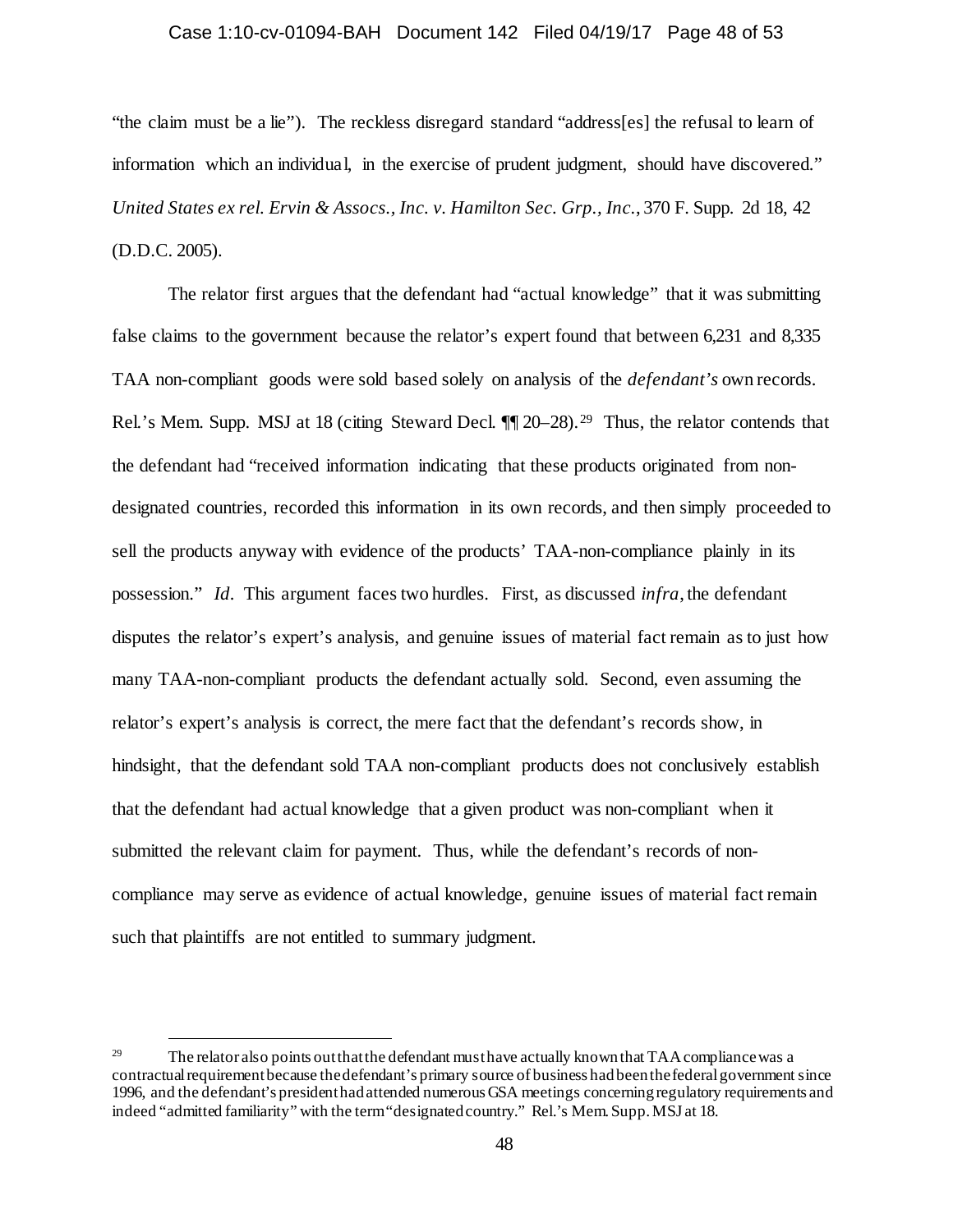"the claim must be a lie"). The reckless disregard standard "address[es] the refusal to learn of information which an individual, in the exercise of prudent judgment, should have discovered." *United States ex rel. Ervin & Assocs., Inc. v. Hamilton Sec. Grp., Inc.*, 370 F. Supp. 2d 18, 42 (D.D.C. 2005).

The relator first argues that the defendant had "actual knowledge" that it was submitting false claims to the government because the relator's expert found that between 6,231 and 8,335 TAA non-compliant goods were sold based solely on analysis of the *defendant's* own records. Rel.'s Mem. Supp. MSJ at 18 (citing Steward Decl. ¶¶ 20–28).[29] Thus, the relator contends that the defendant had "received information indicating that these products originated from non-designated countries, recorded this information in its own records, and then simply proceeded to sell the products anyway with evidence of the products' TAA-non-compliance plainly in its possession." *Id*. This argument faces two hurdles. First, as discussed *infra*, the defendant disputes the relator's expert's analysis, and genuine issues of material fact remain as to just how many TAA-non-compliant products the defendant actually sold. Second, even assuming the relator's expert's analysis is correct, the mere fact that the defendant's records show, in hindsight, that the defendant sold TAA non-compliant products does not conclusively establish that the defendant had actual knowledge that a given product was non-compliant when it submitted the relevant claim for payment. Thus, while the defendant's records of non-compliance may serve as evidence of actual knowledge, genuine issues of material fact remain such that plaintiffs are not entitled to summary judgment.

---

[29] The relator also points out that the defendant must have actually known that TAA compliance was a contractual requirement because the defendant's primary source of business had been the federal government since 1996, and the defendant's president had attended numerous GSA meetings concerning regulatory requirements and indeed "admitted familiarity" with the term "designated country." Rel.'s Mem. Supp. MSJ at 18.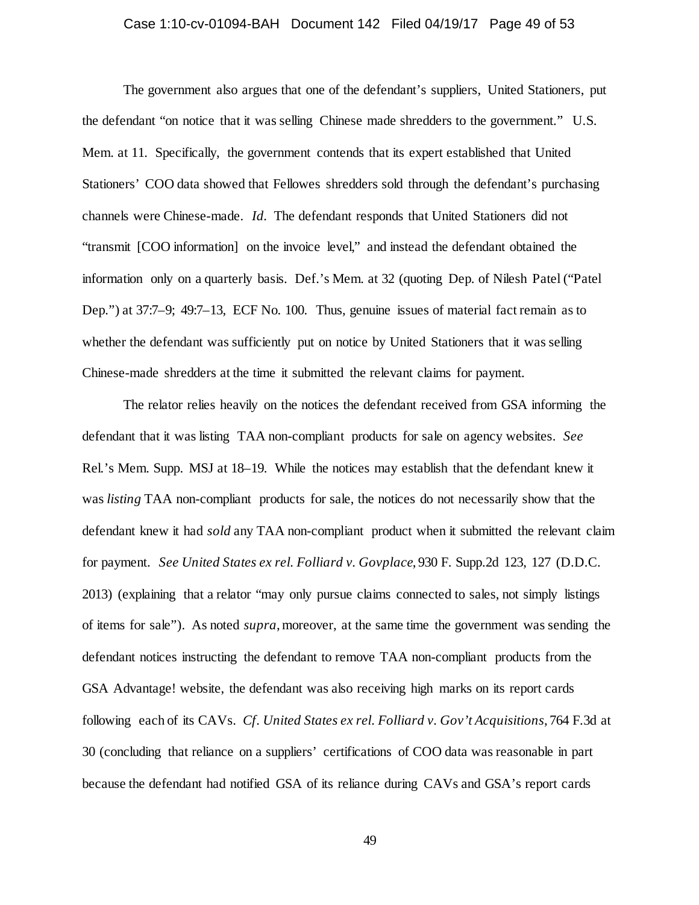The government also argues that one of the defendant's suppliers, United Stationers, put the defendant "on notice that it was selling Chinese made shredders to the government." U.S. Mem. at 11. Specifically, the government contends that its expert established that United Stationers' COO data showed that Fellowes shredders sold through the defendant's purchasing channels were Chinese-made. *Id*. The defendant responds that United Stationers did not "transmit [COO information] on the invoice level," and instead the defendant obtained the information only on a quarterly basis. Def.'s Mem. at 32 (quoting Dep. of Nilesh Patel ("Patel Dep.") at 37:7–9; 49:7–13, ECF No. 100. Thus, genuine issues of material fact remain as to whether the defendant was sufficiently put on notice by United Stationers that it was selling Chinese-made shredders at the time it submitted the relevant claims for payment.

The relator relies heavily on the notices the defendant received from GSA informing the defendant that it was listing TAA non-compliant products for sale on agency websites. *See* Rel.'s Mem. Supp. MSJ at 18–19. While the notices may establish that the defendant knew it was *listing* TAA non-compliant products for sale, the notices do not necessarily show that the defendant knew it had *sold* any TAA non-compliant product when it submitted the relevant claim for payment. *See United States ex rel. Folliard v. Govplace*, 930 F. Supp.2d 123, 127 (D.D.C. 2013) (explaining that a relator "may only pursue claims connected to sales, not simply listings of items for sale"). As noted *supra*, moreover, at the same time the government was sending the defendant notices instructing the defendant to remove TAA non-compliant products from the GSA Advantage! website, the defendant was also receiving high marks on its report cards following each of its CAVs. *Cf*. *United States ex rel. Folliard v. Gov't Acquisitions*, 764 F.3d at 30 (concluding that reliance on a suppliers' certifications of COO data was reasonable in part because the defendant had notified GSA of its reliance during CAVs and GSA's report cards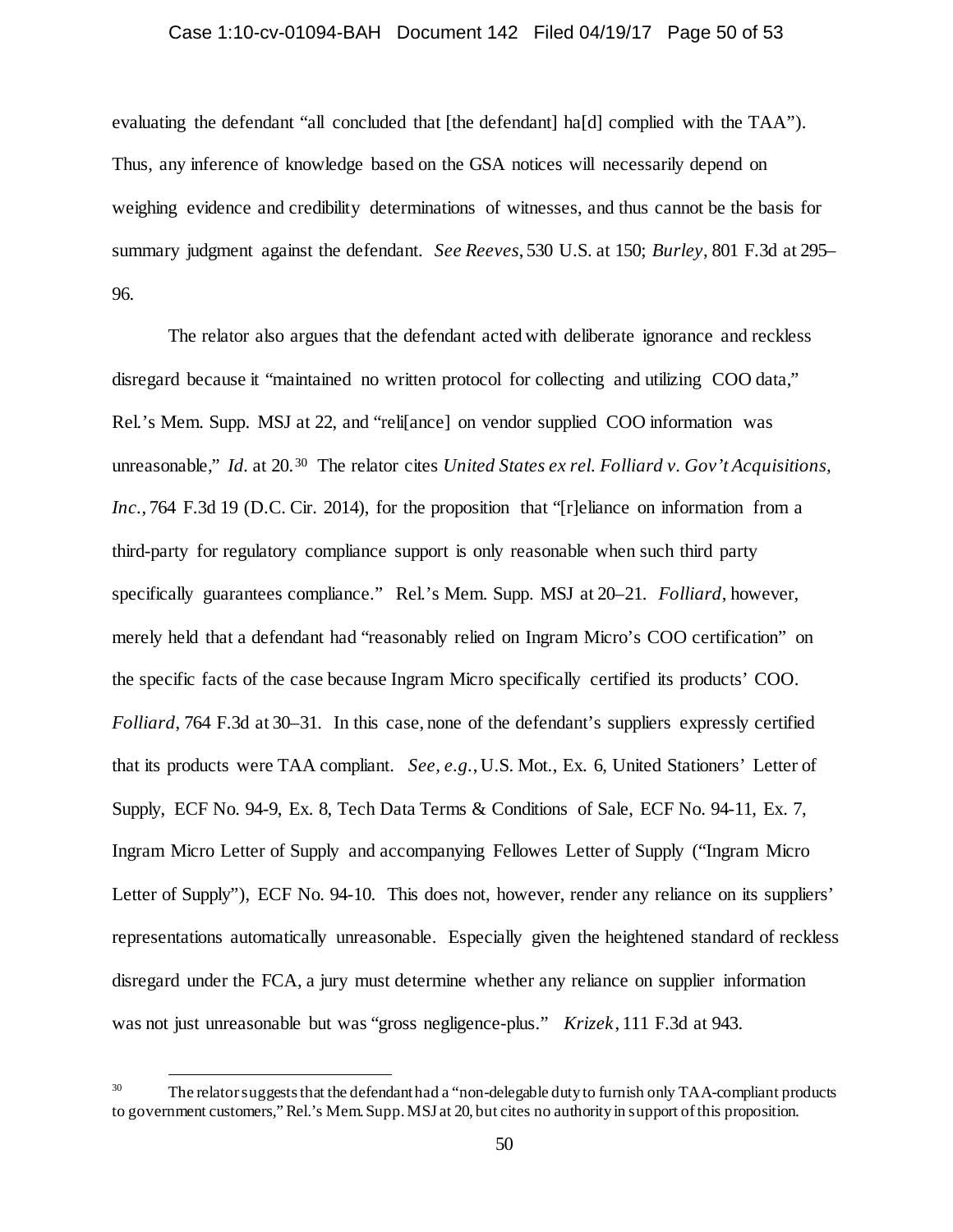evaluating the defendant "all concluded that [the defendant] ha[d] complied with the TAA"). Thus, any inference of knowledge based on the GSA notices will necessarily depend on weighing evidence and credibility determinations of witnesses, and thus cannot be the basis for summary judgment against the defendant. *See Reeves*, 530 U.S. at 150; *Burley*, 801 F.3d at 295–96.

The relator also argues that the defendant acted with deliberate ignorance and reckless disregard because it "maintained no written protocol for collecting and utilizing COO data," Rel.'s Mem. Supp. MSJ at 22, and "reli[ance] on vendor supplied COO information was unreasonable," *Id.* at 20.[30] The relator cites *United States ex rel. Folliard v. Gov't Acquisitions, Inc.*, 764 F.3d 19 (D.C. Cir. 2014), for the proposition that "[r]eliance on information from a third-party for regulatory compliance support is only reasonable when such third party specifically guarantees compliance." Rel.'s Mem. Supp. MSJ at 20–21. *Folliard*, however, merely held that a defendant had "reasonably relied on Ingram Micro's COO certification" on the specific facts of the case because Ingram Micro specifically certified its products' COO. *Folliard*, 764 F.3d at 30–31. In this case, none of the defendant's suppliers expressly certified that its products were TAA compliant. *See, e.g.*, U.S. Mot., Ex. 6, United Stationers' Letter of Supply, ECF No. 94-9, Ex. 8, Tech Data Terms & Conditions of Sale, ECF No. 94-11, Ex. 7, Ingram Micro Letter of Supply and accompanying Fellowes Letter of Supply ("Ingram Micro Letter of Supply"), ECF No. 94-10. This does not, however, render any reliance on its suppliers' representations automatically unreasonable. Especially given the heightened standard of reckless disregard under the FCA, a jury must determine whether any reliance on supplier information was not just unreasonable but was "gross negligence-plus." *Krizek*, 111 F.3d at 943.

---

[30] The relator suggests that the defendant had a "non-delegable duty to furnish only TAA-compliant products to government customers," Rel.'s Mem. Supp. MSJ at 20, but cites no authority in support of this proposition.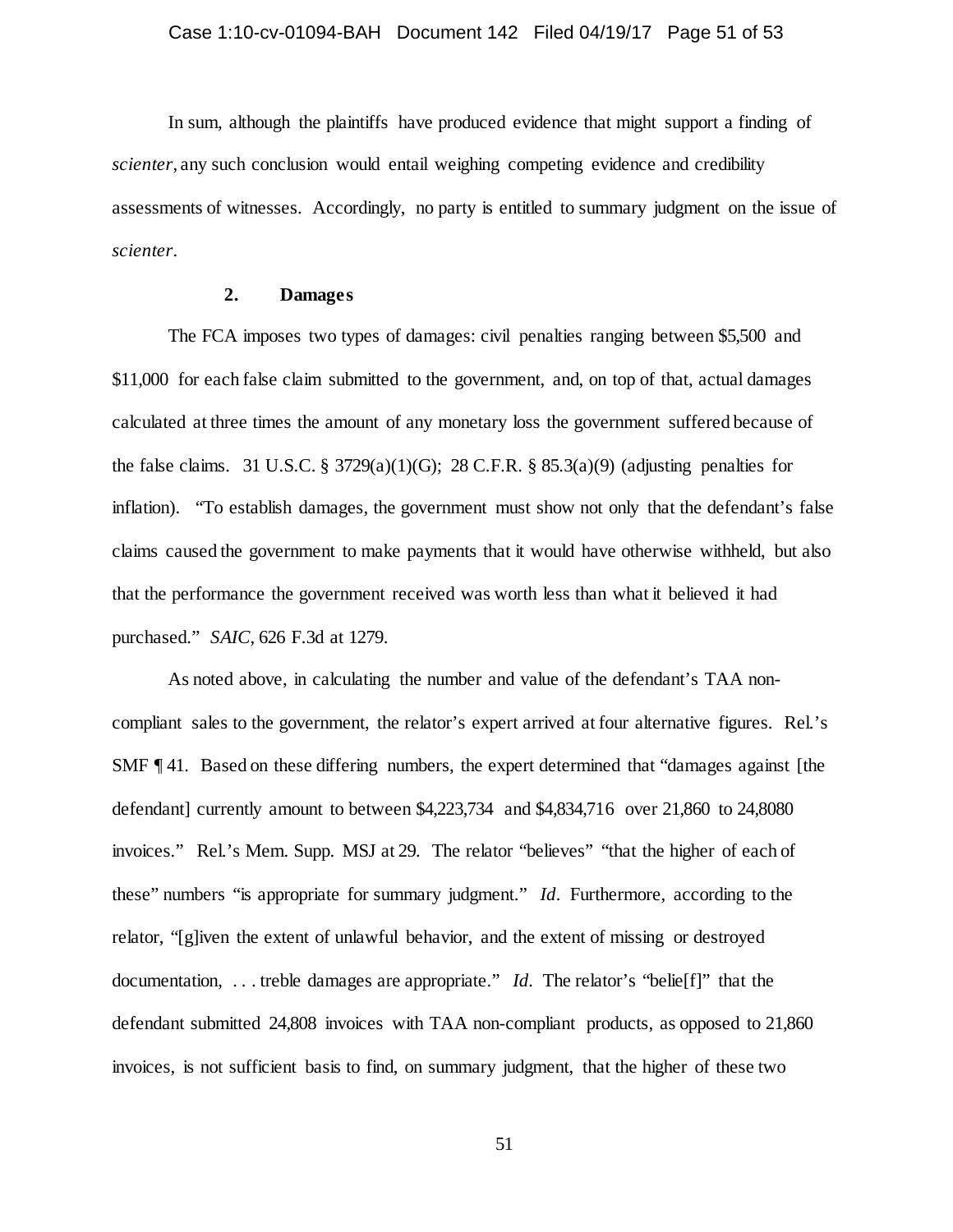In sum, although the plaintiffs have produced evidence that might support a finding of *scienter*, any such conclusion would entail weighing competing evidence and credibility assessments of witnesses. Accordingly, no party is entitled to summary judgment on the issue of *scienter*.

### 2. Damages

The FCA imposes two types of damages: civil penalties ranging between $5,500 and $11,000 for each false claim submitted to the government, and, on top of that, actual damages calculated at three times the amount of any monetary loss the government suffered because of the false claims. 31 U.S.C. § 3729(a)(1)(G); 28 C.F.R. § 85.3(a)(9) (adjusting penalties for inflation). "To establish damages, the government must show not only that the defendant's false claims caused the government to make payments that it would have otherwise withheld, but also that the performance the government received was worth less than what it believed it had purchased." *SAIC*, 626 F.3d at 1279.

As noted above, in calculating the number and value of the defendant's TAA non-compliant sales to the government, the relator's expert arrived at four alternative figures. Rel.'s SMF ¶ 41. Based on these differing numbers, the expert determined that "damages against [the defendant] currently amount to between $4,223,734 and $4,834,716 over 21,860 to 24,8080 invoices." Rel.'s Mem. Supp. MSJ at 29. The relator "believes" "that the higher of each of these" numbers "is appropriate for summary judgment." *Id*. Furthermore, according to the relator, "[g]iven the extent of unlawful behavior, and the extent of missing or destroyed documentation, . . . treble damages are appropriate." *Id*. The relator's "belie[f]" that the defendant submitted 24,808 invoices with TAA non-compliant products, as opposed to 21,860 invoices, is not sufficient basis to find, on summary judgment, that the higher of these two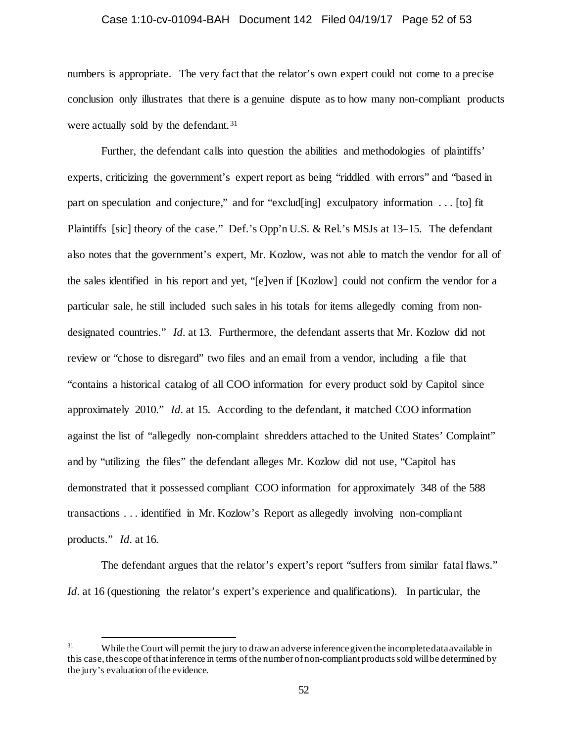numbers is appropriate. The very fact that the relator's own expert could not come to a precise conclusion only illustrates that there is a genuine dispute as to how many non-compliant products were actually sold by the defendant.[31]

Further, the defendant calls into question the abilities and methodologies of plaintiffs' experts, criticizing the government's expert report as being "riddled with errors" and "based in part on speculation and conjecture," and for "exclud[ing] exculpatory information . . . [to] fit Plaintiffs [sic] theory of the case." Def.'s Opp'n U.S. & Rel.'s MSJs at 13–15. The defendant also notes that the government's expert, Mr. Kozlow, was not able to match the vendor for all of the sales identified in his report and yet, "[e]ven if [Kozlow] could not confirm the vendor for a particular sale, he still included such sales in his totals for items allegedly coming from non-designated countries." *Id*. at 13. Furthermore, the defendant asserts that Mr. Kozlow did not review or "chose to disregard" two files and an email from a vendor, including a file that "contains a historical catalog of all COO information for every product sold by Capitol since approximately 2010." *Id*. at 15. According to the defendant, it matched COO information against the list of "allegedly non-complaint shredders attached to the United States' Complaint" and by "utilizing the files" the defendant alleges Mr. Kozlow did not use, "Capitol has demonstrated that it possessed compliant COO information for approximately 348 of the 588 transactions . . . identified in Mr. Kozlow's Report as allegedly involving non-compliant products." *Id*. at 16.

The defendant argues that the relator's expert's report "suffers from similar fatal flaws." *Id*. at 16 (questioning the relator's expert's experience and qualifications). In particular, the

---

[31] While the Court will permit the jury to draw an adverse inference given the incomplete data available in this case, the scope of that inference in terms of the number of non-compliant products sold will be determined by the jury's evaluation of the evidence.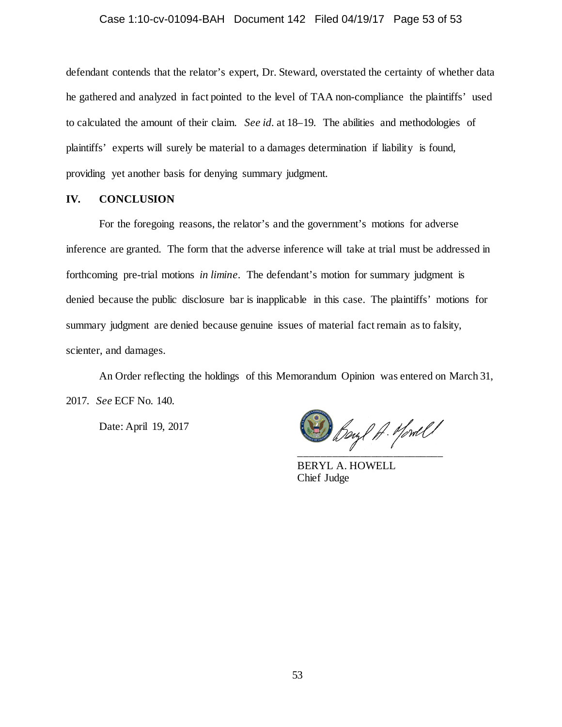defendant contends that the relator's expert, Dr. Steward, overstated the certainty of whether data he gathered and analyzed in fact pointed to the level of TAA non-compliance the plaintiffs' used to calculated the amount of their claim. *See id.* at 18–19. The abilities and methodologies of plaintiffs' experts will surely be material to a damages determination if liability is found, providing yet another basis for denying summary judgment.

## IV. CONCLUSION

For the foregoing reasons, the relator's and the government's motions for adverse inference are granted. The form that the adverse inference will take at trial must be addressed in forthcoming pre-trial motions *in limine*. The defendant's motion for summary judgment is denied because the public disclosure bar is inapplicable in this case. The plaintiffs' motions for summary judgment are denied because genuine issues of material fact remain as to falsity, scienter, and damages.

An Order reflecting the holdings of this Memorandum Opinion was entered on March 31, 2017. *See* ECF No. 140.

Date: April 19, 2017

BERYL A. HOWELL
Chief Judge